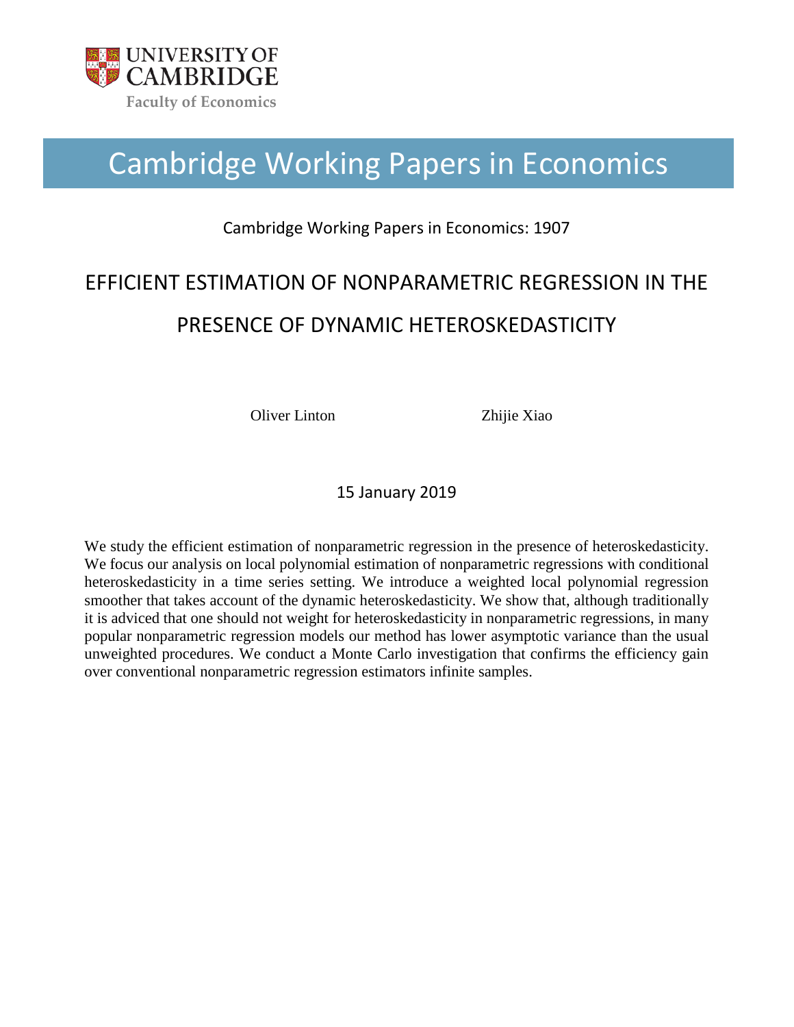UNIVERSITY OF CAMBRIDGE

Faculty of Economics

# Cambridge Working Papers in Economics

Cambridge Working Papers in Economics: 1907

## EFFICIENT ESTIMATION OF NONPARAMETRIC REGRESSION IN THE PRESENCE OF DYNAMIC HETEROSKEDASTICITY

Oliver Linton　　　　Zhijie Xiao

15 January 2019

We study the efficient estimation of nonparametric regression in the presence of heteroskedasticity. We focus our analysis on local polynomial estimation of nonparametric regressions with conditional heteroskedasticity in a time series setting. We introduce a weighted local polynomial regression smoother that takes account of the dynamic heteroskedasticity. We show that, although traditionally it is adviced that one should not weight for heteroskedasticity in nonparametric regressions, in many popular nonparametric regression models our method has lower asymptotic variance than the usual unweighted procedures. We conduct a Monte Carlo investigation that confirms the efficiency gain over conventional nonparametric regression estimators infinite samples.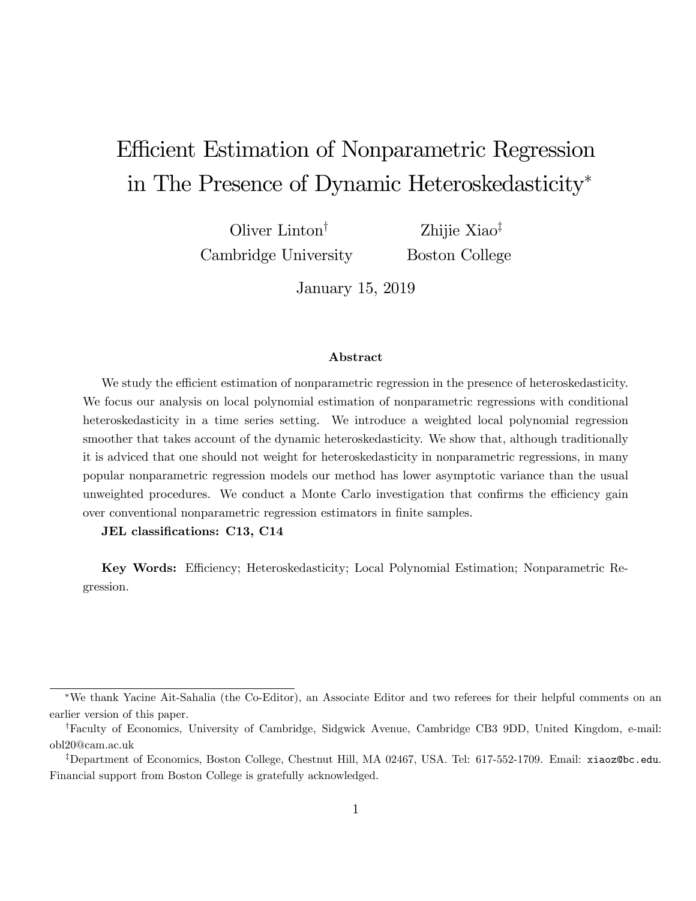# Efficient Estimation of Nonparametric Regression in The Presence of Dynamic Heteroskedasticity*

Oliver Linton†  
Cambridge University

Zhijie Xiao‡  
Boston College

January 15, 2019

### Abstract

We study the efficient estimation of nonparametric regression in the presence of heteroskedasticity. We focus our analysis on local polynomial estimation of nonparametric regressions with conditional heteroskedasticity in a time series setting. We introduce a weighted local polynomial regression smoother that takes account of the dynamic heteroskedasticity. We show that, although traditionally it is adviced that one should not weight for heteroskedasticity in nonparametric regressions, in many popular nonparametric regression models our method has lower asymptotic variance than the usual unweighted procedures. We conduct a Monte Carlo investigation that confirms the efficiency gain over conventional nonparametric regression estimators in finite samples.

**JEL classifications: C13, C14**

**Key Words:** Efficiency; Heteroskedasticity; Local Polynomial Estimation; Nonparametric Regression.

---

*We thank Yacine Ait-Sahalia (the Co-Editor), an Associate Editor and two referees for their helpful comments on an earlier version of this paper.

†Faculty of Economics, University of Cambridge, Sidgwick Avenue, Cambridge CB3 9DD, United Kingdom, e-mail: obl20@cam.ac.uk

‡Department of Economics, Boston College, Chestnut Hill, MA 02467, USA. Tel: 617-552-1709. Email: xiaoz@bc.edu. Financial support from Boston College is gratefully acknowledged.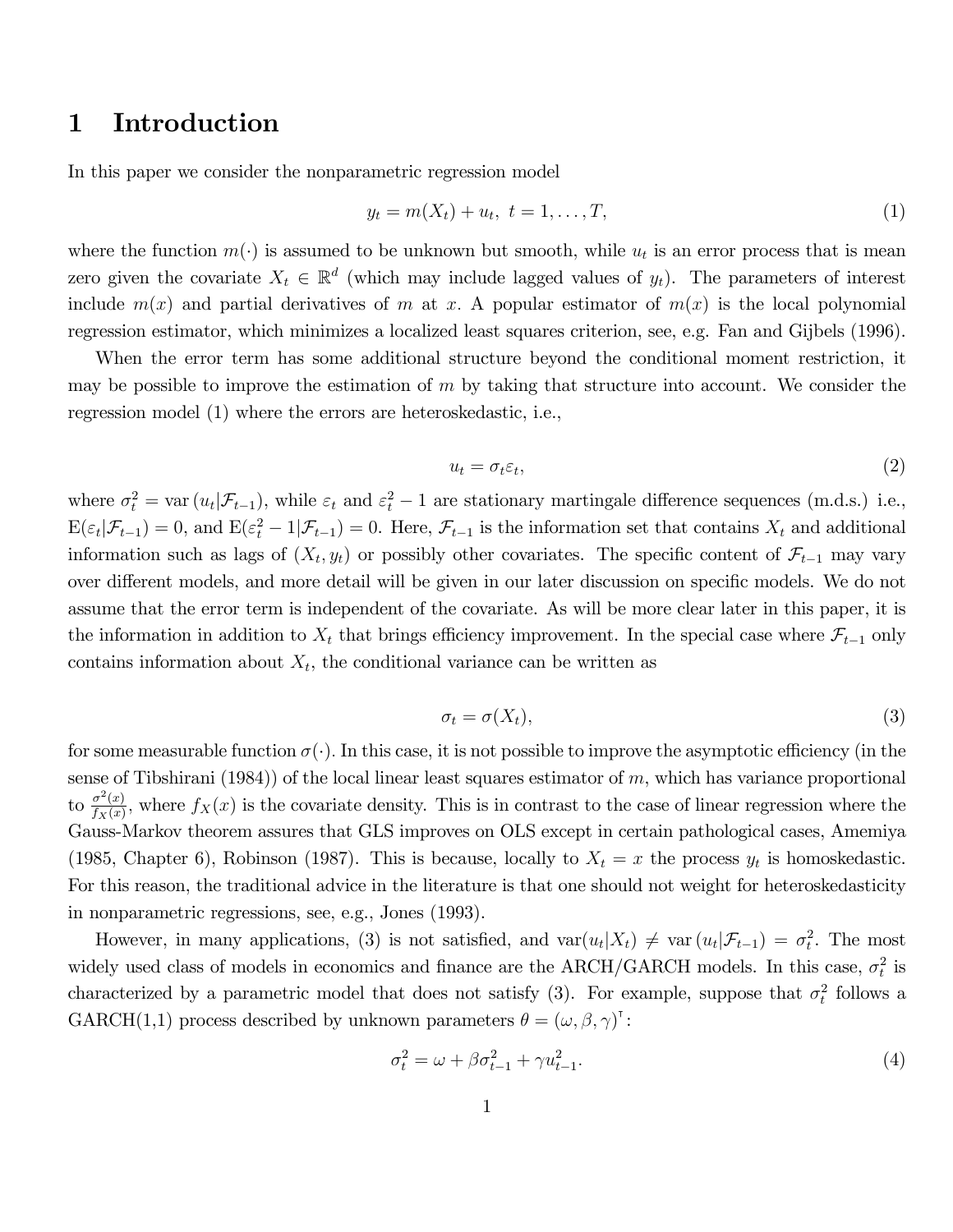# 1 Introduction

In this paper we consider the nonparametric regression model

$$y_t = m(X_t) + u_t, \; t = 1, \ldots, T, \tag{1}$$

where the function $m(\cdot)$ is assumed to be unknown but smooth, while $u_t$ is an error process that is mean zero given the covariate $X_t \in \mathbb{R}^d$ (which may include lagged values of $y_t$). The parameters of interest include $m(x)$ and partial derivatives of $m$ at $x$. A popular estimator of $m(x)$ is the local polynomial regression estimator, which minimizes a localized least squares criterion, see, e.g. Fan and Gijbels (1996).

When the error term has some additional structure beyond the conditional moment restriction, it may be possible to improve the estimation of $m$ by taking that structure into account. We consider the regression model (1) where the errors are heteroskedastic, i.e.,

$$u_t = \sigma_t \varepsilon_t, \tag{2}$$

where $\sigma_t^2 = \text{var}(u_t|\mathcal{F}_{t-1})$, while $\varepsilon_t$ and $\varepsilon_t^2 - 1$ are stationary martingale difference sequences (m.d.s.) i.e., $\text{E}(\varepsilon_t|\mathcal{F}_{t-1}) = 0$, and $\text{E}(\varepsilon_t^2 - 1|\mathcal{F}_{t-1}) = 0$. Here, $\mathcal{F}_{t-1}$ is the information set that contains $X_t$ and additional information such as lags of $(X_t, y_t)$ or possibly other covariates. The specific content of $\mathcal{F}_{t-1}$ may vary over different models, and more detail will be given in our later discussion on specific models. We do not assume that the error term is independent of the covariate. As will be more clear later in this paper, it is the information in addition to $X_t$ that brings efficiency improvement. In the special case where $\mathcal{F}_{t-1}$ only contains information about $X_t$, the conditional variance can be written as

$$\sigma_t = \sigma(X_t), \tag{3}$$

for some measurable function $\sigma(\cdot)$. In this case, it is not possible to improve the asymptotic efficiency (in the sense of Tibshirani (1984)) of the local linear least squares estimator of $m$, which has variance proportional to $\frac{\sigma^2(x)}{f_X(x)}$, where $f_X(x)$ is the covariate density. This is in contrast to the case of linear regression where the Gauss-Markov theorem assures that GLS improves on OLS except in certain pathological cases, Amemiya (1985, Chapter 6), Robinson (1987). This is because, locally to $X_t = x$ the process $y_t$ is homoskedastic. For this reason, the traditional advice in the literature is that one should not weight for heteroskedasticity in nonparametric regressions, see, e.g., Jones (1993).

However, in many applications, (3) is not satisfied, and $\text{var}(u_t|X_t) \neq \text{var}(u_t|\mathcal{F}_{t-1}) = \sigma_t^2$. The most widely used class of models in economics and finance are the ARCH/GARCH models. In this case, $\sigma_t^2$ is characterized by a parametric model that does not satisfy (3). For example, suppose that $\sigma_t^2$ follows a GARCH(1,1) process described by unknown parameters $\theta = (\omega, \beta, \gamma)^\intercal$:

$$\sigma_t^2 = \omega + \beta\sigma_{t-1}^2 + \gamma u_{t-1}^2. \tag{4}$$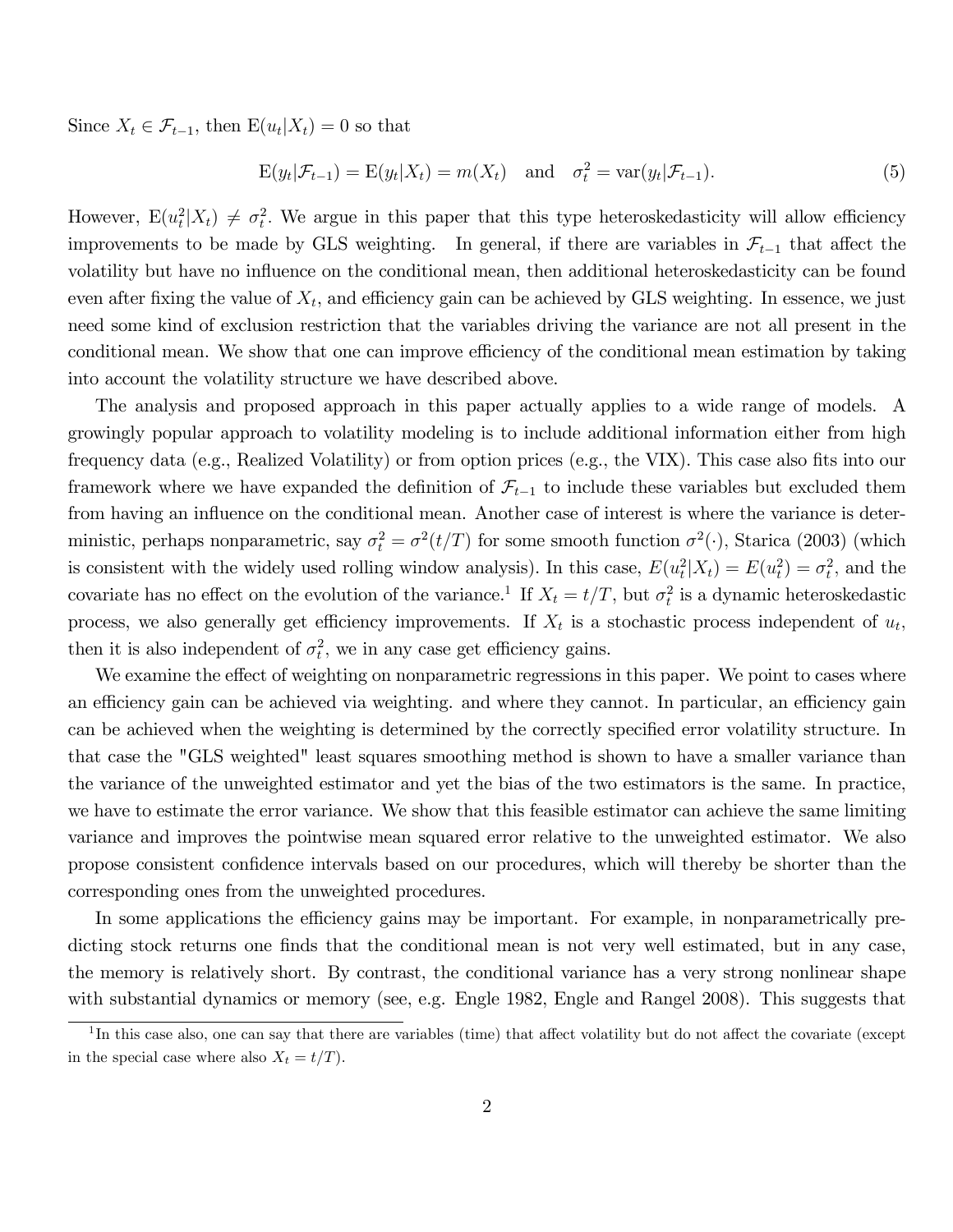Since $X_t \in \mathcal{F}_{t-1}$, then $\mathrm{E}(u_t|X_t) = 0$ so that

$$\mathrm{E}(y_t|\mathcal{F}_{t-1}) = \mathrm{E}(y_t|X_t) = m(X_t) \quad \text{and} \quad \sigma_t^2 = \mathrm{var}(y_t|\mathcal{F}_{t-1}). \tag{5}$$

However, $\mathrm{E}(u_t^2|X_t) \neq \sigma_t^2$. We argue in this paper that this type heteroskedasticity will allow efficiency improvements to be made by GLS weighting. In general, if there are variables in $\mathcal{F}_{t-1}$ that affect the volatility but have no influence on the conditional mean, then additional heteroskedasticity can be found even after fixing the value of $X_t$, and efficiency gain can be achieved by GLS weighting. In essence, we just need some kind of exclusion restriction that the variables driving the variance are not all present in the conditional mean. We show that one can improve efficiency of the conditional mean estimation by taking into account the volatility structure we have described above.

The analysis and proposed approach in this paper actually applies to a wide range of models. A growingly popular approach to volatility modeling is to include additional information either from high frequency data (e.g., Realized Volatility) or from option prices (e.g., the VIX). This case also fits into our framework where we have expanded the definition of $\mathcal{F}_{t-1}$ to include these variables but excluded them from having an influence on the conditional mean. Another case of interest is where the variance is deterministic, perhaps nonparametric, say $\sigma_t^2 = \sigma^2(t/T)$ for some smooth function $\sigma^2(\cdot)$, Starica (2003) (which is consistent with the widely used rolling window analysis). In this case, $E(u_t^2|X_t) = E(u_t^2) = \sigma_t^2$, and the covariate has no effect on the evolution of the variance.[1] If $X_t = t/T$, but $\sigma_t^2$ is a dynamic heteroskedastic process, we also generally get efficiency improvements. If $X_t$ is a stochastic process independent of $u_t$, then it is also independent of $\sigma_t^2$, we in any case get efficiency gains.

We examine the effect of weighting on nonparametric regressions in this paper. We point to cases where an efficiency gain can be achieved via weighting. and where they cannot. In particular, an efficiency gain can be achieved when the weighting is determined by the correctly specified error volatility structure. In that case the "GLS weighted" least squares smoothing method is shown to have a smaller variance than the variance of the unweighted estimator and yet the bias of the two estimators is the same. In practice, we have to estimate the error variance. We show that this feasible estimator can achieve the same limiting variance and improves the pointwise mean squared error relative to the unweighted estimator. We also propose consistent confidence intervals based on our procedures, which will thereby be shorter than the corresponding ones from the unweighted procedures.

In some applications the efficiency gains may be important. For example, in nonparametrically predicting stock returns one finds that the conditional mean is not very well estimated, but in any case, the memory is relatively short. By contrast, the conditional variance has a very strong nonlinear shape with substantial dynamics or memory (see, e.g. Engle 1982, Engle and Rangel 2008). This suggests that

[1] In this case also, one can say that there are variables (time) that affect volatility but do not affect the covariate (except in the special case where also $X_t = t/T$).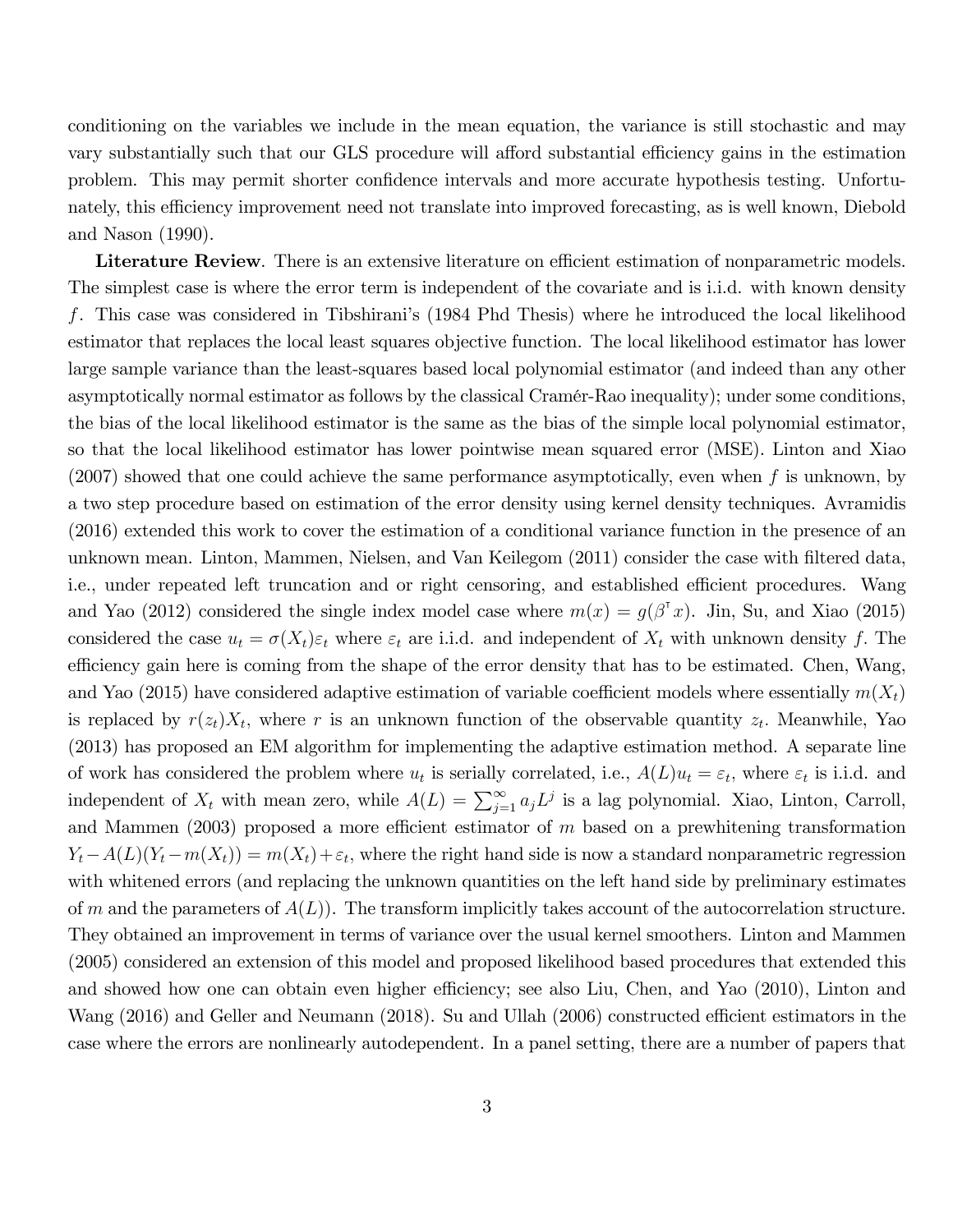conditioning on the variables we include in the mean equation, the variance is still stochastic and may vary substantially such that our GLS procedure will afford substantial efficiency gains in the estimation problem. This may permit shorter confidence intervals and more accurate hypothesis testing. Unfortunately, this efficiency improvement need not translate into improved forecasting, as is well known, Diebold and Nason (1990).

**Literature Review**. There is an extensive literature on efficient estimation of nonparametric models. The simplest case is where the error term is independent of the covariate and is i.i.d. with known density $f$. This case was considered in Tibshirani's (1984 Phd Thesis) where he introduced the local likelihood estimator that replaces the local least squares objective function. The local likelihood estimator has lower large sample variance than the least-squares based local polynomial estimator (and indeed than any other asymptotically normal estimator as follows by the classical Cramér-Rao inequality); under some conditions, the bias of the local likelihood estimator is the same as the bias of the simple local polynomial estimator, so that the local likelihood estimator has lower pointwise mean squared error (MSE). Linton and Xiao (2007) showed that one could achieve the same performance asymptotically, even when $f$ is unknown, by a two step procedure based on estimation of the error density using kernel density techniques. Avramidis (2016) extended this work to cover the estimation of a conditional variance function in the presence of an unknown mean. Linton, Mammen, Nielsen, and Van Keilegom (2011) consider the case with filtered data, i.e., under repeated left truncation and or right censoring, and established efficient procedures. Wang and Yao (2012) considered the single index model case where $m(x) = g(\beta^{\intercal} x)$. Jin, Su, and Xiao (2015) considered the case $u_t = \sigma(X_t)\varepsilon_t$ where $\varepsilon_t$ are i.i.d. and independent of $X_t$ with unknown density $f$. The efficiency gain here is coming from the shape of the error density that has to be estimated. Chen, Wang, and Yao (2015) have considered adaptive estimation of variable coefficient models where essentially $m(X_t)$ is replaced by $r(z_t)X_t$, where $r$ is an unknown function of the observable quantity $z_t$. Meanwhile, Yao (2013) has proposed an EM algorithm for implementing the adaptive estimation method. A separate line of work has considered the problem where $u_t$ is serially correlated, i.e., $A(L)u_t = \varepsilon_t$, where $\varepsilon_t$ is i.i.d. and independent of $X_t$ with mean zero, while $A(L) = \sum_{j=1}^{\infty} a_j L^j$ is a lag polynomial. Xiao, Linton, Carroll, and Mammen (2003) proposed a more efficient estimator of $m$ based on a prewhitening transformation $Y_t - A(L)(Y_t - m(X_t)) = m(X_t) + \varepsilon_t$, where the right hand side is now a standard nonparametric regression with whitened errors (and replacing the unknown quantities on the left hand side by preliminary estimates of $m$ and the parameters of $A(L)$). The transform implicitly takes account of the autocorrelation structure. They obtained an improvement in terms of variance over the usual kernel smoothers. Linton and Mammen (2005) considered an extension of this model and proposed likelihood based procedures that extended this and showed how one can obtain even higher efficiency; see also Liu, Chen, and Yao (2010), Linton and Wang (2016) and Geller and Neumann (2018). Su and Ullah (2006) constructed efficient estimators in the case where the errors are nonlinearly autodependent. In a panel setting, there are a number of papers that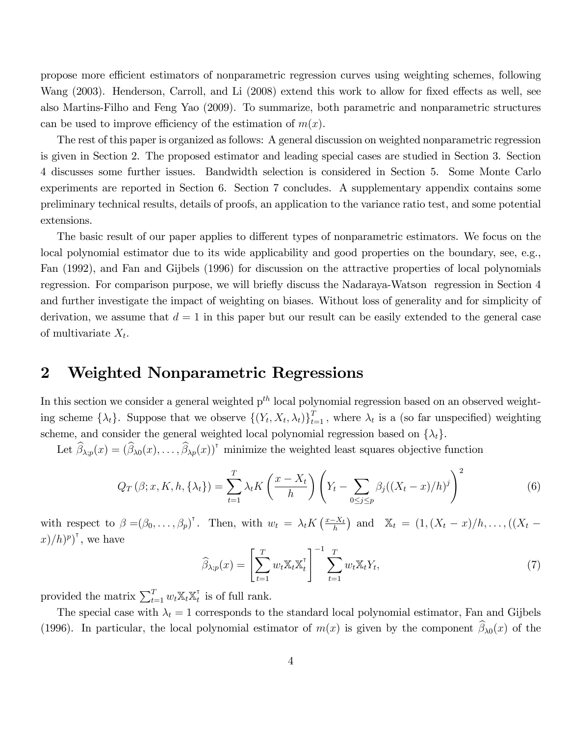propose more efficient estimators of nonparametric regression curves using weighting schemes, following Wang (2003). Henderson, Carroll, and Li (2008) extend this work to allow for fixed effects as well, see also Martins-Filho and Feng Yao (2009). To summarize, both parametric and nonparametric structures can be used to improve efficiency of the estimation of $m(x)$.

The rest of this paper is organized as follows: A general discussion on weighted nonparametric regression is given in Section 2. The proposed estimator and leading special cases are studied in Section 3. Section 4 discusses some further issues. Bandwidth selection is considered in Section 5. Some Monte Carlo experiments are reported in Section 6. Section 7 concludes. A supplementary appendix contains some preliminary technical results, details of proofs, an application to the variance ratio test, and some potential extensions.

The basic result of our paper applies to different types of nonparametric estimators. We focus on the local polynomial estimator due to its wide applicability and good properties on the boundary, see, e.g., Fan (1992), and Fan and Gijbels (1996) for discussion on the attractive properties of local polynomials regression. For comparison purpose, we will briefly discuss the Nadaraya-Watson regression in Section 4 and further investigate the impact of weighting on biases. Without loss of generality and for simplicity of derivation, we assume that $d = 1$ in this paper but our result can be easily extended to the general case of multivariate $X_t$.

## 2 Weighted Nonparametric Regressions

In this section we consider a general weighted $p^{th}$ local polynomial regression based on an observed weighting scheme $\{\lambda_t\}$. Suppose that we observe $\{(Y_t, X_t, \lambda_t)\}_{t=1}^T$, where $\lambda_t$ is a (so far unspecified) weighting scheme, and consider the general weighted local polynomial regression based on $\{\lambda_t\}$.

Let $\widehat{\beta}_{\lambda;p}(x) = (\widehat{\beta}_{\lambda 0}(x), \ldots, \widehat{\beta}_{\lambda p}(x))^\intercal$ minimize the weighted least squares objective function

$$Q_T(\beta; x, K, h, \{\lambda_t\}) = \sum_{t=1}^T \lambda_t K\left(\frac{x - X_t}{h}\right)\left(Y_t - \sum_{0 \le j \le p} \beta_j((X_t - x)/h)^j\right)^2 \tag{6}$$

with respect to $\beta = (\beta_0, \ldots, \beta_p)^\intercal$. Then, with $w_t = \lambda_t K\left(\frac{x - X_t}{h}\right)$ and $\mathbb{X}_t = (1, (X_t - x)/h, \ldots, ((X_t - x)/h)^p)^\intercal$, we have

$$\widehat{\beta}_{\lambda;p}(x) = \left[\sum_{t=1}^T w_t \mathbb{X}_t \mathbb{X}_t^\intercal\right]^{-1} \sum_{t=1}^T w_t \mathbb{X}_t Y_t, \tag{7}$$

provided the matrix $\sum_{t=1}^T w_t \mathbb{X}_t \mathbb{X}_t^\intercal$ is of full rank.

The special case with $\lambda_t = 1$ corresponds to the standard local polynomial estimator, Fan and Gijbels (1996). In particular, the local polynomial estimator of $m(x)$ is given by the component $\widehat{\beta}_{\lambda 0}(x)$ of the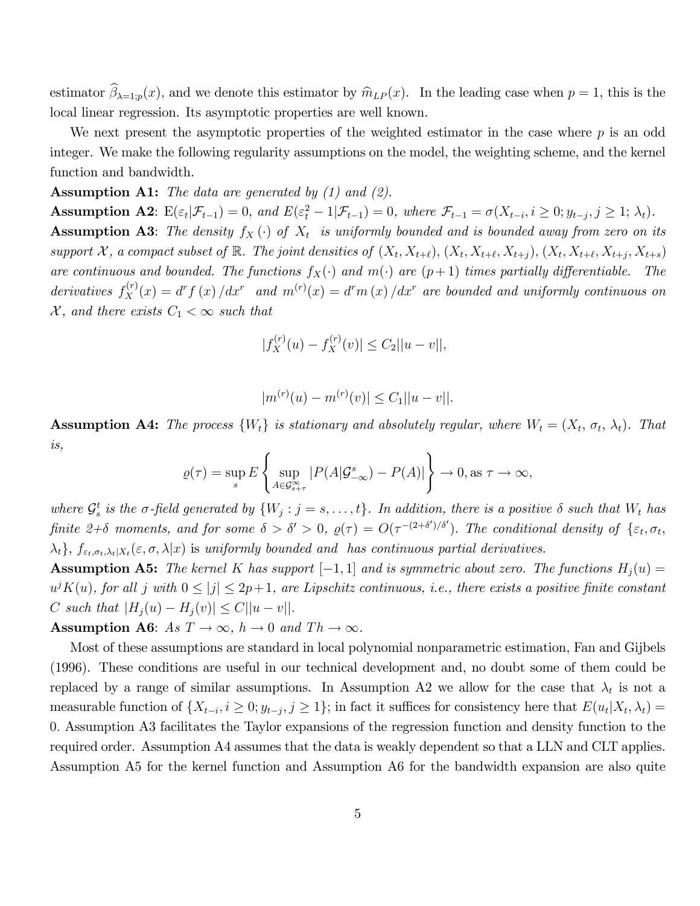estimator $\widehat{\beta}_{\lambda=1;p}(x)$, and we denote this estimator by $\widehat{m}_{LP}(x)$. In the leading case when $p = 1$, this is the local linear regression. Its asymptotic properties are well known.

We next present the asymptotic properties of the weighted estimator in the case where $p$ is an odd integer. We make the following regularity assumptions on the model, the weighting scheme, and the kernel function and bandwidth.

**Assumption A1:** *The data are generated by (1) and (2).*

**Assumption A2**: $\mathrm{E}(\varepsilon_t|\mathcal{F}_{t-1}) = 0$*, and* $E(\varepsilon_t^2 - 1|\mathcal{F}_{t-1}) = 0$*, where* $\mathcal{F}_{t-1} = \sigma(X_{t-i}, i \geq 0; y_{t-j}, j \geq 1; \lambda_t)$*.*

**Assumption A3**: *The density* $f_X(\cdot)$ *of* $X_t$ *is uniformly bounded and is bounded away from zero on its support* $\mathcal{X}$*, a compact subset of* $\mathbb{R}$*. The joint densities of* $(X_t, X_{t+\ell})$*,* $(X_t, X_{t+\ell}, X_{t+j})$*,* $(X_t, X_{t+\ell}, X_{t+j}, X_{t+s})$ *are continuous and bounded. The functions* $f_X(\cdot)$ *and* $m(\cdot)$ *are* $(p+1)$ *times partially differentiable. The derivatives* $f_X^{(r)}(x) = d^r f(x)/dx^r$ *and* $m^{(r)}(x) = d^r m(x)/dx^r$ *are bounded and uniformly continuous on* $\mathcal{X}$*, and there exists* $C_1 < \infty$ *such that*

$$|f_X^{(r)}(u) - f_X^{(r)}(v)| \leq C_2||u - v||,$$

$$|m^{(r)}(u) - m^{(r)}(v)| \leq C_1||u - v||.$$

**Assumption A4:** *The process* $\{W_t\}$ *is stationary and absolutely regular, where* $W_t = (X_t, \sigma_t, \lambda_t)$*. That is,*

$$\varrho(\tau) = \sup_s E\left\{\sup_{A \in \mathcal{G}_{s+\tau}^{\infty}} |P(A|\mathcal{G}_{-\infty}^{s}) - P(A)|\right\} \to 0, \text{as } \tau \to \infty,$$

*where* $\mathcal{G}_s^t$ *is the* $\sigma$*-field generated by* $\{W_j : j = s, \ldots, t\}$*. In addition, there is a positive* $\delta$ *such that* $W_t$ *has finite 2+*$\delta$ *moments, and for some* $\delta > \delta' > 0$*,* $\varrho(\tau) = O(\tau^{-(2+\delta')/\delta'})$*. The conditional density of* $\{\varepsilon_t, \sigma_t, \lambda_t\}$*,* $f_{\varepsilon_t,\sigma_t,\lambda_t|X_t}(\varepsilon, \sigma, \lambda|x)$ *is uniformly bounded and has continuous partial derivatives.*

**Assumption A5:** *The kernel* $K$ *has support* $[-1, 1]$ *and is symmetric about zero. The functions* $H_j(u) = u^j K(u)$*, for all* $j$ *with* $0 \leq |j| \leq 2p+1$*, are Lipschitz continuous, i.e., there exists a positive finite constant* $C$ *such that* $|H_j(u) - H_j(v)| \leq C||u - v||$*.*

**Assumption A6**: *As* $T \to \infty$*,* $h \to 0$ *and* $Th \to \infty$*.*

Most of these assumptions are standard in local polynomial nonparametric estimation, Fan and Gijbels (1996). These conditions are useful in our technical development and, no doubt some of them could be replaced by a range of similar assumptions. In Assumption A2 we allow for the case that $\lambda_t$ is not a measurable function of $\{X_{t-i}, i \geq 0; y_{t-j}, j \geq 1\}$; in fact it suffices for consistency here that $E(u_t|X_t, \lambda_t) = 0$. Assumption A3 facilitates the Taylor expansions of the regression function and density function to the required order. Assumption A4 assumes that the data is weakly dependent so that a LLN and CLT applies. Assumption A5 for the kernel function and Assumption A6 for the bandwidth expansion are also quite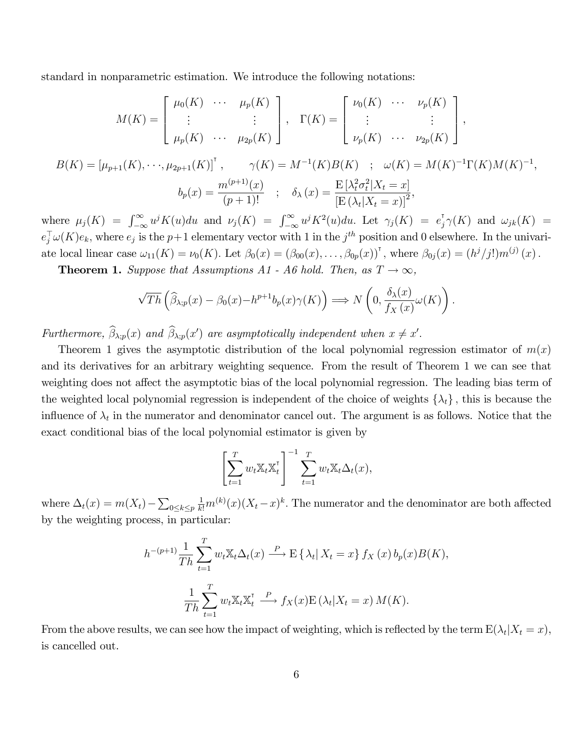standard in nonparametric estimation. We introduce the following notations:

$$M(K) = \begin{bmatrix} \mu_0(K) & \cdots & \mu_p(K) \\ \vdots & & \vdots \\ \mu_p(K) & \cdots & \mu_{2p}(K) \end{bmatrix}, \quad \Gamma(K) = \begin{bmatrix} \nu_0(K) & \cdots & \nu_p(K) \\ \vdots & & \vdots \\ \nu_p(K) & \cdots & \nu_{2p}(K) \end{bmatrix},$$

$$B(K) = [\mu_{p+1}(K), \cdots, \mu_{2p+1}(K)]^{\intercal}, \qquad \gamma(K) = M^{-1}(K)B(K) \quad ; \quad \omega(K) = M(K)^{-1}\Gamma(K)M(K)^{-1},$$

$$b_p(x) = \frac{m^{(p+1)}(x)}{(p+1)!} \quad ; \quad \delta_\lambda(x) = \frac{\mathrm{E}\left[\lambda_t^2 \sigma_t^2 | X_t = x\right]}{\left[\mathrm{E}\left(\lambda_t | X_t = x\right)\right]^2},$$

where $\mu_j(K) = \int_{-\infty}^{\infty} u^j K(u)du$ and $\nu_j(K) = \int_{-\infty}^{\infty} u^j K^2(u)du$. Let $\gamma_j(K) = e_j^{\intercal}\gamma(K)$ and $\omega_{jk}(K) = e_j^{\top}\omega(K)e_k$, where $e_j$ is the $p+1$ elementary vector with 1 in the $j^{th}$ position and 0 elsewhere. In the univariate local linear case $\omega_{11}(K) = \nu_0(K)$. Let $\beta_0(x) = (\beta_{00}(x), \ldots, \beta_{0p}(x))^{\intercal}$, where $\beta_{0j}(x) = (h^j/j!)m^{(j)}(x)$.

**Theorem 1.** *Suppose that Assumptions A1 - A6 hold. Then, as $T \to \infty$,*

$$\sqrt{Th}\left(\widehat{\beta}_{\lambda;p}(x) - \beta_0(x) - h^{p+1}b_p(x)\gamma(K)\right) \Longrightarrow N\left(0, \frac{\delta_\lambda(x)}{f_X(x)}\omega(K)\right).$$

*Furthermore, $\widehat{\beta}_{\lambda;p}(x)$ and $\widehat{\beta}_{\lambda;p}(x')$ are asymptotically independent when $x \neq x'$.*

Theorem 1 gives the asymptotic distribution of the local polynomial regression estimator of $m(x)$ and its derivatives for an arbitrary weighting sequence. From the result of Theorem 1 we can see that weighting does not affect the asymptotic bias of the local polynomial regression. The leading bias term of the weighted local polynomial regression is independent of the choice of weights $\{\lambda_t\}$, this is because the influence of $\lambda_t$ in the numerator and denominator cancel out. The argument is as follows. Notice that the exact conditional bias of the local polynomial estimator is given by

$$\left[\sum_{t=1}^{T} w_t \mathbb{X}_t \mathbb{X}_t^{\intercal}\right]^{-1} \sum_{t=1}^{T} w_t \mathbb{X}_t \Delta_t(x),$$

where $\Delta_t(x) = m(X_t) - \sum_{0 \leq k \leq p} \frac{1}{k!} m^{(k)}(x)(X_t - x)^k$. The numerator and the denominator are both affected by the weighting process, in particular:

$$h^{-(p+1)}\frac{1}{Th}\sum_{t=1}^{T} w_t \mathbb{X}_t \Delta_t(x) \xrightarrow{P} \mathrm{E}\left\{\lambda_t | X_t = x\right\} f_X(x)\, b_p(x) B(K),$$

$$\frac{1}{Th}\sum_{t=1}^{T} w_t \mathbb{X}_t \mathbb{X}_t^{\intercal} \xrightarrow{P} f_X(x)\mathrm{E}\left(\lambda_t | X_t = x\right) M(K).$$

From the above results, we can see how the impact of weighting, which is reflected by the term $\mathrm{E}(\lambda_t | X_t = x)$, is cancelled out.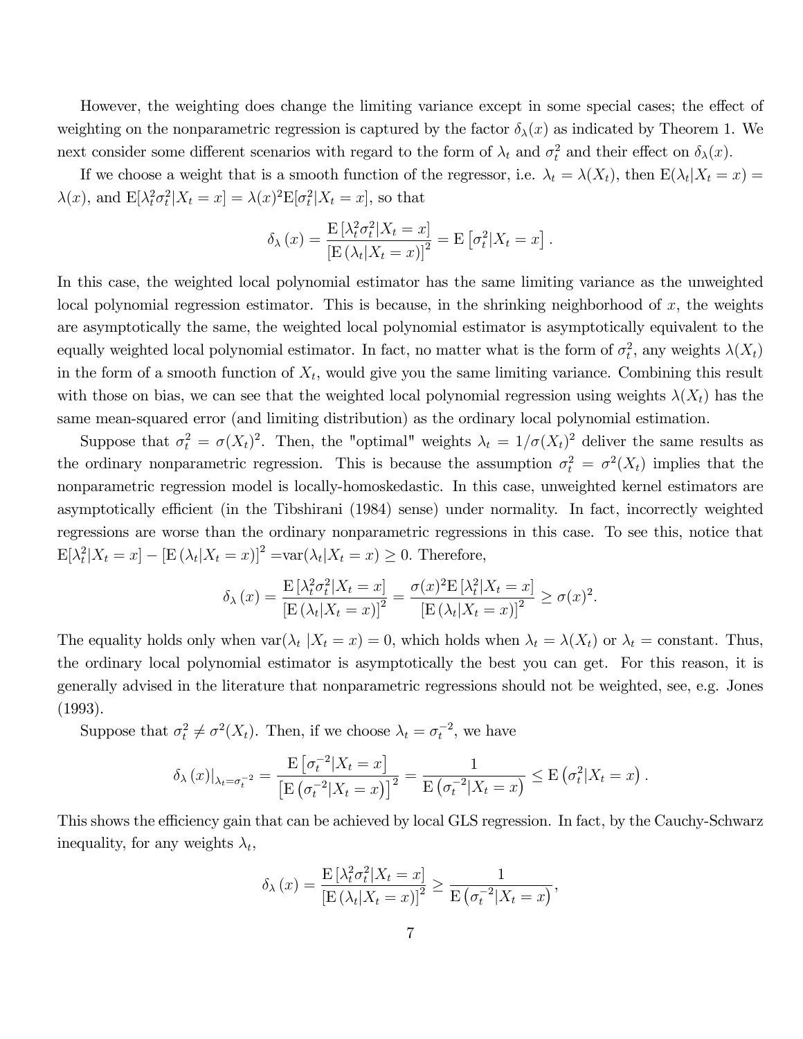However, the weighting does change the limiting variance except in some special cases; the effect of weighting on the nonparametric regression is captured by the factor $\delta_\lambda(x)$ as indicated by Theorem 1. We next consider some different scenarios with regard to the form of $\lambda_t$ and $\sigma_t^2$ and their effect on $\delta_\lambda(x)$.

If we choose a weight that is a smooth function of the regressor, i.e. $\lambda_t = \lambda(X_t)$, then $\mathrm{E}(\lambda_t|X_t = x) = \lambda(x)$, and $\mathrm{E}[\lambda_t^2\sigma_t^2|X_t = x] = \lambda(x)^2\mathrm{E}[\sigma_t^2|X_t = x]$, so that

$$\delta_\lambda(x) = \frac{\mathrm{E}\left[\lambda_t^2\sigma_t^2|X_t = x\right]}{\left[\mathrm{E}\left(\lambda_t|X_t = x\right)\right]^2} = \mathrm{E}\left[\sigma_t^2|X_t = x\right].$$

In this case, the weighted local polynomial estimator has the same limiting variance as the unweighted local polynomial regression estimator. This is because, in the shrinking neighborhood of $x$, the weights are asymptotically the same, the weighted local polynomial estimator is asymptotically equivalent to the equally weighted local polynomial estimator. In fact, no matter what is the form of $\sigma_t^2$, any weights $\lambda(X_t)$ in the form of a smooth function of $X_t$, would give you the same limiting variance. Combining this result with those on bias, we can see that the weighted local polynomial regression using weights $\lambda(X_t)$ has the same mean-squared error (and limiting distribution) as the ordinary local polynomial estimation.

Suppose that $\sigma_t^2 = \sigma(X_t)^2$. Then, the "optimal" weights $\lambda_t = 1/\sigma(X_t)^2$ deliver the same results as the ordinary nonparametric regression. This is because the assumption $\sigma_t^2 = \sigma^2(X_t)$ implies that the nonparametric regression model is locally-homoskedastic. In this case, unweighted kernel estimators are asymptotically efficient (in the Tibshirani (1984) sense) under normality. In fact, incorrectly weighted regressions are worse than the ordinary nonparametric regressions in this case. To see this, notice that $\mathrm{E}[\lambda_t^2|X_t = x] - \left[\mathrm{E}\left(\lambda_t|X_t = x\right)\right]^2 = \mathrm{var}(\lambda_t|X_t = x) \geq 0$. Therefore,

$$\delta_\lambda(x) = \frac{\mathrm{E}\left[\lambda_t^2\sigma_t^2|X_t = x\right]}{\left[\mathrm{E}\left(\lambda_t|X_t = x\right)\right]^2} = \frac{\sigma(x)^2\mathrm{E}\left[\lambda_t^2|X_t = x\right]}{\left[\mathrm{E}\left(\lambda_t|X_t = x\right)\right]^2} \geq \sigma(x)^2.$$

The equality holds only when $\mathrm{var}(\lambda_t\,|X_t = x) = 0$, which holds when $\lambda_t = \lambda(X_t)$ or $\lambda_t =$ constant. Thus, the ordinary local polynomial estimator is asymptotically the best you can get. For this reason, it is generally advised in the literature that nonparametric regressions should not be weighted, see, e.g. Jones (1993).

Suppose that $\sigma_t^2 \neq \sigma^2(X_t)$. Then, if we choose $\lambda_t = \sigma_t^{-2}$, we have

$$\delta_\lambda(x)|_{\lambda_t=\sigma_t^{-2}} = \frac{\mathrm{E}\left[\sigma_t^{-2}|X_t = x\right]}{\left[\mathrm{E}\left(\sigma_t^{-2}|X_t = x\right)\right]^2} = \frac{1}{\mathrm{E}\left(\sigma_t^{-2}|X_t = x\right)} \leq \mathrm{E}\left(\sigma_t^2|X_t = x\right).$$

This shows the efficiency gain that can be achieved by local GLS regression. In fact, by the Cauchy-Schwarz inequality, for any weights $\lambda_t$,

$$\delta_\lambda(x) = \frac{\mathrm{E}\left[\lambda_t^2\sigma_t^2|X_t = x\right]}{\left[\mathrm{E}\left(\lambda_t|X_t = x\right)\right]^2} \geq \frac{1}{\mathrm{E}\left(\sigma_t^{-2}|X_t = x\right)},$$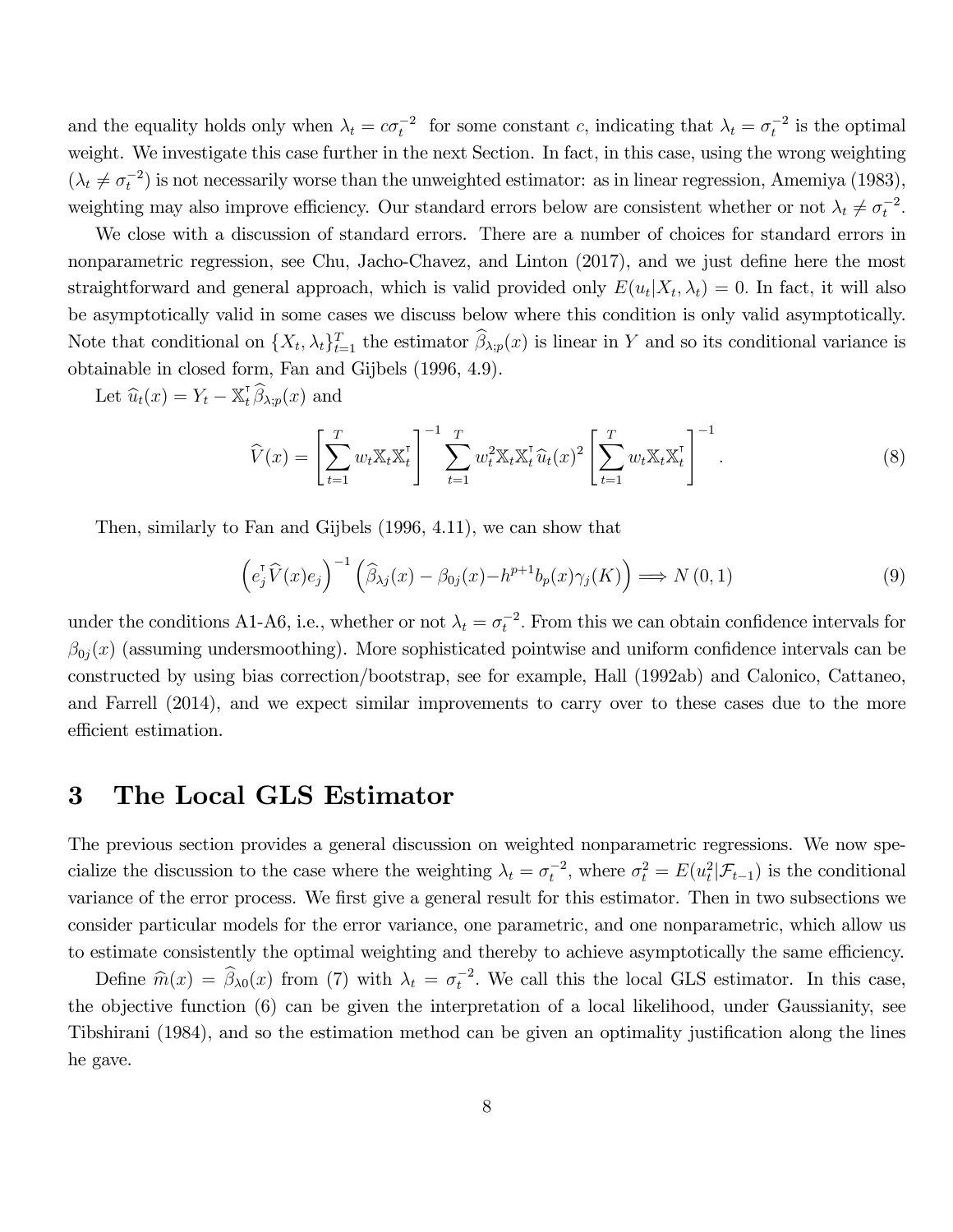and the equality holds only when $\lambda_t = c\sigma_t^{-2}$ for some constant $c$, indicating that $\lambda_t = \sigma_t^{-2}$ is the optimal weight. We investigate this case further in the next Section. In fact, in this case, using the wrong weighting ($\lambda_t \neq \sigma_t^{-2}$) is not necessarily worse than the unweighted estimator: as in linear regression, Amemiya (1983), weighting may also improve efficiency. Our standard errors below are consistent whether or not $\lambda_t \neq \sigma_t^{-2}$.

We close with a discussion of standard errors. There are a number of choices for standard errors in nonparametric regression, see Chu, Jacho-Chavez, and Linton (2017), and we just define here the most straightforward and general approach, which is valid provided only $E(u_t|X_t, \lambda_t) = 0$. In fact, it will also be asymptotically valid in some cases we discuss below where this condition is only valid asymptotically. Note that conditional on $\{X_t, \lambda_t\}_{t=1}^T$ the estimator $\widehat{\beta}_{\lambda;p}(x)$ is linear in $Y$ and so its conditional variance is obtainable in closed form, Fan and Gijbels (1996, 4.9).

Let $\widehat{u}_t(x) = Y_t - \mathbb{X}_t^\intercal \widehat{\beta}_{\lambda;p}(x)$ and

$$\widehat{V}(x) = \left[\sum_{t=1}^T w_t \mathbb{X}_t \mathbb{X}_t^\intercal\right]^{-1} \sum_{t=1}^T w_t^2 \mathbb{X}_t \mathbb{X}_t^\intercal \widehat{u}_t(x)^2 \left[\sum_{t=1}^T w_t \mathbb{X}_t \mathbb{X}_t^\intercal\right]^{-1}. \tag{8}$$

Then, similarly to Fan and Gijbels (1996, 4.11), we can show that

$$\left(e_j^\intercal \widehat{V}(x) e_j\right)^{-1} \left(\widehat{\beta}_{\lambda j}(x) - \beta_{0j}(x) - h^{p+1} b_p(x) \gamma_j(K)\right) \Longrightarrow N(0,1) \tag{9}$$

under the conditions A1-A6, i.e., whether or not $\lambda_t = \sigma_t^{-2}$. From this we can obtain confidence intervals for $\beta_{0j}(x)$ (assuming undersmoothing). More sophisticated pointwise and uniform confidence intervals can be constructed by using bias correction/bootstrap, see for example, Hall (1992ab) and Calonico, Cattaneo, and Farrell (2014), and we expect similar improvements to carry over to these cases due to the more efficient estimation.

# 3 The Local GLS Estimator

The previous section provides a general discussion on weighted nonparametric regressions. We now specialize the discussion to the case where the weighting $\lambda_t = \sigma_t^{-2}$, where $\sigma_t^2 = E(u_t^2|\mathcal{F}_{t-1})$ is the conditional variance of the error process. We first give a general result for this estimator. Then in two subsections we consider particular models for the error variance, one parametric, and one nonparametric, which allow us to estimate consistently the optimal weighting and thereby to achieve asymptotically the same efficiency.

Define $\widehat{m}(x) = \widehat{\beta}_{\lambda 0}(x)$ from (7) with $\lambda_t = \sigma_t^{-2}$. We call this the local GLS estimator. In this case, the objective function (6) can be given the interpretation of a local likelihood, under Gaussianity, see Tibshirani (1984), and so the estimation method can be given an optimality justification along the lines he gave.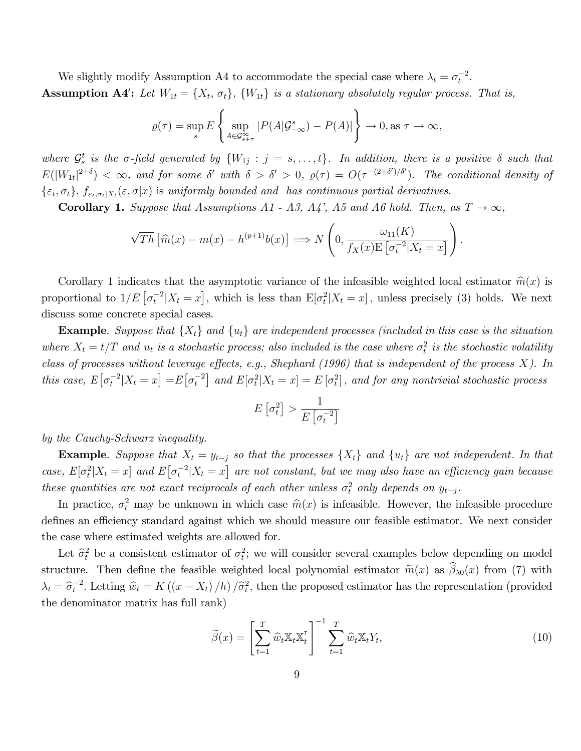We slightly modify Assumption A4 to accommodate the special case where $\lambda_t = \sigma_t^{-2}$.

**Assumption A4′:** *Let $W_{1t} = \{X_t, \sigma_t\}$, $\{W_{1t}\}$ is a stationary absolutely regular process. That is,*

$$\varrho(\tau) = \sup_s E\left\{\sup_{A\in\mathcal{G}_{s+\tau}^{\infty}} |P(A|\mathcal{G}_{-\infty}^{s}) - P(A)|\right\} \to 0, \text{as } \tau \to \infty,$$

*where $\mathcal{G}_s^t$ is the $\sigma$-field generated by $\{W_{1j} : j = s, \ldots, t\}$. In addition, there is a positive $\delta$ such that $E(|W_{1t}|^{2+\delta}) < \infty$, and for some $\delta'$ with $\delta > \delta' > 0$, $\varrho(\tau) = O(\tau^{-(2+\delta')/\delta'})$. The conditional density of $\{\varepsilon_t, \sigma_t\}$, $f_{\varepsilon_t,\sigma_t|X_t}(\varepsilon, \sigma|x)$ is* uniformly bounded and has continuous partial derivatives.

**Corollary 1.** *Suppose that Assumptions A1 - A3, A4′, A5 and A6 hold. Then, as $T \to \infty$,*

$$\sqrt{Th}\left[\widehat{m}(x) - m(x) - h^{(p+1)}b(x)\right] \Longrightarrow N\left(0, \frac{\omega_{11}(K)}{f_X(x)\mathrm{E}\left[\sigma_t^{-2}|X_t = x\right]}\right).$$

Corollary 1 indicates that the asymptotic variance of the infeasible weighted local estimator $\widehat{m}(x)$ is proportional to $1/E\left[\sigma_t^{-2}|X_t = x\right]$, which is less than $\mathrm{E}[\sigma_t^2|X_t = x]$, unless precisely (3) holds. We next discuss some concrete special cases.

**Example**. *Suppose that $\{X_t\}$ and $\{u_t\}$ are independent processes (included in this case is the situation where $X_t = t/T$ and $u_t$ is a stochastic process; also included is the case where $\sigma_t^2$ is the stochastic volatility class of processes without leverage effects, e.g., Shephard (1996) that is independent of the process $X$). In this case, $E\left[\sigma_t^{-2}|X_t = x\right] = E\left[\sigma_t^{-2}\right]$ and $E[\sigma_t^2|X_t = x] = E\left[\sigma_t^2\right]$, and for any nontrivial stochastic process*

$$E\left[\sigma_t^2\right] > \frac{1}{E\left[\sigma_t^{-2}\right]}$$

*by the Cauchy-Schwarz inequality.*

**Example**. *Suppose that $X_t = y_{t-j}$ so that the processes $\{X_t\}$ and $\{u_t\}$ are not independent. In that case, $E[\sigma_t^2|X_t = x]$ and $E\left[\sigma_t^{-2}|X_t = x\right]$ are not constant, but we may also have an efficiency gain because these quantities are not exact reciprocals of each other unless $\sigma_t^2$ only depends on $y_{t-j}$.*

In practice, $\sigma_t^2$ may be unknown in which case $\widehat{m}(x)$ is infeasible. However, the infeasible procedure defines an efficiency standard against which we should measure our feasible estimator. We next consider the case where estimated weights are allowed for.

Let $\widehat{\sigma}_t^2$ be a consistent estimator of $\sigma_t^2$; we will consider several examples below depending on model structure. Then define the feasible weighted local polynomial estimator $\widetilde{m}(x)$ as $\widehat{\beta}_{\lambda 0}(x)$ from (7) with $\lambda_t = \widehat{\sigma}_t^{-2}$. Letting $\widehat{w}_t = K\left((x - X_t)/h\right)/\widehat{\sigma}_t^2$, then the proposed estimator has the representation (provided the denominator matrix has full rank)

$$\widetilde{\beta}(x) = \left[\sum_{t=1}^{T} \widehat{w}_t \mathbb{X}_t \mathbb{X}_t^{\intercal}\right]^{-1} \sum_{t=1}^{T} \widehat{w}_t \mathbb{X}_t Y_t, \tag{10}$$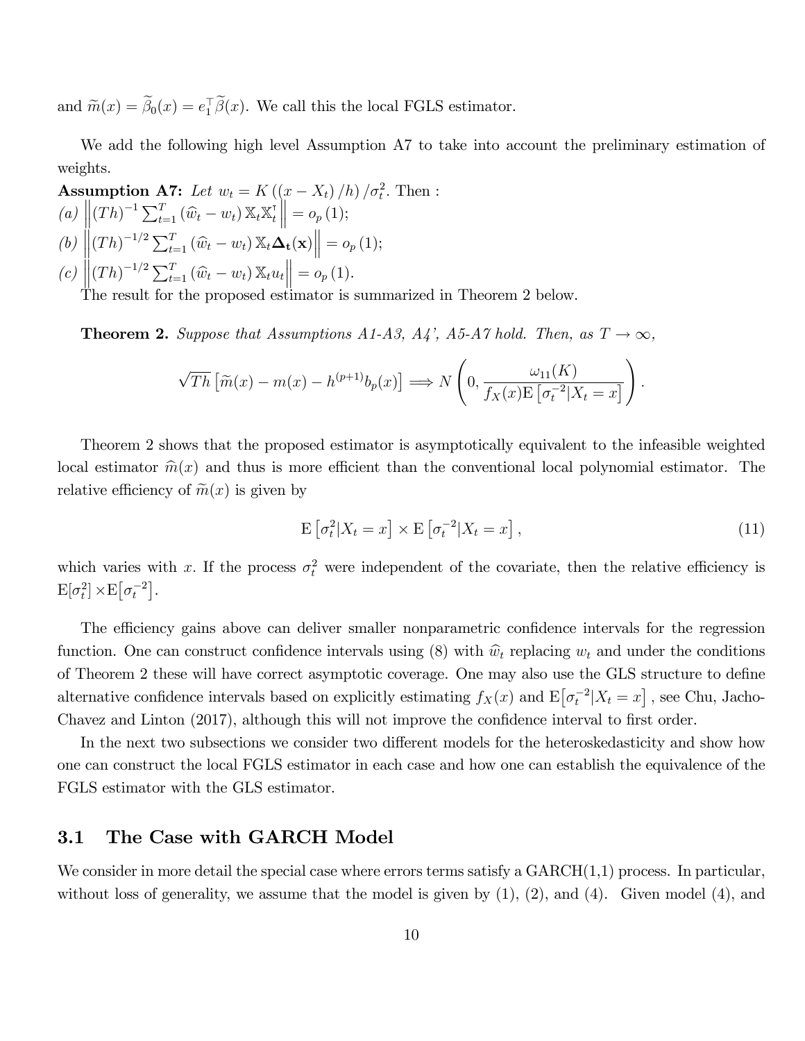and $\widetilde{m}(x) = \widetilde{\beta}_0(x) = e_1^\top \widetilde{\beta}(x)$. We call this the local FGLS estimator.

We add the following high level Assumption A7 to take into account the preliminary estimation of weights.

**Assumption A7:** *Let* $w_t = K\left((x - X_t)/h\right)/\sigma_t^2$. Then :

*(a)* $\left\|(Th)^{-1} \sum_{t=1}^{T} (\widehat{w}_t - w_t) \mathbb{X}_t \mathbb{X}_t^\intercal \right\| = o_p(1)$;

*(b)* $\left\|(Th)^{-1/2} \sum_{t=1}^{T} (\widehat{w}_t - w_t) \mathbb{X}_t \mathbf{\Delta_t(x)} \right\| = o_p(1)$;

*(c)* $\left\|(Th)^{-1/2} \sum_{t=1}^{T} (\widehat{w}_t - w_t) \mathbb{X}_t u_t \right\| = o_p(1)$.

The result for the proposed estimator is summarized in Theorem 2 below.

**Theorem 2.** *Suppose that Assumptions A1-A3, A4', A5-A7 hold. Then, as* $T \to \infty$,

$$\sqrt{Th}\left[\widetilde{m}(x) - m(x) - h^{(p+1)} b_p(x)\right] \Longrightarrow N\left(0, \frac{\omega_{11}(K)}{f_X(x) \mathrm{E}\left[\sigma_t^{-2} | X_t = x\right]}\right).$$

Theorem 2 shows that the proposed estimator is asymptotically equivalent to the infeasible weighted local estimator $\widehat{m}(x)$ and thus is more efficient than the conventional local polynomial estimator. The relative efficiency of $\widetilde{m}(x)$ is given by

$$\mathrm{E}\left[\sigma_t^2 | X_t = x\right] \times \mathrm{E}\left[\sigma_t^{-2} | X_t = x\right], \tag{11}$$

which varies with $x$. If the process $\sigma_t^2$ were independent of the covariate, then the relative efficiency is $\mathrm{E}[\sigma_t^2] \times \mathrm{E}\left[\sigma_t^{-2}\right]$.

The efficiency gains above can deliver smaller nonparametric confidence intervals for the regression function. One can construct confidence intervals using (8) with $\widehat{w}_t$ replacing $w_t$ and under the conditions of Theorem 2 these will have correct asymptotic coverage. One may also use the GLS structure to define alternative confidence intervals based on explicitly estimating $f_X(x)$ and $\mathrm{E}\left[\sigma_t^{-2} | X_t = x\right]$, see Chu, Jacho-Chavez and Linton (2017), although this will not improve the confidence interval to first order.

In the next two subsections we consider two different models for the heteroskedasticity and show how one can construct the local FGLS estimator in each case and how one can establish the equivalence of the FGLS estimator with the GLS estimator.

## 3.1 The Case with GARCH Model

We consider in more detail the special case where errors terms satisfy a GARCH(1,1) process. In particular, without loss of generality, we assume that the model is given by (1), (2), and (4). Given model (4), and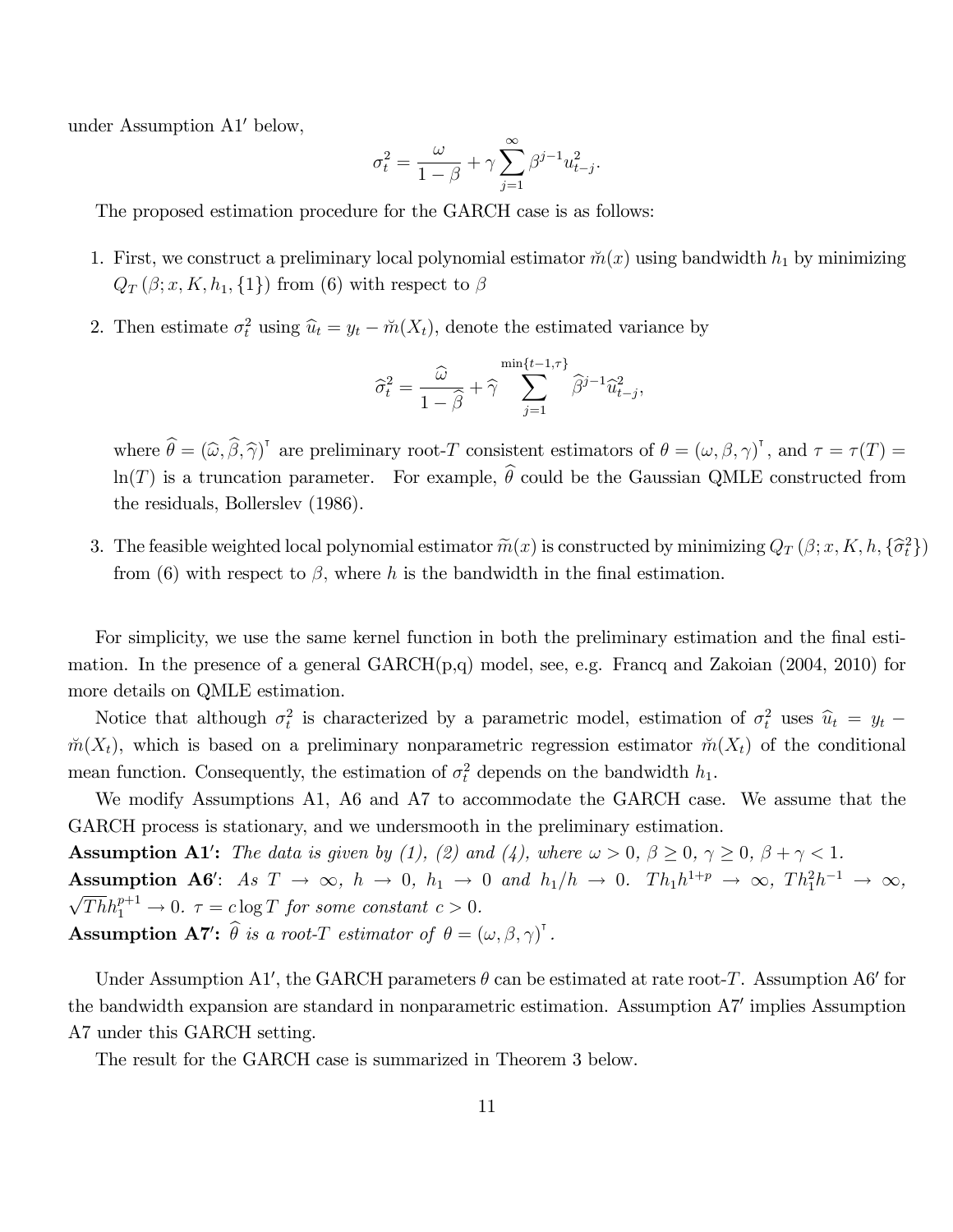under Assumption A1$'$ below,

$$\sigma_t^2 = \frac{\omega}{1-\beta} + \gamma \sum_{j=1}^{\infty} \beta^{j-1} u_{t-j}^2.$$

The proposed estimation procedure for the GARCH case is as follows:

1. First, we construct a preliminary local polynomial estimator $\breve{m}(x)$ using bandwidth $h_1$ by minimizing $Q_T(\beta; x, K, h_1, \{1\})$ from (6) with respect to $\beta$

2. Then estimate $\sigma_t^2$ using $\widehat{u}_t = y_t - \breve{m}(X_t)$, denote the estimated variance by

$$\widehat{\sigma}_t^2 = \frac{\widehat{\omega}}{1-\widehat{\beta}} + \widehat{\gamma} \sum_{j=1}^{\min\{t-1,\tau\}} \widehat{\beta}^{j-1} \widehat{u}_{t-j}^2,$$

   where $\widehat{\theta} = (\widehat{\omega}, \widehat{\beta}, \widehat{\gamma})^{\intercal}$ are preliminary root-$T$ consistent estimators of $\theta = (\omega, \beta, \gamma)^{\intercal}$, and $\tau = \tau(T) = \ln(T)$ is a truncation parameter. For example, $\widehat{\theta}$ could be the Gaussian QMLE constructed from the residuals, Bollerslev (1986).

3. The feasible weighted local polynomial estimator $\widetilde{m}(x)$ is constructed by minimizing $Q_T(\beta; x, K, h, \{\widehat{\sigma}_t^2\})$ from (6) with respect to $\beta$, where $h$ is the bandwidth in the final estimation.

For simplicity, we use the same kernel function in both the preliminary estimation and the final estimation. In the presence of a general GARCH(p,q) model, see, e.g. Francq and Zakoian (2004, 2010) for more details on QMLE estimation.

Notice that although $\sigma_t^2$ is characterized by a parametric model, estimation of $\sigma_t^2$ uses $\widehat{u}_t = y_t - \breve{m}(X_t)$, which is based on a preliminary nonparametric regression estimator $\breve{m}(X_t)$ of the conditional mean function. Consequently, the estimation of $\sigma_t^2$ depends on the bandwidth $h_1$.

We modify Assumptions A1, A6 and A7 to accommodate the GARCH case. We assume that the GARCH process is stationary, and we undersmooth in the preliminary estimation.

**Assumption A1$'$:** *The data is given by (1), (2) and (4), where $\omega > 0$, $\beta \geq 0$, $\gamma \geq 0$, $\beta + \gamma < 1$.*

**Assumption A6$'$**: *As $T \to \infty$, $h \to 0$, $h_1 \to 0$ and $h_1/h \to 0$. $Th_1h^{1+p} \to \infty$, $Th_1^2h^{-1} \to \infty$, $\sqrt{Th}h_1^{p+1} \to 0$. $\tau = c \log T$ for some constant $c > 0$.*

**Assumption A7$'$:** *$\widehat{\theta}$ is a root-$T$ estimator of $\theta = (\omega, \beta, \gamma)^{\intercal}$.*

Under Assumption A1$'$, the GARCH parameters $\theta$ can be estimated at rate root-$T$. Assumption A6$'$ for the bandwidth expansion are standard in nonparametric estimation. Assumption A7$'$ implies Assumption A7 under this GARCH setting.

The result for the GARCH case is summarized in Theorem 3 below.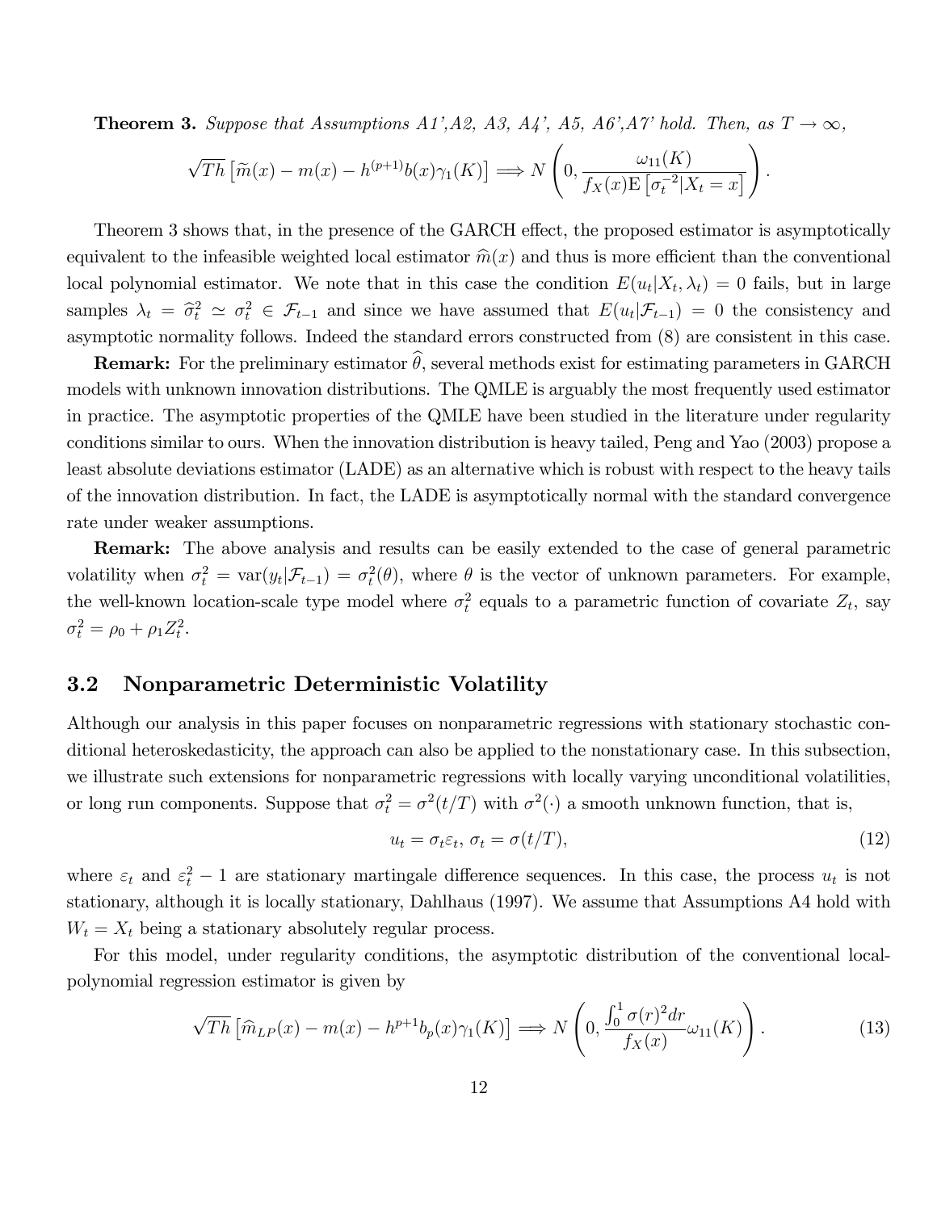**Theorem 3.** *Suppose that Assumptions A1',A2, A3, A4', A5, A6',A7' hold. Then, as $T \to \infty$,*

$$\sqrt{Th}\left[\widetilde{m}(x) - m(x) - h^{(p+1)}b(x)\gamma_1(K)\right] \Longrightarrow N\left(0, \frac{\omega_{11}(K)}{f_X(x)\mathrm{E}\left[\sigma_t^{-2}|X_t = x\right]}\right).$$

Theorem 3 shows that, in the presence of the GARCH effect, the proposed estimator is asymptotically equivalent to the infeasible weighted local estimator $\widehat{m}(x)$ and thus is more efficient than the conventional local polynomial estimator. We note that in this case the condition $E(u_t|X_t, \lambda_t) = 0$ fails, but in large samples $\lambda_t = \widehat{\sigma}_t^2 \simeq \sigma_t^2 \in \mathcal{F}_{t-1}$ and since we have assumed that $E(u_t|\mathcal{F}_{t-1}) = 0$ the consistency and asymptotic normality follows. Indeed the standard errors constructed from (8) are consistent in this case.

**Remark:** For the preliminary estimator $\widehat{\theta}$, several methods exist for estimating parameters in GARCH models with unknown innovation distributions. The QMLE is arguably the most frequently used estimator in practice. The asymptotic properties of the QMLE have been studied in the literature under regularity conditions similar to ours. When the innovation distribution is heavy tailed, Peng and Yao (2003) propose a least absolute deviations estimator (LADE) as an alternative which is robust with respect to the heavy tails of the innovation distribution. In fact, the LADE is asymptotically normal with the standard convergence rate under weaker assumptions.

**Remark:** The above analysis and results can be easily extended to the case of general parametric volatility when $\sigma_t^2 = \mathrm{var}(y_t|\mathcal{F}_{t-1}) = \sigma_t^2(\theta)$, where $\theta$ is the vector of unknown parameters. For example, the well-known location-scale type model where $\sigma_t^2$ equals to a parametric function of covariate $Z_t$, say $\sigma_t^2 = \rho_0 + \rho_1 Z_t^2$.

## 3.2 Nonparametric Deterministic Volatility

Although our analysis in this paper focuses on nonparametric regressions with stationary stochastic conditional heteroskedasticity, the approach can also be applied to the nonstationary case. In this subsection, we illustrate such extensions for nonparametric regressions with locally varying unconditional volatilities, or long run components. Suppose that $\sigma_t^2 = \sigma^2(t/T)$ with $\sigma^2(\cdot)$ a smooth unknown function, that is,

$$u_t = \sigma_t \varepsilon_t,\ \sigma_t = \sigma(t/T), \tag{12}$$

where $\varepsilon_t$ and $\varepsilon_t^2 - 1$ are stationary martingale difference sequences. In this case, the process $u_t$ is not stationary, although it is locally stationary, Dahlhaus (1997). We assume that Assumptions A4 hold with $W_t = X_t$ being a stationary absolutely regular process.

For this model, under regularity conditions, the asymptotic distribution of the conventional local-polynomial regression estimator is given by

$$\sqrt{Th}\left[\widehat{m}_{LP}(x) - m(x) - h^{p+1}b_p(x)\gamma_1(K)\right] \Longrightarrow N\left(0, \frac{\int_0^1 \sigma(r)^2 dr}{f_X(x)}\omega_{11}(K)\right). \tag{13}$$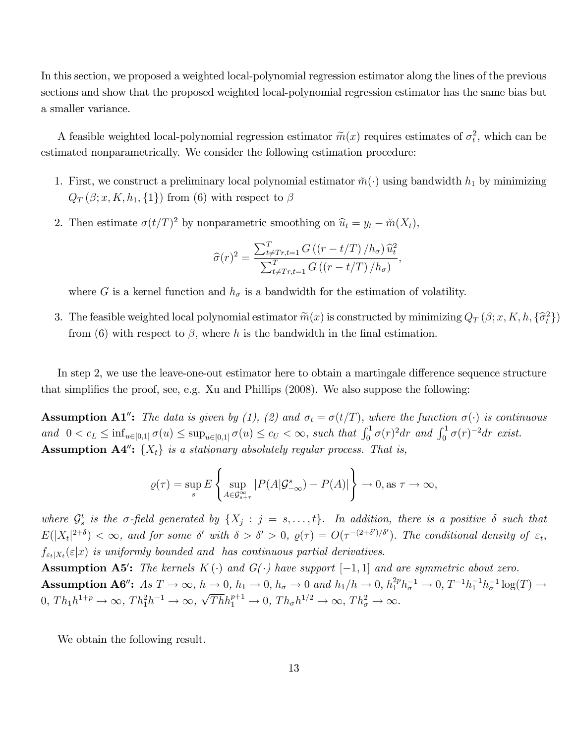In this section, we proposed a weighted local-polynomial regression estimator along the lines of the previous sections and show that the proposed weighted local-polynomial regression estimator has the same bias but a smaller variance.

A feasible weighted local-polynomial regression estimator $\widetilde{m}(x)$ requires estimates of $\sigma_t^2$, which can be estimated nonparametrically. We consider the following estimation procedure:

1. First, we construct a preliminary local polynomial estimator $\breve{m}(\cdot)$ using bandwidth $h_1$ by minimizing $Q_T(\beta; x, K, h_1, \{1\})$ from (6) with respect to $\beta$
2. Then estimate $\sigma(t/T)^2$ by nonparametric smoothing on $\widehat{u}_t = y_t - \breve{m}(X_t)$,
$$\widehat{\sigma}(r)^2 = \frac{\sum_{t \neq Tr, t=1}^{T} G\left((r - t/T)/h_\sigma\right) \widehat{u}_t^2}{\sum_{t \neq Tr, t=1}^{T} G\left((r - t/T)/h_\sigma\right)},$$
where $G$ is a kernel function and $h_\sigma$ is a bandwidth for the estimation of volatility.
3. The feasible weighted local polynomial estimator $\widetilde{m}(x)$ is constructed by minimizing $Q_T(\beta; x, K, h, \{\widehat{\sigma}_t^2\})$ from (6) with respect to $\beta$, where $h$ is the bandwidth in the final estimation.

In step 2, we use the leave-one-out estimator here to obtain a martingale difference sequence structure that simplifies the proof, see, e.g. Xu and Phillips (2008). We also suppose the following:

**Assumption A1$''$:** *The data is given by (1), (2) and $\sigma_t = \sigma(t/T)$, where the function $\sigma(\cdot)$ is continuous and $0 < c_L \leq \inf_{u \in [0,1]} \sigma(u) \leq \sup_{u \in [0,1]} \sigma(u) \leq c_U < \infty$, such that $\int_0^1 \sigma(r)^2 dr$ and $\int_0^1 \sigma(r)^{-2} dr$ exist.*
**Assumption A4$''$:** *$\{X_t\}$ is a stationary absolutely regular process. That is,*

$$\varrho(\tau) = \sup_s E\left\{\sup_{A \in \mathcal{G}_{s+\tau}^{\infty}} |P(A|\mathcal{G}_{-\infty}^{s}) - P(A)|\right\} \to 0, \text{as } \tau \to \infty,$$

*where $\mathcal{G}_s^t$ is the $\sigma$-field generated by $\{X_j : j = s, \ldots, t\}$. In addition, there is a positive $\delta$ such that $E(|X_t|^{2+\delta}) < \infty$, and for some $\delta'$ with $\delta > \delta' > 0$, $\varrho(\tau) = O(\tau^{-(2+\delta')/\delta'})$. The conditional density of $\varepsilon_t$, $f_{\varepsilon_t|X_t}(\varepsilon|x)$ is uniformly bounded and has continuous partial derivatives.*
**Assumption A5$'$:** *The kernels $K(\cdot)$ and $G(\cdot)$ have support $[-1, 1]$ and are symmetric about zero.*
**Assumption A6$''$:** *As $T \to \infty$, $h \to 0$, $h_1 \to 0$, $h_\sigma \to 0$ and $h_1/h \to 0$, $h_1^{2p} h_\sigma^{-1} \to 0$, $T^{-1} h_1^{-1} h_\sigma^{-1} \log(T) \to 0$, $T h_1 h^{1+p} \to \infty$, $T h_1^2 h^{-1} \to \infty$, $\sqrt{Th} h_1^{p+1} \to 0$, $T h_\sigma h^{1/2} \to \infty$, $T h_\sigma^2 \to \infty$.*

We obtain the following result.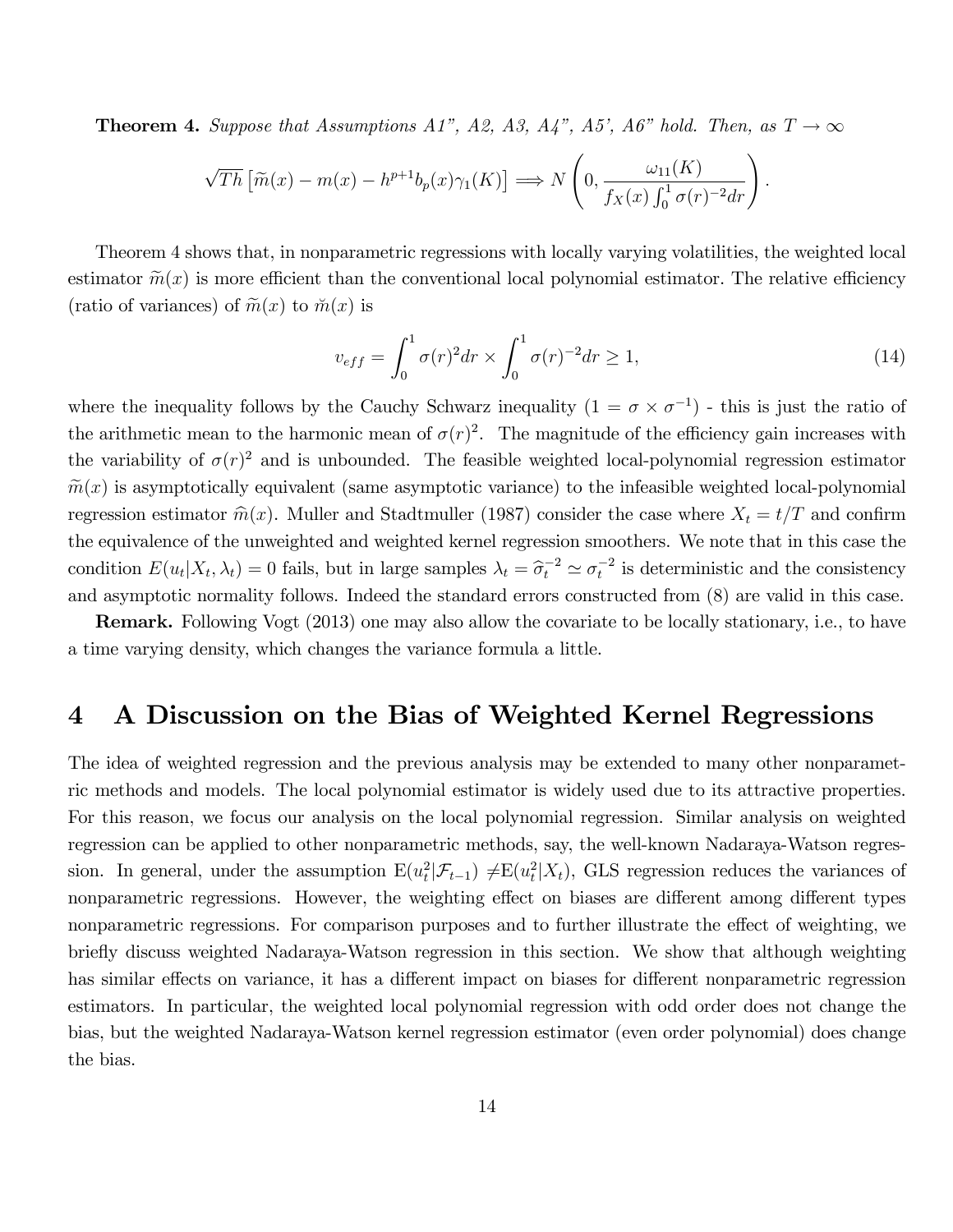**Theorem 4.** *Suppose that Assumptions A1", A2, A3, A4", A5', A6" hold. Then, as $T \to \infty$*

$$\sqrt{Th}\left[\widetilde{m}(x) - m(x) - h^{p+1}b_p(x)\gamma_1(K)\right] \Longrightarrow N\left(0, \frac{\omega_{11}(K)}{f_X(x)\int_0^1 \sigma(r)^{-2}dr}\right).$$

Theorem 4 shows that, in nonparametric regressions with locally varying volatilities, the weighted local estimator $\widetilde{m}(x)$ is more efficient than the conventional local polynomial estimator. The relative efficiency (ratio of variances) of $\widetilde{m}(x)$ to $\check{m}(x)$ is

$$v_{eff} = \int_0^1 \sigma(r)^2 dr \times \int_0^1 \sigma(r)^{-2} dr \geq 1, \tag{14}$$

where the inequality follows by the Cauchy Schwarz inequality ($1 = \sigma \times \sigma^{-1}$) - this is just the ratio of the arithmetic mean to the harmonic mean of $\sigma(r)^2$. The magnitude of the efficiency gain increases with the variability of $\sigma(r)^2$ and is unbounded. The feasible weighted local-polynomial regression estimator $\widetilde{m}(x)$ is asymptotically equivalent (same asymptotic variance) to the infeasible weighted local-polynomial regression estimator $\widehat{m}(x)$. Muller and Stadtmuller (1987) consider the case where $X_t = t/T$ and confirm the equivalence of the unweighted and weighted kernel regression smoothers. We note that in this case the condition $E(u_t|X_t, \lambda_t) = 0$ fails, but in large samples $\lambda_t = \widehat{\sigma}_t^{-2} \simeq \sigma_t^{-2}$ is deterministic and the consistency and asymptotic normality follows. Indeed the standard errors constructed from (8) are valid in this case.

**Remark.** Following Vogt (2013) one may also allow the covariate to be locally stationary, i.e., to have a time varying density, which changes the variance formula a little.

# 4 A Discussion on the Bias of Weighted Kernel Regressions

The idea of weighted regression and the previous analysis may be extended to many other nonparametric methods and models. The local polynomial estimator is widely used due to its attractive properties. For this reason, we focus our analysis on the local polynomial regression. Similar analysis on weighted regression can be applied to other nonparametric methods, say, the well-known Nadaraya-Watson regression. In general, under the assumption $\mathrm{E}(u_t^2|\mathcal{F}_{t-1}) \neq \mathrm{E}(u_t^2|X_t)$, GLS regression reduces the variances of nonparametric regressions. However, the weighting effect on biases are different among different types nonparametric regressions. For comparison purposes and to further illustrate the effect of weighting, we briefly discuss weighted Nadaraya-Watson regression in this section. We show that although weighting has similar effects on variance, it has a different impact on biases for different nonparametric regression estimators. In particular, the weighted local polynomial regression with odd order does not change the bias, but the weighted Nadaraya-Watson kernel regression estimator (even order polynomial) does change the bias.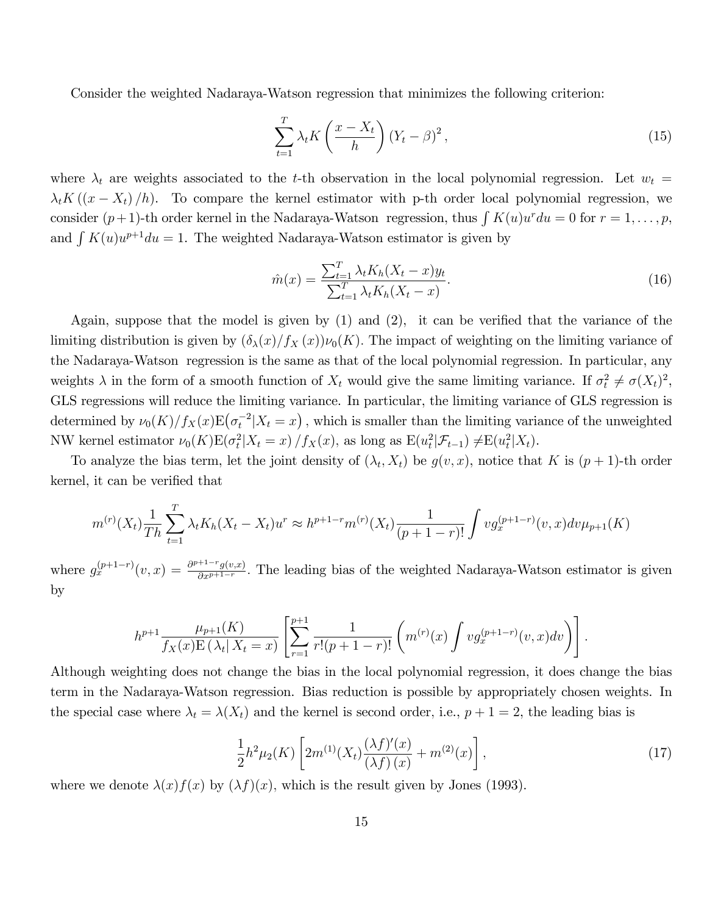Consider the weighted Nadaraya-Watson regression that minimizes the following criterion:

$$\sum_{t=1}^{T} \lambda_t K\left(\frac{x - X_t}{h}\right)(Y_t - \beta)^2, \tag{15}$$

where $\lambda_t$ are weights associated to the $t$-th observation in the local polynomial regression. Let $w_t = \lambda_t K((x - X_t)/h)$. To compare the kernel estimator with p-th order local polynomial regression, we consider $(p+1)$-th order kernel in the Nadaraya-Watson regression, thus $\int K(u)u^r du = 0$ for $r = 1, \ldots, p$, and $\int K(u)u^{p+1}du = 1$. The weighted Nadaraya-Watson estimator is given by

$$\hat{m}(x) = \frac{\sum_{t=1}^{T} \lambda_t K_h(X_t - x) y_t}{\sum_{t=1}^{T} \lambda_t K_h(X_t - x)}. \tag{16}$$

Again, suppose that the model is given by (1) and (2), it can be verified that the variance of the limiting distribution is given by $(\delta_\lambda(x)/f_X(x))\nu_0(K)$. The impact of weighting on the limiting variance of the Nadaraya-Watson regression is the same as that of the local polynomial regression. In particular, any weights $\lambda$ in the form of a smooth function of $X_t$ would give the same limiting variance. If $\sigma_t^2 \neq \sigma(X_t)^2$, GLS regressions will reduce the limiting variance. In particular, the limiting variance of GLS regression is determined by $\nu_0(K)/f_X(x)\mathrm{E}\left(\sigma_t^{-2}|X_t = x\right)$, which is smaller than the limiting variance of the unweighted NW kernel estimator $\nu_0(K)\mathrm{E}(\sigma_t^2|X_t = x)/f_X(x)$, as long as $\mathrm{E}(u_t^2|\mathcal{F}_{t-1}) \neq \mathrm{E}(u_t^2|X_t)$.

To analyze the bias term, let the joint density of $(\lambda_t, X_t)$ be $g(v, x)$, notice that $K$ is $(p+1)$-th order kernel, it can be verified that

$$m^{(r)}(X_t)\frac{1}{Th}\sum_{t=1}^{T} \lambda_t K_h(X_t - X_t)u^r \approx h^{p+1-r} m^{(r)}(X_t)\frac{1}{(p+1-r)!}\int v g_x^{(p+1-r)}(v, x)dv \mu_{p+1}(K)$$

where $g_x^{(p+1-r)}(v, x) = \frac{\partial^{p+1-r} g(v,x)}{\partial x^{p+1-r}}$. The leading bias of the weighted Nadaraya-Watson estimator is given by

$$h^{p+1}\frac{\mu_{p+1}(K)}{f_X(x)\mathrm{E}(\lambda_t|X_t = x)}\left[\sum_{r=1}^{p+1}\frac{1}{r!(p+1-r)!}\left(m^{(r)}(x)\int v g_x^{(p+1-r)}(v, x)dv\right)\right].$$

Although weighting does not change the bias in the local polynomial regression, it does change the bias term in the Nadaraya-Watson regression. Bias reduction is possible by appropriately chosen weights. In the special case where $\lambda_t = \lambda(X_t)$ and the kernel is second order, i.e., $p + 1 = 2$, the leading bias is

$$\frac{1}{2}h^2\mu_2(K)\left[2m^{(1)}(X_t)\frac{(\lambda f)'(x)}{(\lambda f)(x)} + m^{(2)}(x)\right], \tag{17}$$

where we denote $\lambda(x)f(x)$ by $(\lambda f)(x)$, which is the result given by Jones (1993).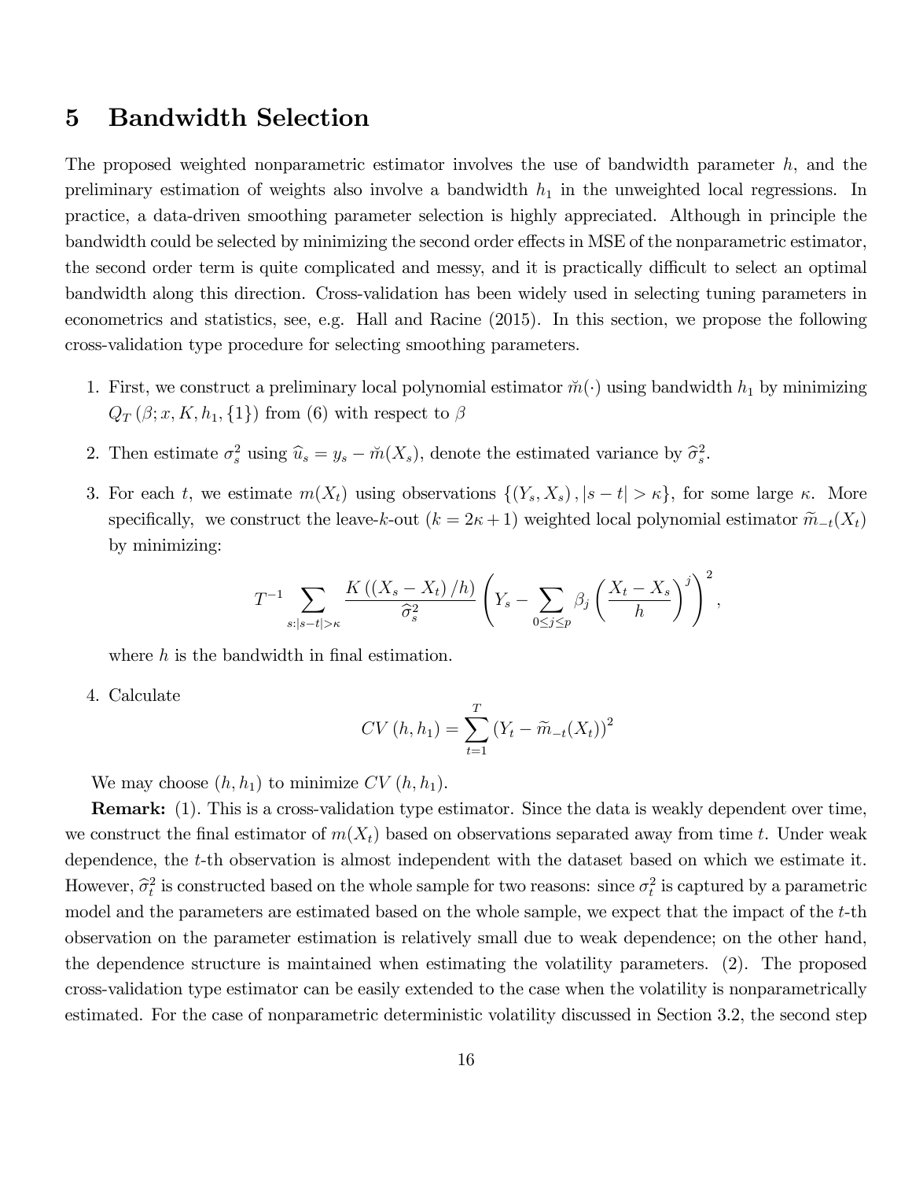# 5 Bandwidth Selection

The proposed weighted nonparametric estimator involves the use of bandwidth parameter $h$, and the preliminary estimation of weights also involve a bandwidth $h_1$ in the unweighted local regressions. In practice, a data-driven smoothing parameter selection is highly appreciated. Although in principle the bandwidth could be selected by minimizing the second order effects in MSE of the nonparametric estimator, the second order term is quite complicated and messy, and it is practically difficult to select an optimal bandwidth along this direction. Cross-validation has been widely used in selecting tuning parameters in econometrics and statistics, see, e.g. Hall and Racine (2015). In this section, we propose the following cross-validation type procedure for selecting smoothing parameters.

1. First, we construct a preliminary local polynomial estimator $\check{m}(\cdot)$ using bandwidth $h_1$ by minimizing $Q_T(\beta; x, K, h_1, \{1\})$ from (6) with respect to $\beta$

2. Then estimate $\sigma_s^2$ using $\widehat{u}_s = y_s - \check{m}(X_s)$, denote the estimated variance by $\widehat{\sigma}_s^2$.

3. For each $t$, we estimate $m(X_t)$ using observations $\{(Y_s, X_s), |s-t| > \kappa\}$, for some large $\kappa$. More specifically, we construct the leave-$k$-out ($k = 2\kappa + 1$) weighted local polynomial estimator $\widetilde{m}_{-t}(X_t)$ by minimizing:

$$T^{-1} \sum_{s:|s-t|>\kappa} \frac{K\left((X_s - X_t)/h\right)}{\widehat{\sigma}_s^2} \left( Y_s - \sum_{0 \le j \le p} \beta_j \left( \frac{X_t - X_s}{h} \right)^j \right)^2,$$

where $h$ is the bandwidth in final estimation.

4. Calculate

$$CV(h, h_1) = \sum_{t=1}^{T} \left( Y_t - \widetilde{m}_{-t}(X_t) \right)^2$$

We may choose $(h, h_1)$ to minimize $CV(h, h_1)$.

**Remark:** (1). This is a cross-validation type estimator. Since the data is weakly dependent over time, we construct the final estimator of $m(X_t)$ based on observations separated away from time $t$. Under weak dependence, the $t$-th observation is almost independent with the dataset based on which we estimate it. However, $\widehat{\sigma}_t^2$ is constructed based on the whole sample for two reasons: since $\sigma_t^2$ is captured by a parametric model and the parameters are estimated based on the whole sample, we expect that the impact of the $t$-th observation on the parameter estimation is relatively small due to weak dependence; on the other hand, the dependence structure is maintained when estimating the volatility parameters. (2). The proposed cross-validation type estimator can be easily extended to the case when the volatility is nonparametrically estimated. For the case of nonparametric deterministic volatility discussed in Section 3.2, the second step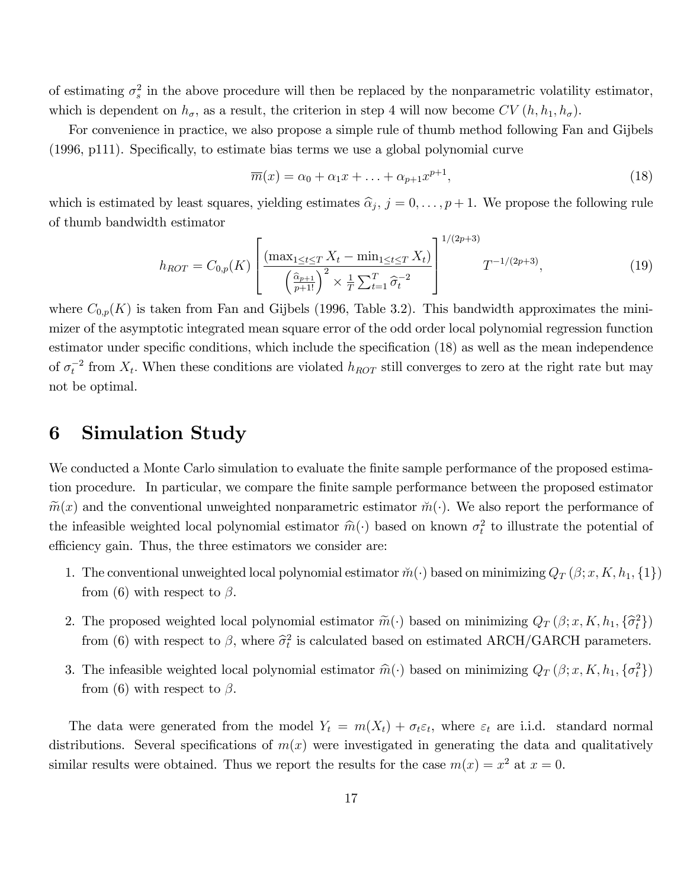of estimating $\sigma_s^2$ in the above procedure will then be replaced by the nonparametric volatility estimator, which is dependent on $h_\sigma$, as a result, the criterion in step 4 will now become $CV(h, h_1, h_\sigma)$.

For convenience in practice, we also propose a simple rule of thumb method following Fan and Gijbels (1996, p111). Specifically, to estimate bias terms we use a global polynomial curve

$$\overline{m}(x) = \alpha_0 + \alpha_1 x + \ldots + \alpha_{p+1} x^{p+1}, \tag{18}$$

which is estimated by least squares, yielding estimates $\widehat{\alpha}_j$, $j = 0, \ldots, p+1$. We propose the following rule of thumb bandwidth estimator

$$h_{ROT} = C_{0,p}(K) \left[ \frac{(\max_{1 \le t \le T} X_t - \min_{1 \le t \le T} X_t)}{\left(\frac{\widehat{\alpha}_{p+1}}{p+1!}\right)^2 \times \frac{1}{T} \sum_{t=1}^T \widehat{\sigma}_t^{-2}} \right]^{1/(2p+3)} T^{-1/(2p+3)}, \tag{19}$$

where $C_{0,p}(K)$ is taken from Fan and Gijbels (1996, Table 3.2). This bandwidth approximates the minimizer of the asymptotic integrated mean square error of the odd order local polynomial regression function estimator under specific conditions, which include the specification (18) as well as the mean independence of $\sigma_t^{-2}$ from $X_t$. When these conditions are violated $h_{ROT}$ still converges to zero at the right rate but may not be optimal.

# 6 Simulation Study

We conducted a Monte Carlo simulation to evaluate the finite sample performance of the proposed estimation procedure. In particular, we compare the finite sample performance between the proposed estimator $\widetilde{m}(x)$ and the conventional unweighted nonparametric estimator $\breve{m}(\cdot)$. We also report the performance of the infeasible weighted local polynomial estimator $\widehat{m}(\cdot)$ based on known $\sigma_t^2$ to illustrate the potential of efficiency gain. Thus, the three estimators we consider are:

1. The conventional unweighted local polynomial estimator $\breve{m}(\cdot)$ based on minimizing $Q_T(\beta; x, K, h_1, \{1\})$ from (6) with respect to $\beta$.
2. The proposed weighted local polynomial estimator $\widetilde{m}(\cdot)$ based on minimizing $Q_T(\beta; x, K, h_1, \{\widehat{\sigma}_t^2\})$ from (6) with respect to $\beta$, where $\widehat{\sigma}_t^2$ is calculated based on estimated ARCH/GARCH parameters.
3. The infeasible weighted local polynomial estimator $\widehat{m}(\cdot)$ based on minimizing $Q_T(\beta; x, K, h_1, \{\sigma_t^2\})$ from (6) with respect to $\beta$.

The data were generated from the model $Y_t = m(X_t) + \sigma_t \varepsilon_t$, where $\varepsilon_t$ are i.i.d. standard normal distributions. Several specifications of $m(x)$ were investigated in generating the data and qualitatively similar results were obtained. Thus we report the results for the case $m(x) = x^2$ at $x = 0$.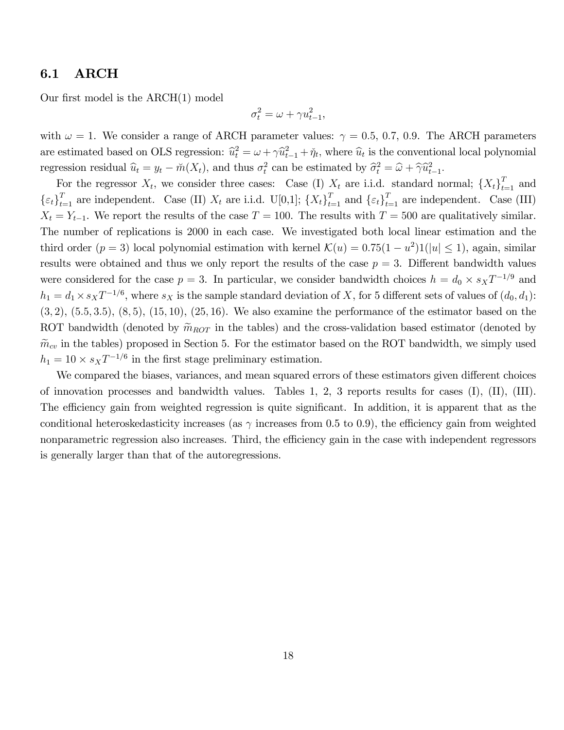### 6.1 ARCH

Our first model is the ARCH(1) model

$$\sigma_t^2 = \omega + \gamma u_{t-1}^2,$$

with $\omega = 1$. We consider a range of ARCH parameter values: $\gamma = 0.5,\ 0.7,\ 0.9$. The ARCH parameters are estimated based on OLS regression: $\widehat{u}_t^2 = \omega + \gamma \widehat{u}_{t-1}^2 + \check{\eta}_t$, where $\widehat{u}_t$ is the conventional local polynomial regression residual $\widehat{u}_t = y_t - \check{m}(X_t)$, and thus $\sigma_t^2$ can be estimated by $\widehat{\sigma}_t^2 = \widehat{\omega} + \widehat{\gamma}\widehat{u}_{t-1}^2$.

For the regressor $X_t$, we consider three cases: Case (I) $X_t$ are i.i.d. standard normal; $\{X_t\}_{t=1}^T$ and $\{\varepsilon_t\}_{t=1}^T$ are independent. Case (II) $X_t$ are i.i.d. U[0,1]; $\{X_t\}_{t=1}^T$ and $\{\varepsilon_t\}_{t=1}^T$ are independent. Case (III) $X_t = Y_{t-1}$. We report the results of the case $T = 100$. The results with $T = 500$ are qualitatively similar. The number of replications is 2000 in each case. We investigated both local linear estimation and the third order ($p = 3$) local polynomial estimation with kernel $\mathcal{K}(u) = 0.75(1 - u^2)1(|u| \leq 1)$, again, similar results were obtained and thus we only report the results of the case $p = 3$. Different bandwidth values were considered for the case $p = 3$. In particular, we consider bandwidth choices $h = d_0 \times s_X T^{-1/9}$ and $h_1 = d_1 \times s_X T^{-1/6}$, where $s_X$ is the sample standard deviation of $X$, for 5 different sets of values of $(d_0, d_1)$: $(3, 2)$, $(5.5, 3.5)$, $(8, 5)$, $(15, 10)$, $(25, 16)$. We also examine the performance of the estimator based on the ROT bandwidth (denoted by $\widetilde{m}_{ROT}$ in the tables) and the cross-validation based estimator (denoted by $\widetilde{m}_{cv}$ in the tables) proposed in Section 5. For the estimator based on the ROT bandwidth, we simply used $h_1 = 10 \times s_X T^{-1/6}$ in the first stage preliminary estimation.

We compared the biases, variances, and mean squared errors of these estimators given different choices of innovation processes and bandwidth values. Tables 1, 2, 3 reports results for cases (I), (II), (III). The efficiency gain from weighted regression is quite significant. In addition, it is apparent that as the conditional heteroskedasticity increases (as $\gamma$ increases from 0.5 to 0.9), the efficiency gain from weighted nonparametric regression also increases. Third, the efficiency gain in the case with independent regressors is generally larger than that of the autoregressions.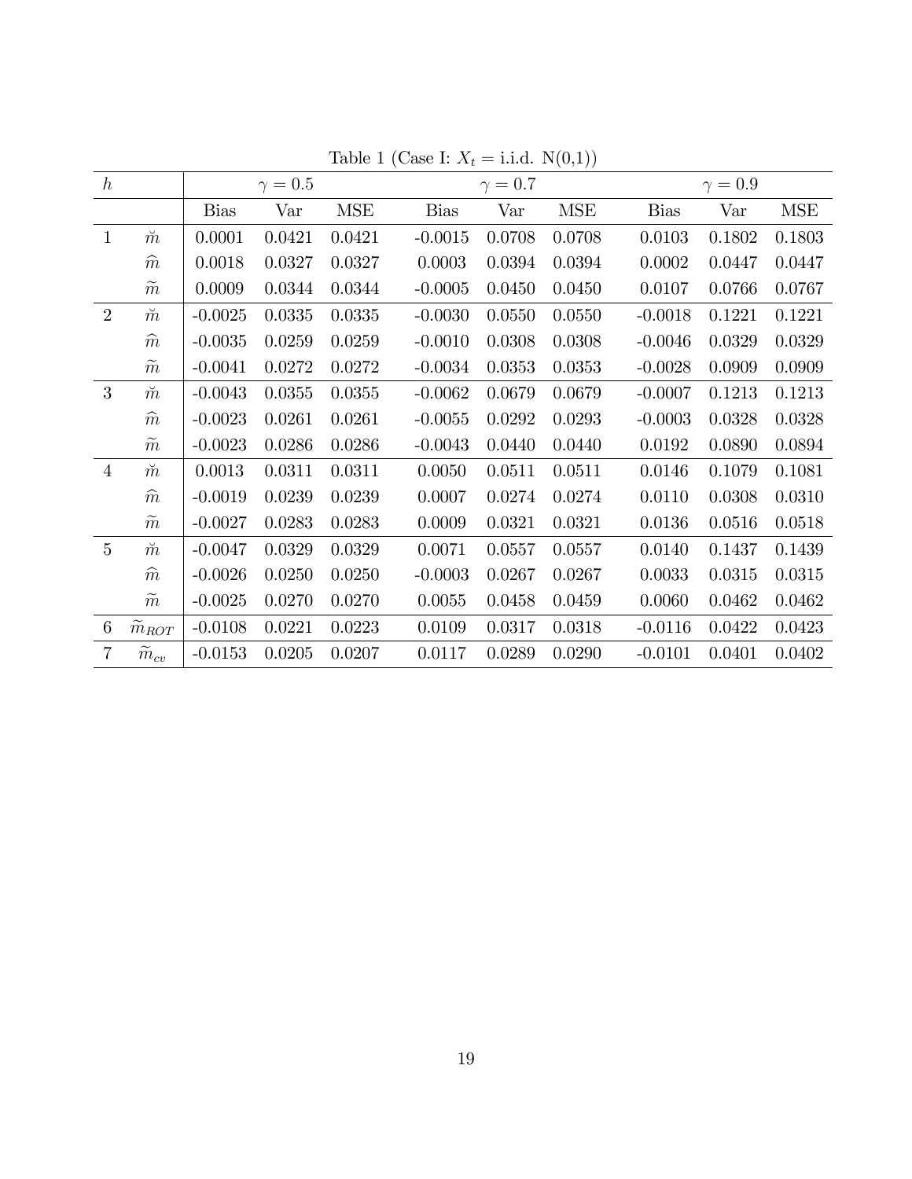Table 1 (Case I: $X_t$ = i.i.d. N(0,1))

| $h$ | | $\gamma = 0.5$ | | | $\gamma = 0.7$ | | | $\gamma = 0.9$ | | |
|---|---|---|---|---|---|---|---|---|---|---|
| | | Bias | Var | MSE | Bias | Var | MSE | Bias | Var | MSE |
| 1 | $\breve{m}$ | 0.0001 | 0.0421 | 0.0421 | -0.0015 | 0.0708 | 0.0708 | 0.0103 | 0.1802 | 0.1803 |
| | $\widehat{m}$ | 0.0018 | 0.0327 | 0.0327 | 0.0003 | 0.0394 | 0.0394 | 0.0002 | 0.0447 | 0.0447 |
| | $\widetilde{m}$ | 0.0009 | 0.0344 | 0.0344 | -0.0005 | 0.0450 | 0.0450 | 0.0107 | 0.0766 | 0.0767 |
| 2 | $\breve{m}$ | -0.0025 | 0.0335 | 0.0335 | -0.0030 | 0.0550 | 0.0550 | -0.0018 | 0.1221 | 0.1221 |
| | $\widehat{m}$ | -0.0035 | 0.0259 | 0.0259 | -0.0010 | 0.0308 | 0.0308 | -0.0046 | 0.0329 | 0.0329 |
| | $\widetilde{m}$ | -0.0041 | 0.0272 | 0.0272 | -0.0034 | 0.0353 | 0.0353 | -0.0028 | 0.0909 | 0.0909 |
| 3 | $\breve{m}$ | -0.0043 | 0.0355 | 0.0355 | -0.0062 | 0.0679 | 0.0679 | -0.0007 | 0.1213 | 0.1213 |
| | $\widehat{m}$ | -0.0023 | 0.0261 | 0.0261 | -0.0055 | 0.0292 | 0.0293 | -0.0003 | 0.0328 | 0.0328 |
| | $\widetilde{m}$ | -0.0023 | 0.0286 | 0.0286 | -0.0043 | 0.0440 | 0.0440 | 0.0192 | 0.0890 | 0.0894 |
| 4 | $\breve{m}$ | 0.0013 | 0.0311 | 0.0311 | 0.0050 | 0.0511 | 0.0511 | 0.0146 | 0.1079 | 0.1081 |
| | $\widehat{m}$ | -0.0019 | 0.0239 | 0.0239 | 0.0007 | 0.0274 | 0.0274 | 0.0110 | 0.0308 | 0.0310 |
| | $\widetilde{m}$ | -0.0027 | 0.0283 | 0.0283 | 0.0009 | 0.0321 | 0.0321 | 0.0136 | 0.0516 | 0.0518 |
| 5 | $\breve{m}$ | -0.0047 | 0.0329 | 0.0329 | 0.0071 | 0.0557 | 0.0557 | 0.0140 | 0.1437 | 0.1439 |
| | $\widehat{m}$ | -0.0026 | 0.0250 | 0.0250 | -0.0003 | 0.0267 | 0.0267 | 0.0033 | 0.0315 | 0.0315 |
| | $\widetilde{m}$ | -0.0025 | 0.0270 | 0.0270 | 0.0055 | 0.0458 | 0.0459 | 0.0060 | 0.0462 | 0.0462 |
| 6 | $\widetilde{m}_{ROT}$ | -0.0108 | 0.0221 | 0.0223 | 0.0109 | 0.0317 | 0.0318 | -0.0116 | 0.0422 | 0.0423 |
| 7 | $\widetilde{m}_{cv}$ | -0.0153 | 0.0205 | 0.0207 | 0.0117 | 0.0289 | 0.0290 | -0.0101 | 0.0401 | 0.0402 |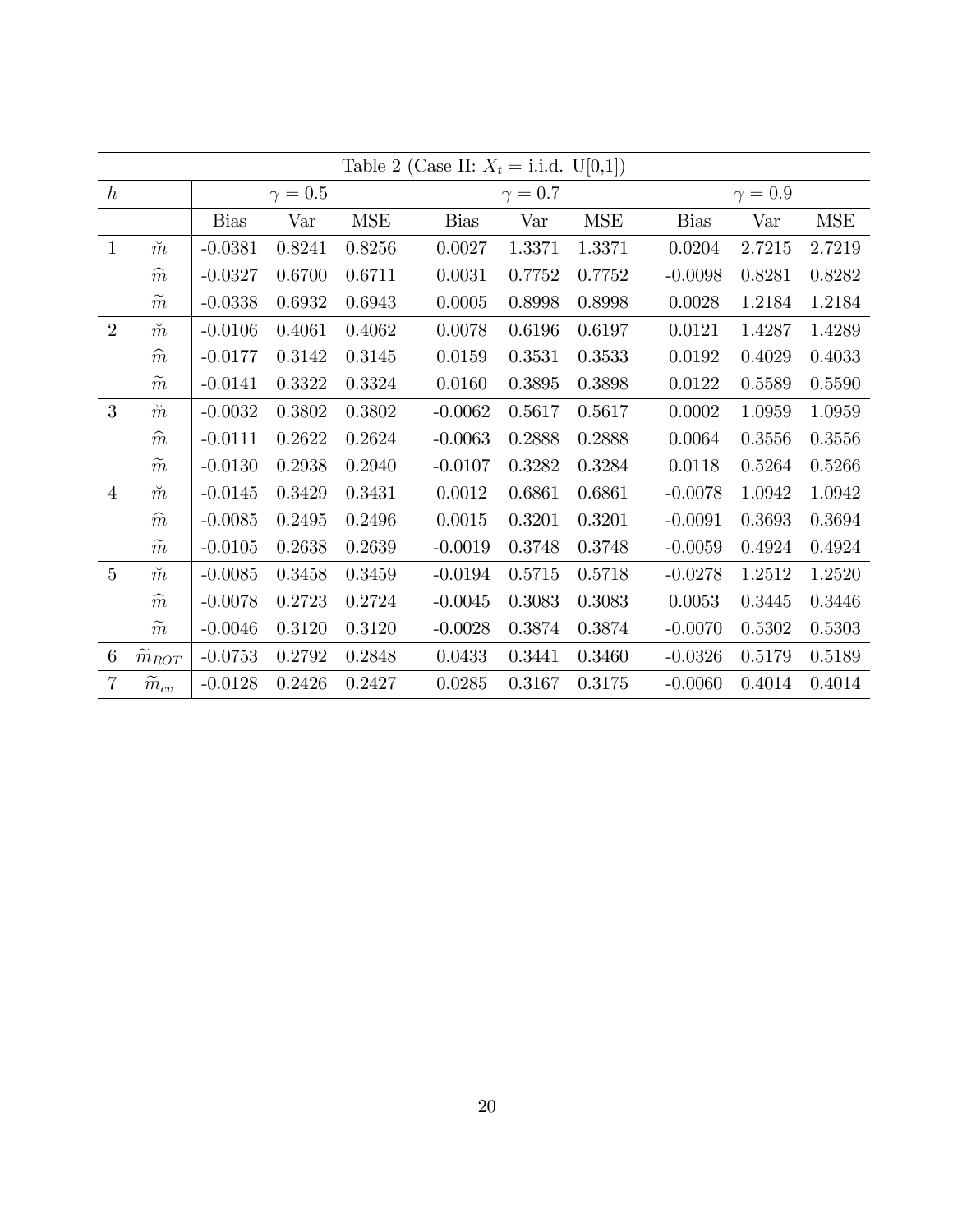Table 2 (Case II: $X_t$ = i.i.d. U[0,1])

| $h$ | | $\gamma = 0.5$ | | | $\gamma = 0.7$ | | | $\gamma = 0.9$ | | |
|---|---|---|---|---|---|---|---|---|---|---|
| | | Bias | Var | MSE | Bias | Var | MSE | Bias | Var | MSE |
| 1 | $\breve{m}$ | -0.0381 | 0.8241 | 0.8256 | 0.0027 | 1.3371 | 1.3371 | 0.0204 | 2.7215 | 2.7219 |
| | $\widehat{m}$ | -0.0327 | 0.6700 | 0.6711 | 0.0031 | 0.7752 | 0.7752 | -0.0098 | 0.8281 | 0.8282 |
| | $\widetilde{m}$ | -0.0338 | 0.6932 | 0.6943 | 0.0005 | 0.8998 | 0.8998 | 0.0028 | 1.2184 | 1.2184 |
| 2 | $\breve{m}$ | -0.0106 | 0.4061 | 0.4062 | 0.0078 | 0.6196 | 0.6197 | 0.0121 | 1.4287 | 1.4289 |
| | $\widehat{m}$ | -0.0177 | 0.3142 | 0.3145 | 0.0159 | 0.3531 | 0.3533 | 0.0192 | 0.4029 | 0.4033 |
| | $\widetilde{m}$ | -0.0141 | 0.3322 | 0.3324 | 0.0160 | 0.3895 | 0.3898 | 0.0122 | 0.5589 | 0.5590 |
| 3 | $\breve{m}$ | -0.0032 | 0.3802 | 0.3802 | -0.0062 | 0.5617 | 0.5617 | 0.0002 | 1.0959 | 1.0959 |
| | $\widehat{m}$ | -0.0111 | 0.2622 | 0.2624 | -0.0063 | 0.2888 | 0.2888 | 0.0064 | 0.3556 | 0.3556 |
| | $\widetilde{m}$ | -0.0130 | 0.2938 | 0.2940 | -0.0107 | 0.3282 | 0.3284 | 0.0118 | 0.5264 | 0.5266 |
| 4 | $\breve{m}$ | -0.0145 | 0.3429 | 0.3431 | 0.0012 | 0.6861 | 0.6861 | -0.0078 | 1.0942 | 1.0942 |
| | $\widehat{m}$ | -0.0085 | 0.2495 | 0.2496 | 0.0015 | 0.3201 | 0.3201 | -0.0091 | 0.3693 | 0.3694 |
| | $\widetilde{m}$ | -0.0105 | 0.2638 | 0.2639 | -0.0019 | 0.3748 | 0.3748 | -0.0059 | 0.4924 | 0.4924 |
| 5 | $\breve{m}$ | -0.0085 | 0.3458 | 0.3459 | -0.0194 | 0.5715 | 0.5718 | -0.0278 | 1.2512 | 1.2520 |
| | $\widehat{m}$ | -0.0078 | 0.2723 | 0.2724 | -0.0045 | 0.3083 | 0.3083 | 0.0053 | 0.3445 | 0.3446 |
| | $\widetilde{m}$ | -0.0046 | 0.3120 | 0.3120 | -0.0028 | 0.3874 | 0.3874 | -0.0070 | 0.5302 | 0.5303 |
| 6 | $\widetilde{m}_{ROT}$ | -0.0753 | 0.2792 | 0.2848 | 0.0433 | 0.3441 | 0.3460 | -0.0326 | 0.5179 | 0.5189 |
| 7 | $\widetilde{m}_{cv}$ | -0.0128 | 0.2426 | 0.2427 | 0.0285 | 0.3167 | 0.3175 | -0.0060 | 0.4014 | 0.4014 |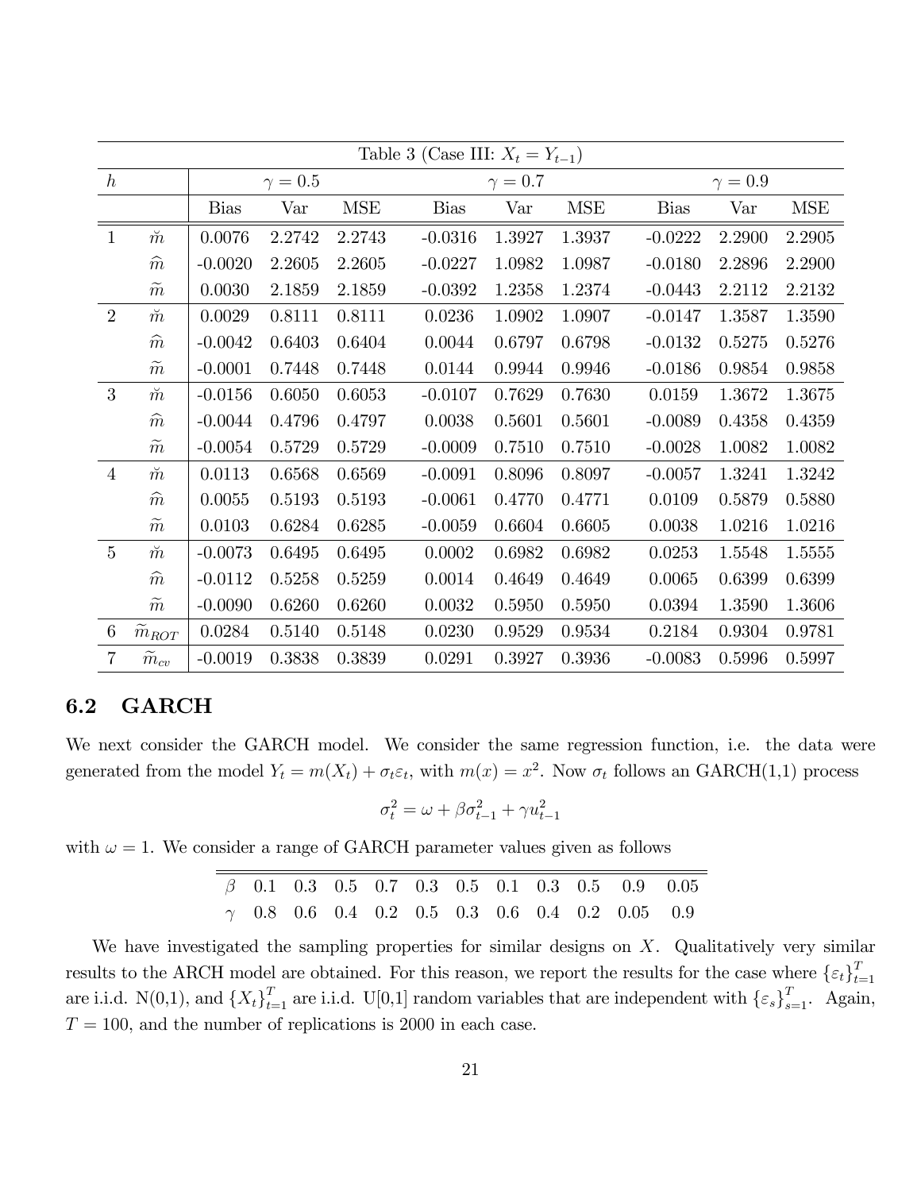Table 3 (Case III: $X_t = Y_{t-1}$)

| $h$ | | $\gamma = 0.5$ | | | $\gamma = 0.7$ | | | $\gamma = 0.9$ | | |
|---|---|---|---|---|---|---|---|---|---|---|
| | | Bias | Var | MSE | Bias | Var | MSE | Bias | Var | MSE |
| 1 | $\breve{m}$ | 0.0076 | 2.2742 | 2.2743 | -0.0316 | 1.3927 | 1.3937 | -0.0222 | 2.2900 | 2.2905 |
| | $\widehat{m}$ | -0.0020 | 2.2605 | 2.2605 | -0.0227 | 1.0982 | 1.0987 | -0.0180 | 2.2896 | 2.2900 |
| | $\widetilde{m}$ | 0.0030 | 2.1859 | 2.1859 | -0.0392 | 1.2358 | 1.2374 | -0.0443 | 2.2112 | 2.2132 |
| 2 | $\breve{m}$ | 0.0029 | 0.8111 | 0.8111 | 0.0236 | 1.0902 | 1.0907 | -0.0147 | 1.3587 | 1.3590 |
| | $\widehat{m}$ | -0.0042 | 0.6403 | 0.6404 | 0.0044 | 0.6797 | 0.6798 | -0.0132 | 0.5275 | 0.5276 |
| | $\widetilde{m}$ | -0.0001 | 0.7448 | 0.7448 | 0.0144 | 0.9944 | 0.9946 | -0.0186 | 0.9854 | 0.9858 |
| 3 | $\breve{m}$ | -0.0156 | 0.6050 | 0.6053 | -0.0107 | 0.7629 | 0.7630 | 0.0159 | 1.3672 | 1.3675 |
| | $\widehat{m}$ | -0.0044 | 0.4796 | 0.4797 | 0.0038 | 0.5601 | 0.5601 | -0.0089 | 0.4358 | 0.4359 |
| | $\widetilde{m}$ | -0.0054 | 0.5729 | 0.5729 | -0.0009 | 0.7510 | 0.7510 | -0.0028 | 1.0082 | 1.0082 |
| 4 | $\breve{m}$ | 0.0113 | 0.6568 | 0.6569 | -0.0091 | 0.8096 | 0.8097 | -0.0057 | 1.3241 | 1.3242 |
| | $\widehat{m}$ | 0.0055 | 0.5193 | 0.5193 | -0.0061 | 0.4770 | 0.4771 | 0.0109 | 0.5879 | 0.5880 |
| | $\widetilde{m}$ | 0.0103 | 0.6284 | 0.6285 | -0.0059 | 0.6604 | 0.6605 | 0.0038 | 1.0216 | 1.0216 |
| 5 | $\breve{m}$ | -0.0073 | 0.6495 | 0.6495 | 0.0002 | 0.6982 | 0.6982 | 0.0253 | 1.5548 | 1.5555 |
| | $\widehat{m}$ | -0.0112 | 0.5258 | 0.5259 | 0.0014 | 0.4649 | 0.4649 | 0.0065 | 0.6399 | 0.6399 |
| | $\widetilde{m}$ | -0.0090 | 0.6260 | 0.6260 | 0.0032 | 0.5950 | 0.5950 | 0.0394 | 1.3590 | 1.3606 |
| 6 | $\widetilde{m}_{ROT}$ | 0.0284 | 0.5140 | 0.5148 | 0.0230 | 0.9529 | 0.9534 | 0.2184 | 0.9304 | 0.9781 |
| 7 | $\widetilde{m}_{cv}$ | -0.0019 | 0.3838 | 0.3839 | 0.0291 | 0.3927 | 0.3936 | -0.0083 | 0.5996 | 0.5997 |

## 6.2 GARCH

We next consider the GARCH model. We consider the same regression function, i.e. the data were generated from the model $Y_t = m(X_t) + \sigma_t \varepsilon_t$, with $m(x) = x^2$. Now $\sigma_t$ follows an GARCH(1,1) process

$$\sigma_t^2 = \omega + \beta\sigma_{t-1}^2 + \gamma u_{t-1}^2$$

with $\omega = 1$. We consider a range of GARCH parameter values given as follows

| $\beta$ | 0.1 | 0.3 | 0.5 | 0.7 | 0.3 | 0.5 | 0.1 | 0.3 | 0.5 | 0.9 | 0.05 |
|---|---|---|---|---|---|---|---|---|---|---|---|
| $\gamma$ | 0.8 | 0.6 | 0.4 | 0.2 | 0.5 | 0.3 | 0.6 | 0.4 | 0.2 | 0.05 | 0.9 |

We have investigated the sampling properties for similar designs on $X$. Qualitatively very similar results to the ARCH model are obtained. For this reason, we report the results for the case where $\{\varepsilon_t\}_{t=1}^T$ are i.i.d. N(0,1), and $\{X_t\}_{t=1}^T$ are i.i.d. U[0,1] random variables that are independent with $\{\varepsilon_s\}_{s=1}^T$. Again, $T = 100$, and the number of replications is 2000 in each case.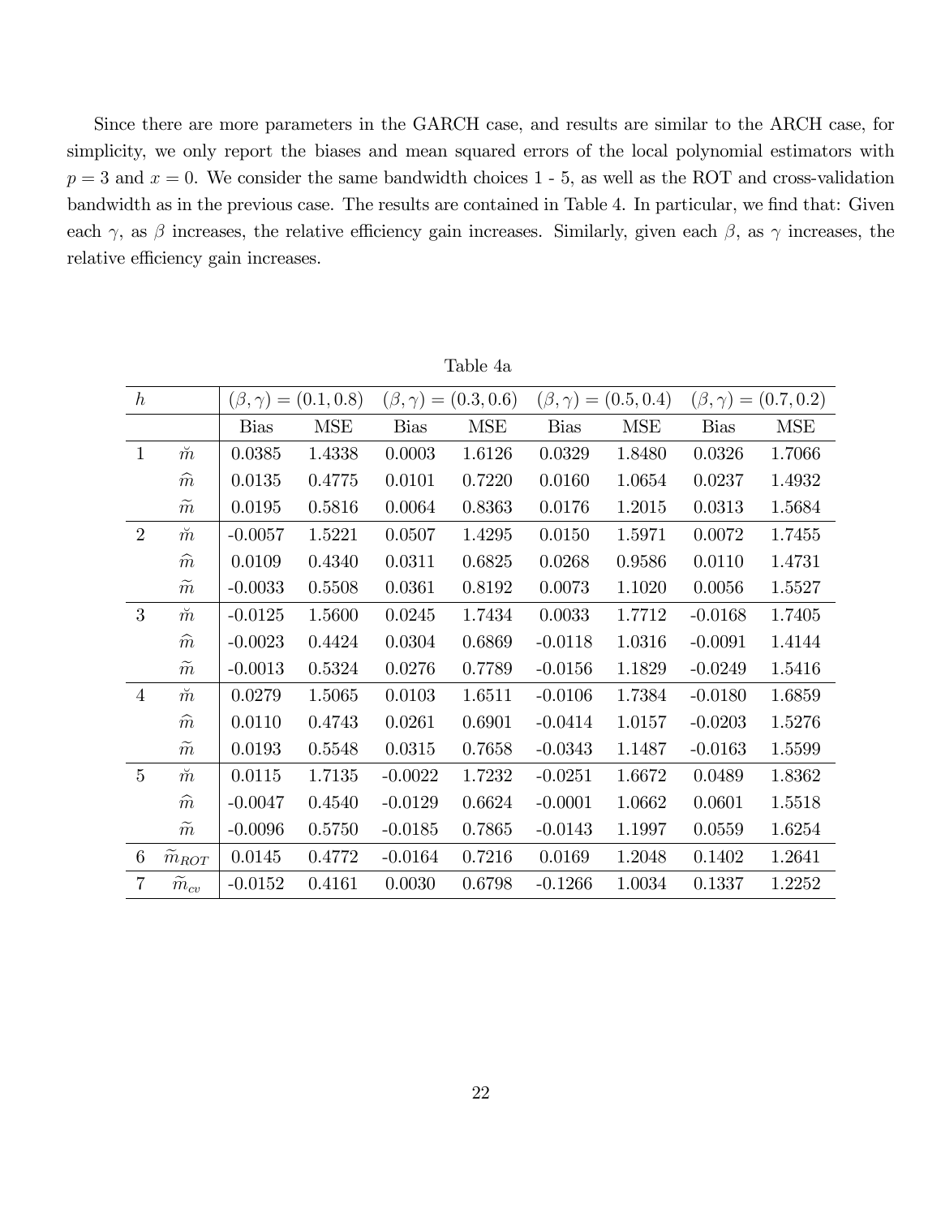Since there are more parameters in the GARCH case, and results are similar to the ARCH case, for simplicity, we only report the biases and mean squared errors of the local polynomial estimators with $p = 3$ and $x = 0$. We consider the same bandwidth choices 1 - 5, as well as the ROT and cross-validation bandwidth as in the previous case. The results are contained in Table 4. In particular, we find that: Given each $\gamma$, as $\beta$ increases, the relative efficiency gain increases. Similarly, given each $\beta$, as $\gamma$ increases, the relative efficiency gain increases.

Table 4a

| $h$ | | $(\beta,\gamma) = (0.1, 0.8)$ | | $(\beta,\gamma) = (0.3, 0.6)$ | | $(\beta,\gamma) = (0.5, 0.4)$ | | $(\beta,\gamma) = (0.7, 0.2)$ | |
|---|---|---|---|---|---|---|---|---|---|
| | | Bias | MSE | Bias | MSE | Bias | MSE | Bias | MSE |
| 1 | $\breve{m}$ | 0.0385 | 1.4338 | 0.0003 | 1.6126 | 0.0329 | 1.8480 | 0.0326 | 1.7066 |
| | $\widehat{m}$ | 0.0135 | 0.4775 | 0.0101 | 0.7220 | 0.0160 | 1.0654 | 0.0237 | 1.4932 |
| | $\widetilde{m}$ | 0.0195 | 0.5816 | 0.0064 | 0.8363 | 0.0176 | 1.2015 | 0.0313 | 1.5684 |
| 2 | $\breve{m}$ | -0.0057 | 1.5221 | 0.0507 | 1.4295 | 0.0150 | 1.5971 | 0.0072 | 1.7455 |
| | $\widehat{m}$ | 0.0109 | 0.4340 | 0.0311 | 0.6825 | 0.0268 | 0.9586 | 0.0110 | 1.4731 |
| | $\widetilde{m}$ | -0.0033 | 0.5508 | 0.0361 | 0.8192 | 0.0073 | 1.1020 | 0.0056 | 1.5527 |
| 3 | $\breve{m}$ | -0.0125 | 1.5600 | 0.0245 | 1.7434 | 0.0033 | 1.7712 | -0.0168 | 1.7405 |
| | $\widehat{m}$ | -0.0023 | 0.4424 | 0.0304 | 0.6869 | -0.0118 | 1.0316 | -0.0091 | 1.4144 |
| | $\widetilde{m}$ | -0.0013 | 0.5324 | 0.0276 | 0.7789 | -0.0156 | 1.1829 | -0.0249 | 1.5416 |
| 4 | $\breve{m}$ | 0.0279 | 1.5065 | 0.0103 | 1.6511 | -0.0106 | 1.7384 | -0.0180 | 1.6859 |
| | $\widehat{m}$ | 0.0110 | 0.4743 | 0.0261 | 0.6901 | -0.0414 | 1.0157 | -0.0203 | 1.5276 |
| | $\widetilde{m}$ | 0.0193 | 0.5548 | 0.0315 | 0.7658 | -0.0343 | 1.1487 | -0.0163 | 1.5599 |
| 5 | $\breve{m}$ | 0.0115 | 1.7135 | -0.0022 | 1.7232 | -0.0251 | 1.6672 | 0.0489 | 1.8362 |
| | $\widehat{m}$ | -0.0047 | 0.4540 | -0.0129 | 0.6624 | -0.0001 | 1.0662 | 0.0601 | 1.5518 |
| | $\widetilde{m}$ | -0.0096 | 0.5750 | -0.0185 | 0.7865 | -0.0143 | 1.1997 | 0.0559 | 1.6254 |
| 6 | $\widetilde{m}_{ROT}$ | 0.0145 | 0.4772 | -0.0164 | 0.7216 | 0.0169 | 1.2048 | 0.1402 | 1.2641 |
| 7 | $\widetilde{m}_{cv}$ | -0.0152 | 0.4161 | 0.0030 | 0.6798 | -0.1266 | 1.0034 | 0.1337 | 1.2252 |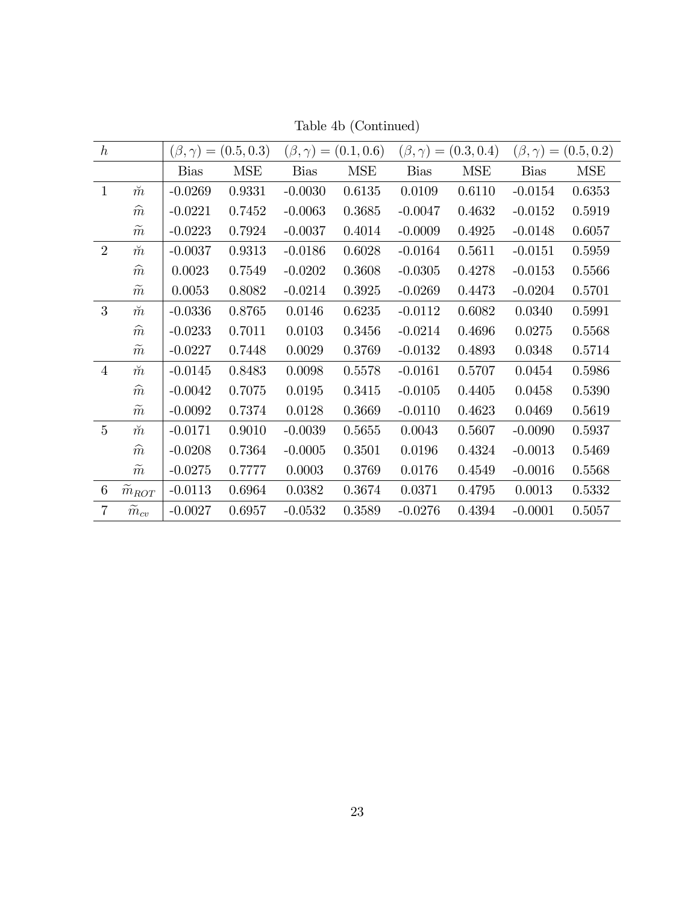Table 4b (Continued)

| $h$ | | $(\beta,\gamma)=(0.5,0.3)$ | | $(\beta,\gamma)=(0.1,0.6)$ | | $(\beta,\gamma)=(0.3,0.4)$ | | $(\beta,\gamma)=(0.5,0.2)$ | |
|---|---|---|---|---|---|---|---|---|---|
| | | Bias | MSE | Bias | MSE | Bias | MSE | Bias | MSE |
| 1 | $\breve{m}$ | -0.0269 | 0.9331 | -0.0030 | 0.6135 | 0.0109 | 0.6110 | -0.0154 | 0.6353 |
| | $\widehat{m}$ | -0.0221 | 0.7452 | -0.0063 | 0.3685 | -0.0047 | 0.4632 | -0.0152 | 0.5919 |
| | $\widetilde{m}$ | -0.0223 | 0.7924 | -0.0037 | 0.4014 | -0.0009 | 0.4925 | -0.0148 | 0.6057 |
| 2 | $\breve{m}$ | -0.0037 | 0.9313 | -0.0186 | 0.6028 | -0.0164 | 0.5611 | -0.0151 | 0.5959 |
| | $\widehat{m}$ | 0.0023 | 0.7549 | -0.0202 | 0.3608 | -0.0305 | 0.4278 | -0.0153 | 0.5566 |
| | $\widetilde{m}$ | 0.0053 | 0.8082 | -0.0214 | 0.3925 | -0.0269 | 0.4473 | -0.0204 | 0.5701 |
| 3 | $\breve{m}$ | -0.0336 | 0.8765 | 0.0146 | 0.6235 | -0.0112 | 0.6082 | 0.0340 | 0.5991 |
| | $\widehat{m}$ | -0.0233 | 0.7011 | 0.0103 | 0.3456 | -0.0214 | 0.4696 | 0.0275 | 0.5568 |
| | $\widetilde{m}$ | -0.0227 | 0.7448 | 0.0029 | 0.3769 | -0.0132 | 0.4893 | 0.0348 | 0.5714 |
| 4 | $\breve{m}$ | -0.0145 | 0.8483 | 0.0098 | 0.5578 | -0.0161 | 0.5707 | 0.0454 | 0.5986 |
| | $\widehat{m}$ | -0.0042 | 0.7075 | 0.0195 | 0.3415 | -0.0105 | 0.4405 | 0.0458 | 0.5390 |
| | $\widetilde{m}$ | -0.0092 | 0.7374 | 0.0128 | 0.3669 | -0.0110 | 0.4623 | 0.0469 | 0.5619 |
| 5 | $\breve{m}$ | -0.0171 | 0.9010 | -0.0039 | 0.5655 | 0.0043 | 0.5607 | -0.0090 | 0.5937 |
| | $\widehat{m}$ | -0.0208 | 0.7364 | -0.0005 | 0.3501 | 0.0196 | 0.4324 | -0.0013 | 0.5469 |
| | $\widetilde{m}$ | -0.0275 | 0.7777 | 0.0003 | 0.3769 | 0.0176 | 0.4549 | -0.0016 | 0.5568 |
| 6 | $\widetilde{m}_{ROT}$ | -0.0113 | 0.6964 | 0.0382 | 0.3674 | 0.0371 | 0.4795 | 0.0013 | 0.5332 |
| 7 | $\widetilde{m}_{cv}$ | -0.0027 | 0.6957 | -0.0532 | 0.3589 | -0.0276 | 0.4394 | -0.0001 | 0.5057 |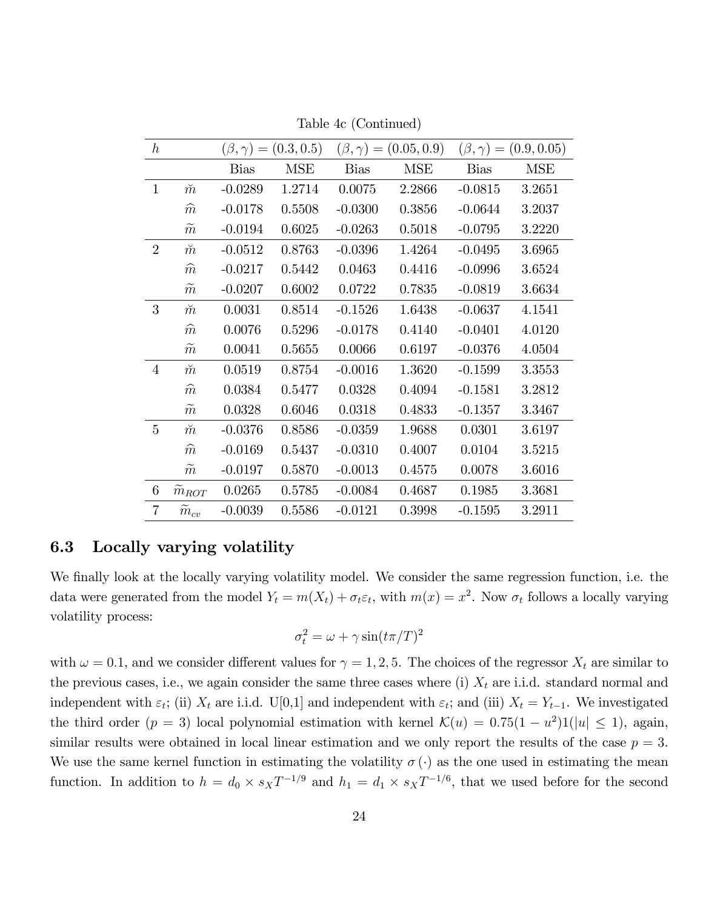Table 4c (Continued)

| $h$ | | $(\beta, \gamma) = (0.3, 0.5)$ | | $(\beta, \gamma) = (0.05, 0.9)$ | | $(\beta, \gamma) = (0.9, 0.05)$ | |
|---|---|---|---|---|---|---|---|
| | | Bias | MSE | Bias | MSE | Bias | MSE |
| 1 | $\breve{m}$ | -0.0289 | 1.2714 | 0.0075 | 2.2866 | -0.0815 | 3.2651 |
| | $\widehat{m}$ | -0.0178 | 0.5508 | -0.0300 | 0.3856 | -0.0644 | 3.2037 |
| | $\widetilde{m}$ | -0.0194 | 0.6025 | -0.0263 | 0.5018 | -0.0795 | 3.2220 |
| 2 | $\breve{m}$ | -0.0512 | 0.8763 | -0.0396 | 1.4264 | -0.0495 | 3.6965 |
| | $\widehat{m}$ | -0.0217 | 0.5442 | 0.0463 | 0.4416 | -0.0996 | 3.6524 |
| | $\widetilde{m}$ | -0.0207 | 0.6002 | 0.0722 | 0.7835 | -0.0819 | 3.6634 |
| 3 | $\breve{m}$ | 0.0031 | 0.8514 | -0.1526 | 1.6438 | -0.0637 | 4.1541 |
| | $\widehat{m}$ | 0.0076 | 0.5296 | -0.0178 | 0.4140 | -0.0401 | 4.0120 |
| | $\widetilde{m}$ | 0.0041 | 0.5655 | 0.0066 | 0.6197 | -0.0376 | 4.0504 |
| 4 | $\breve{m}$ | 0.0519 | 0.8754 | -0.0016 | 1.3620 | -0.1599 | 3.3553 |
| | $\widehat{m}$ | 0.0384 | 0.5477 | 0.0328 | 0.4094 | -0.1581 | 3.2812 |
| | $\widetilde{m}$ | 0.0328 | 0.6046 | 0.0318 | 0.4833 | -0.1357 | 3.3467 |
| 5 | $\breve{m}$ | -0.0376 | 0.8586 | -0.0359 | 1.9688 | 0.0301 | 3.6197 |
| | $\widehat{m}$ | -0.0169 | 0.5437 | -0.0310 | 0.4007 | 0.0104 | 3.5215 |
| | $\widetilde{m}$ | -0.0197 | 0.5870 | -0.0013 | 0.4575 | 0.0078 | 3.6016 |
| 6 | $\widetilde{m}_{ROT}$ | 0.0265 | 0.5785 | -0.0084 | 0.4687 | 0.1985 | 3.3681 |
| 7 | $\widetilde{m}_{cv}$ | -0.0039 | 0.5586 | -0.0121 | 0.3998 | -0.1595 | 3.2911 |

## 6.3 Locally varying volatility

We finally look at the locally varying volatility model. We consider the same regression function, i.e. the data were generated from the model $Y_t = m(X_t) + \sigma_t \varepsilon_t$, with $m(x) = x^2$. Now $\sigma_t$ follows a locally varying volatility process:

$$\sigma_t^2 = \omega + \gamma \sin(t\pi/T)^2$$

with $\omega = 0.1$, and we consider different values for $\gamma = 1, 2, 5$. The choices of the regressor $X_t$ are similar to the previous cases, i.e., we again consider the same three cases where (i) $X_t$ are i.i.d. standard normal and independent with $\varepsilon_t$; (ii) $X_t$ are i.i.d. U[0,1] and independent with $\varepsilon_t$; and (iii) $X_t = Y_{t-1}$. We investigated the third order ($p = 3$) local polynomial estimation with kernel $\mathcal{K}(u) = 0.75(1 - u^2)1(|u| \leq 1)$, again, similar results were obtained in local linear estimation and we only report the results of the case $p = 3$. We use the same kernel function in estimating the volatility $\sigma(\cdot)$ as the one used in estimating the mean function. In addition to $h = d_0 \times s_X T^{-1/9}$ and $h_1 = d_1 \times s_X T^{-1/6}$, that we used before for the second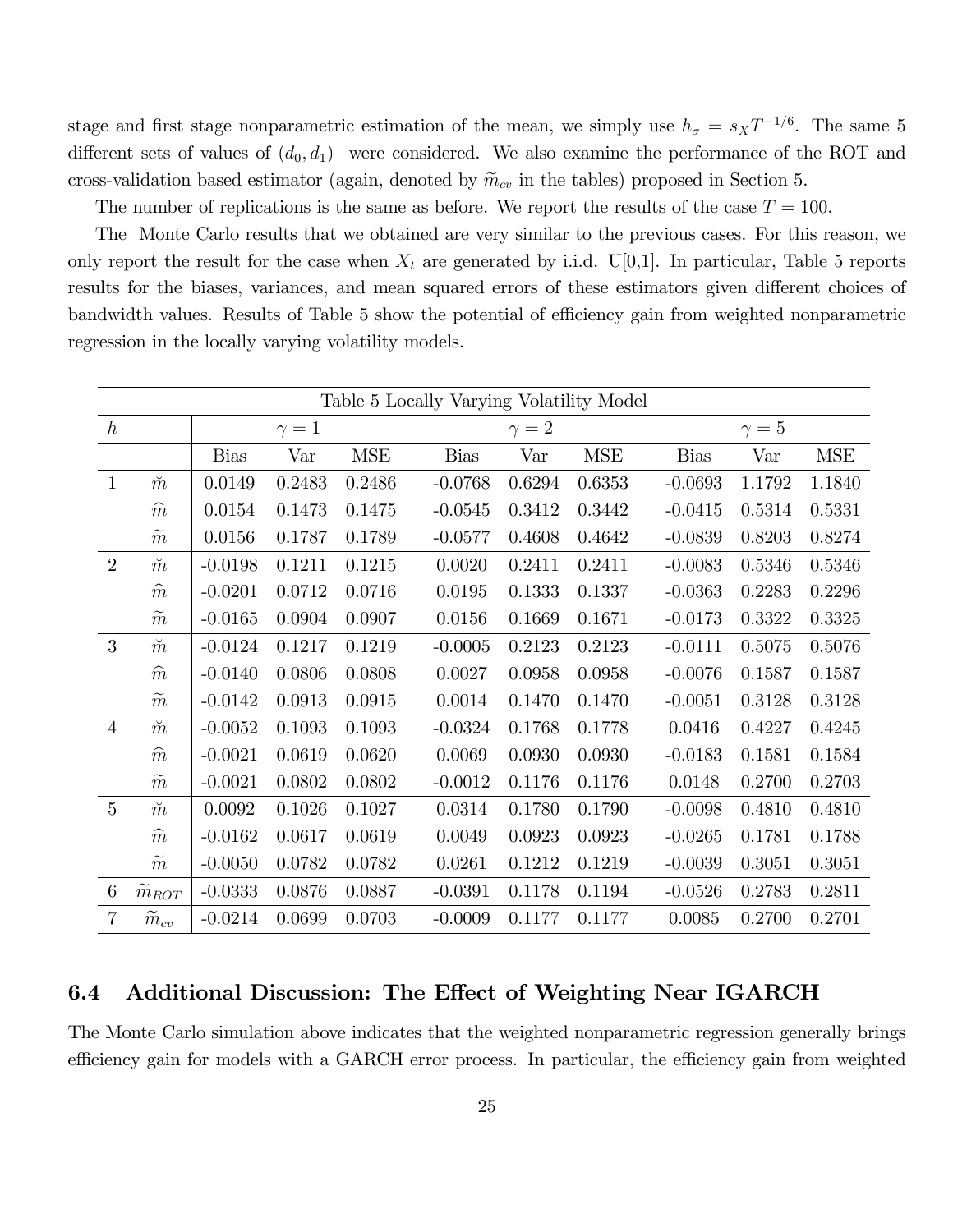stage and first stage nonparametric estimation of the mean, we simply use $h_\sigma = s_X T^{-1/6}$. The same 5 different sets of values of $(d_0, d_1)$ were considered. We also examine the performance of the ROT and cross-validation based estimator (again, denoted by $\widetilde{m}_{cv}$ in the tables) proposed in Section 5.

The number of replications is the same as before. We report the results of the case $T = 100$.

The Monte Carlo results that we obtained are very similar to the previous cases. For this reason, we only report the result for the case when $X_t$ are generated by i.i.d. U[0,1]. In particular, Table 5 reports results for the biases, variances, and mean squared errors of these estimators given different choices of bandwidth values. Results of Table 5 show the potential of efficiency gain from weighted nonparametric regression in the locally varying volatility models.

Table 5 Locally Varying Volatility Model

| $h$ | | $\gamma = 1$ | | | $\gamma = 2$ | | | $\gamma = 5$ | | |
|---|---|---|---|---|---|---|---|---|---|---|
| | | Bias | Var | MSE | Bias | Var | MSE | Bias | Var | MSE |
| 1 | $\breve{m}$ | 0.0149 | 0.2483 | 0.2486 | -0.0768 | 0.6294 | 0.6353 | -0.0693 | 1.1792 | 1.1840 |
| | $\widehat{m}$ | 0.0154 | 0.1473 | 0.1475 | -0.0545 | 0.3412 | 0.3442 | -0.0415 | 0.5314 | 0.5331 |
| | $\widetilde{m}$ | 0.0156 | 0.1787 | 0.1789 | -0.0577 | 0.4608 | 0.4642 | -0.0839 | 0.8203 | 0.8274 |
| 2 | $\breve{m}$ | -0.0198 | 0.1211 | 0.1215 | 0.0020 | 0.2411 | 0.2411 | -0.0083 | 0.5346 | 0.5346 |
| | $\widehat{m}$ | -0.0201 | 0.0712 | 0.0716 | 0.0195 | 0.1333 | 0.1337 | -0.0363 | 0.2283 | 0.2296 |
| | $\widetilde{m}$ | -0.0165 | 0.0904 | 0.0907 | 0.0156 | 0.1669 | 0.1671 | -0.0173 | 0.3322 | 0.3325 |
| 3 | $\breve{m}$ | -0.0124 | 0.1217 | 0.1219 | -0.0005 | 0.2123 | 0.2123 | -0.0111 | 0.5075 | 0.5076 |
| | $\widehat{m}$ | -0.0140 | 0.0806 | 0.0808 | 0.0027 | 0.0958 | 0.0958 | -0.0076 | 0.1587 | 0.1587 |
| | $\widetilde{m}$ | -0.0142 | 0.0913 | 0.0915 | 0.0014 | 0.1470 | 0.1470 | -0.0051 | 0.3128 | 0.3128 |
| 4 | $\breve{m}$ | -0.0052 | 0.1093 | 0.1093 | -0.0324 | 0.1768 | 0.1778 | 0.0416 | 0.4227 | 0.4245 |
| | $\widehat{m}$ | -0.0021 | 0.0619 | 0.0620 | 0.0069 | 0.0930 | 0.0930 | -0.0183 | 0.1581 | 0.1584 |
| | $\widetilde{m}$ | -0.0021 | 0.0802 | 0.0802 | -0.0012 | 0.1176 | 0.1176 | 0.0148 | 0.2700 | 0.2703 |
| 5 | $\breve{m}$ | 0.0092 | 0.1026 | 0.1027 | 0.0314 | 0.1780 | 0.1790 | -0.0098 | 0.4810 | 0.4810 |
| | $\widehat{m}$ | -0.0162 | 0.0617 | 0.0619 | 0.0049 | 0.0923 | 0.0923 | -0.0265 | 0.1781 | 0.1788 |
| | $\widetilde{m}$ | -0.0050 | 0.0782 | 0.0782 | 0.0261 | 0.1212 | 0.1219 | -0.0039 | 0.3051 | 0.3051 |
| 6 | $\widetilde{m}_{ROT}$ | -0.0333 | 0.0876 | 0.0887 | -0.0391 | 0.1178 | 0.1194 | -0.0526 | 0.2783 | 0.2811 |
| 7 | $\widetilde{m}_{cv}$ | -0.0214 | 0.0699 | 0.0703 | -0.0009 | 0.1177 | 0.1177 | 0.0085 | 0.2700 | 0.2701 |

## 6.4 Additional Discussion: The Effect of Weighting Near IGARCH

The Monte Carlo simulation above indicates that the weighted nonparametric regression generally brings efficiency gain for models with a GARCH error process. In particular, the efficiency gain from weighted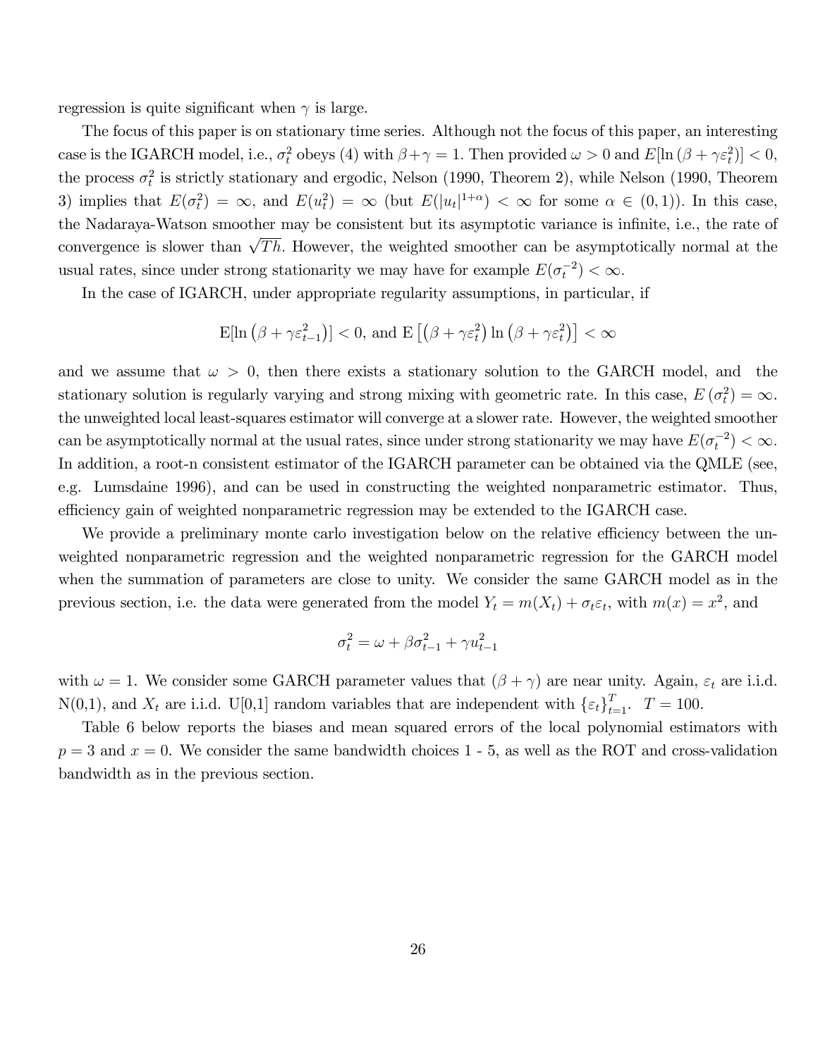regression is quite significant when $\gamma$ is large.

The focus of this paper is on stationary time series. Although not the focus of this paper, an interesting case is the IGARCH model, i.e., $\sigma_t^2$ obeys (4) with $\beta+\gamma = 1$. Then provided $\omega > 0$ and $E[\ln(\beta + \gamma\varepsilon_t^2)] < 0$, the process $\sigma_t^2$ is strictly stationary and ergodic, Nelson (1990, Theorem 2), while Nelson (1990, Theorem 3) implies that $E(\sigma_t^2) = \infty$, and $E(u_t^2) = \infty$ (but $E(|u_t|^{1+\alpha}) < \infty$ for some $\alpha \in (0,1)$). In this case, the Nadaraya-Watson smoother may be consistent but its asymptotic variance is infinite, i.e., the rate of convergence is slower than $\sqrt{Th}$. However, the weighted smoother can be asymptotically normal at the usual rates, since under strong stationarity we may have for example $E(\sigma_t^{-2}) < \infty$.

In the case of IGARCH, under appropriate regularity assumptions, in particular, if

$$\mathrm{E}[\ln(\beta + \gamma\varepsilon_{t-1}^2)] < 0, \text{ and } \mathrm{E}\left[\left(\beta + \gamma\varepsilon_t^2\right)\ln\left(\beta + \gamma\varepsilon_t^2\right)\right] < \infty$$

and we assume that $\omega > 0$, then there exists a stationary solution to the GARCH model, and the stationary solution is regularly varying and strong mixing with geometric rate. In this case, $E\left(\sigma_t^2\right) = \infty$. the unweighted local least-squares estimator will converge at a slower rate. However, the weighted smoother can be asymptotically normal at the usual rates, since under strong stationarity we may have $E(\sigma_t^{-2}) < \infty$. In addition, a root-n consistent estimator of the IGARCH parameter can be obtained via the QMLE (see, e.g. Lumsdaine 1996), and can be used in constructing the weighted nonparametric estimator. Thus, efficiency gain of weighted nonparametric regression may be extended to the IGARCH case.

We provide a preliminary monte carlo investigation below on the relative efficiency between the unweighted nonparametric regression and the weighted nonparametric regression for the GARCH model when the summation of parameters are close to unity. We consider the same GARCH model as in the previous section, i.e. the data were generated from the model $Y_t = m(X_t) + \sigma_t\varepsilon_t$, with $m(x) = x^2$, and

$$\sigma_t^2 = \omega + \beta\sigma_{t-1}^2 + \gamma u_{t-1}^2$$

with $\omega = 1$. We consider some GARCH parameter values that $(\beta + \gamma)$ are near unity. Again, $\varepsilon_t$ are i.i.d. N(0,1), and $X_t$ are i.i.d. U[0,1] random variables that are independent with $\{\varepsilon_t\}_{t=1}^T$. $T = 100$.

Table 6 below reports the biases and mean squared errors of the local polynomial estimators with $p = 3$ and $x = 0$. We consider the same bandwidth choices 1 - 5, as well as the ROT and cross-validation bandwidth as in the previous section.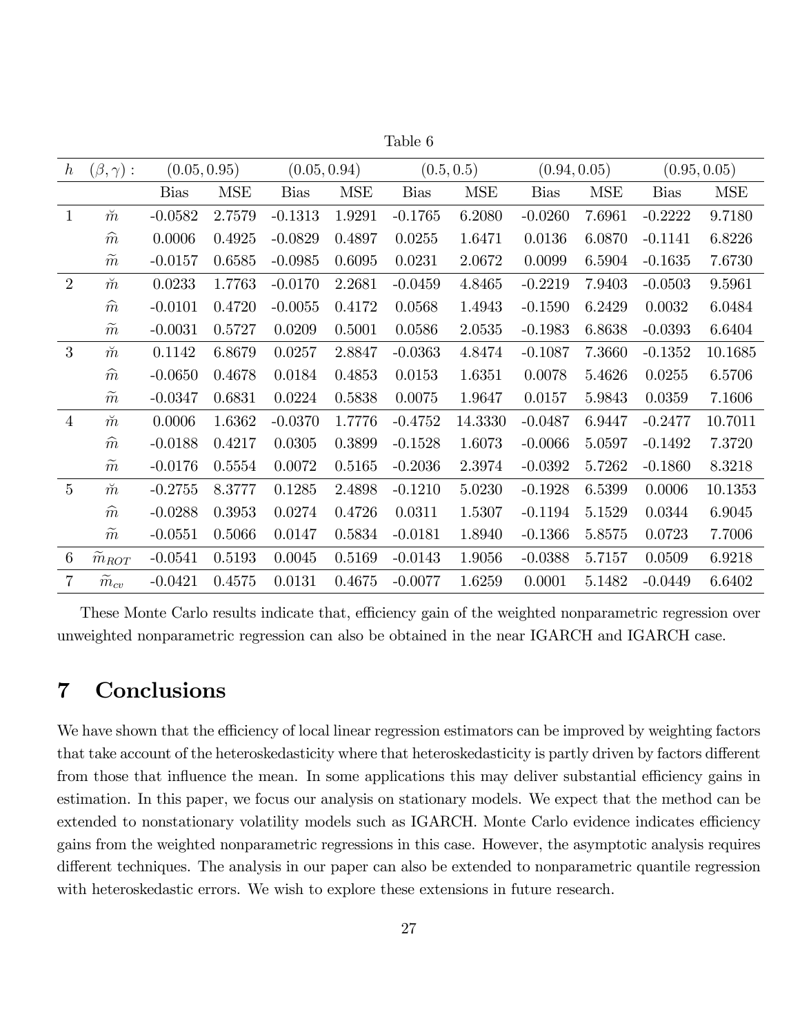Table 6

| $h$ | $(\beta,\gamma)$ : | $(0.05, 0.95)$ | | $(0.05, 0.94)$ | | $(0.5, 0.5)$ | | $(0.94, 0.05)$ | | $(0.95, 0.05)$ | |
|---|---|---|---|---|---|---|---|---|---|---|---|
| | | Bias | MSE | Bias | MSE | Bias | MSE | Bias | MSE | Bias | MSE |
| 1 | $\breve{m}$ | -0.0582 | 2.7579 | -0.1313 | 1.9291 | -0.1765 | 6.2080 | -0.0260 | 7.6961 | -0.2222 | 9.7180 |
| | $\widehat{m}$ | 0.0006 | 0.4925 | -0.0829 | 0.4897 | 0.0255 | 1.6471 | 0.0136 | 6.0870 | -0.1141 | 6.8226 |
| | $\widetilde{m}$ | -0.0157 | 0.6585 | -0.0985 | 0.6095 | 0.0231 | 2.0672 | 0.0099 | 6.5904 | -0.1635 | 7.6730 |
| 2 | $\breve{m}$ | 0.0233 | 1.7763 | -0.0170 | 2.2681 | -0.0459 | 4.8465 | -0.2219 | 7.9403 | -0.0503 | 9.5961 |
| | $\widehat{m}$ | -0.0101 | 0.4720 | -0.0055 | 0.4172 | 0.0568 | 1.4943 | -0.1590 | 6.2429 | 0.0032 | 6.0484 |
| | $\widetilde{m}$ | -0.0031 | 0.5727 | 0.0209 | 0.5001 | 0.0586 | 2.0535 | -0.1983 | 6.8638 | -0.0393 | 6.6404 |
| 3 | $\breve{m}$ | 0.1142 | 6.8679 | 0.0257 | 2.8847 | -0.0363 | 4.8474 | -0.1087 | 7.3660 | -0.1352 | 10.1685 |
| | $\widehat{m}$ | -0.0650 | 0.4678 | 0.0184 | 0.4853 | 0.0153 | 1.6351 | 0.0078 | 5.4626 | 0.0255 | 6.5706 |
| | $\widetilde{m}$ | -0.0347 | 0.6831 | 0.0224 | 0.5838 | 0.0075 | 1.9647 | 0.0157 | 5.9843 | 0.0359 | 7.1606 |
| 4 | $\breve{m}$ | 0.0006 | 1.6362 | -0.0370 | 1.7776 | -0.4752 | 14.3330 | -0.0487 | 6.9447 | -0.2477 | 10.7011 |
| | $\widehat{m}$ | -0.0188 | 0.4217 | 0.0305 | 0.3899 | -0.1528 | 1.6073 | -0.0066 | 5.0597 | -0.1492 | 7.3720 |
| | $\widetilde{m}$ | -0.0176 | 0.5554 | 0.0072 | 0.5165 | -0.2036 | 2.3974 | -0.0392 | 5.7262 | -0.1860 | 8.3218 |
| 5 | $\breve{m}$ | -0.2755 | 8.3777 | 0.1285 | 2.4898 | -0.1210 | 5.0230 | -0.1928 | 6.5399 | 0.0006 | 10.1353 |
| | $\widehat{m}$ | -0.0288 | 0.3953 | 0.0274 | 0.4726 | 0.0311 | 1.5307 | -0.1194 | 5.1529 | 0.0344 | 6.9045 |
| | $\widetilde{m}$ | -0.0551 | 0.5066 | 0.0147 | 0.5834 | -0.0181 | 1.8940 | -0.1366 | 5.8575 | 0.0723 | 7.7006 |
| 6 | $\widetilde{m}_{ROT}$ | -0.0541 | 0.5193 | 0.0045 | 0.5169 | -0.0143 | 1.9056 | -0.0388 | 5.7157 | 0.0509 | 6.9218 |
| 7 | $\widetilde{m}_{cv}$ | -0.0421 | 0.4575 | 0.0131 | 0.4675 | -0.0077 | 1.6259 | 0.0001 | 5.1482 | -0.0449 | 6.6402 |

These Monte Carlo results indicate that, efficiency gain of the weighted nonparametric regression over unweighted nonparametric regression can also be obtained in the near IGARCH and IGARCH case.

# 7 Conclusions

We have shown that the efficiency of local linear regression estimators can be improved by weighting factors that take account of the heteroskedasticity where that heteroskedasticity is partly driven by factors different from those that influence the mean. In some applications this may deliver substantial efficiency gains in estimation. In this paper, we focus our analysis on stationary models. We expect that the method can be extended to nonstationary volatility models such as IGARCH. Monte Carlo evidence indicates efficiency gains from the weighted nonparametric regressions in this case. However, the asymptotic analysis requires different techniques. The analysis in our paper can also be extended to nonparametric quantile regression with heteroskedastic errors. We wish to explore these extensions in future research.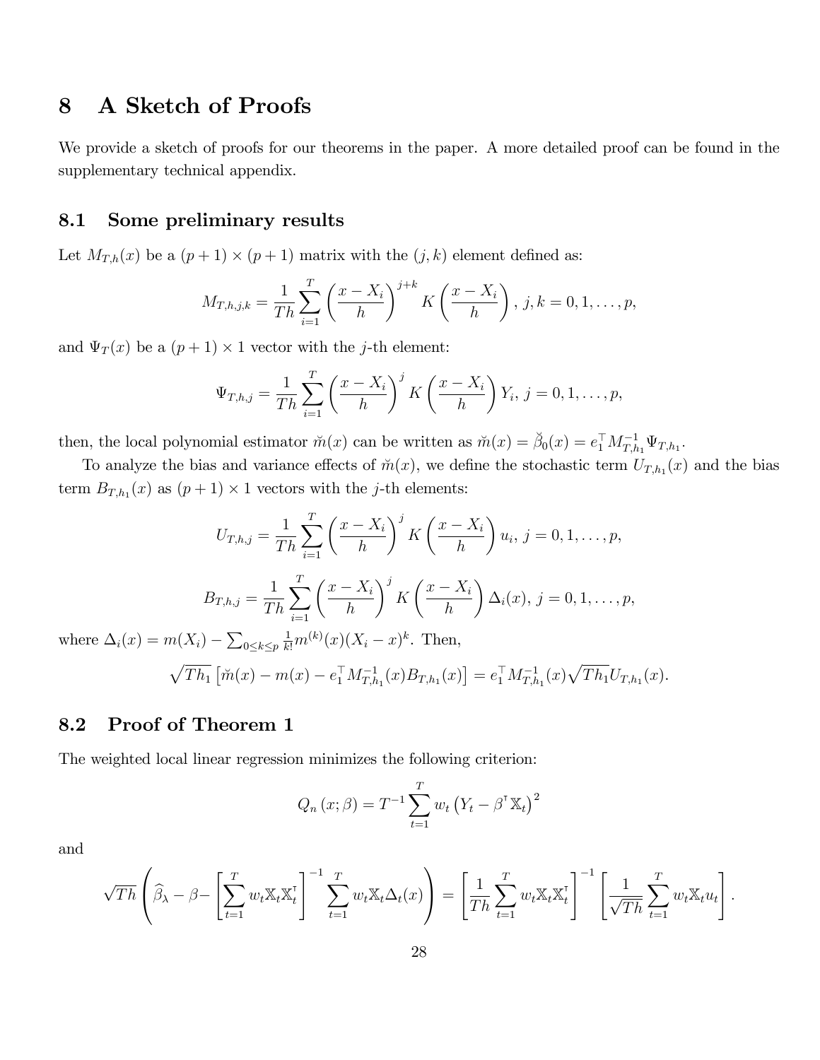# 8 A Sketch of Proofs

We provide a sketch of proofs for our theorems in the paper. A more detailed proof can be found in the supplementary technical appendix.

## 8.1 Some preliminary results

Let $M_{T,h}(x)$ be a $(p+1)\times(p+1)$ matrix with the $(j,k)$ element defined as:

$$M_{T,h,j,k} = \frac{1}{Th}\sum_{i=1}^{T}\left(\frac{x-X_i}{h}\right)^{j+k} K\left(\frac{x-X_i}{h}\right),\ j,k = 0,1,\ldots,p,$$

and $\Psi_T(x)$ be a $(p+1)\times 1$ vector with the $j$-th element:

$$\Psi_{T,h,j} = \frac{1}{Th}\sum_{i=1}^{T}\left(\frac{x-X_i}{h}\right)^{j} K\left(\frac{x-X_i}{h}\right)Y_i,\ j = 0,1,\ldots,p,$$

then, the local polynomial estimator $\breve{m}(x)$ can be written as $\breve{m}(x) = \breve{\beta}_0(x) = e_1^{\top}M_{T,h_1}^{-1}\Psi_{T,h_1}$.

To analyze the bias and variance effects of $\breve{m}(x)$, we define the stochastic term $U_{T,h_1}(x)$ and the bias term $B_{T,h_1}(x)$ as $(p+1)\times 1$ vectors with the $j$-th elements:

$$U_{T,h,j} = \frac{1}{Th}\sum_{i=1}^{T}\left(\frac{x-X_i}{h}\right)^{j} K\left(\frac{x-X_i}{h}\right)u_i,\ j = 0,1,\ldots,p,$$

$$B_{T,h,j} = \frac{1}{Th}\sum_{i=1}^{T}\left(\frac{x-X_i}{h}\right)^{j} K\left(\frac{x-X_i}{h}\right)\Delta_i(x),\ j = 0,1,\ldots,p,$$

where $\Delta_i(x) = m(X_i) - \sum_{0\le k\le p}\frac{1}{k!}m^{(k)}(x)(X_i-x)^k$. Then,

$$\sqrt{Th_1}\left[\breve{m}(x) - m(x) - e_1^{\top}M_{T,h_1}^{-1}(x)B_{T,h_1}(x)\right] = e_1^{\top}M_{T,h_1}^{-1}(x)\sqrt{Th_1}U_{T,h_1}(x).$$

## 8.2 Proof of Theorem 1

The weighted local linear regression minimizes the following criterion:

$$Q_n(x;\beta) = T^{-1}\sum_{t=1}^{T} w_t\left(Y_t - \beta^{\intercal}\mathbb{X}_t\right)^2$$

and

$$\sqrt{Th}\left(\widehat{\beta}_{\lambda} - \beta - \left[\sum_{t=1}^{T} w_t\mathbb{X}_t\mathbb{X}_t^{\intercal}\right]^{-1}\sum_{t=1}^{T} w_t\mathbb{X}_t\Delta_t(x)\right) = \left[\frac{1}{Th}\sum_{t=1}^{T} w_t\mathbb{X}_t\mathbb{X}_t^{\intercal}\right]^{-1}\left[\frac{1}{\sqrt{Th}}\sum_{t=1}^{T} w_t\mathbb{X}_t u_t\right].$$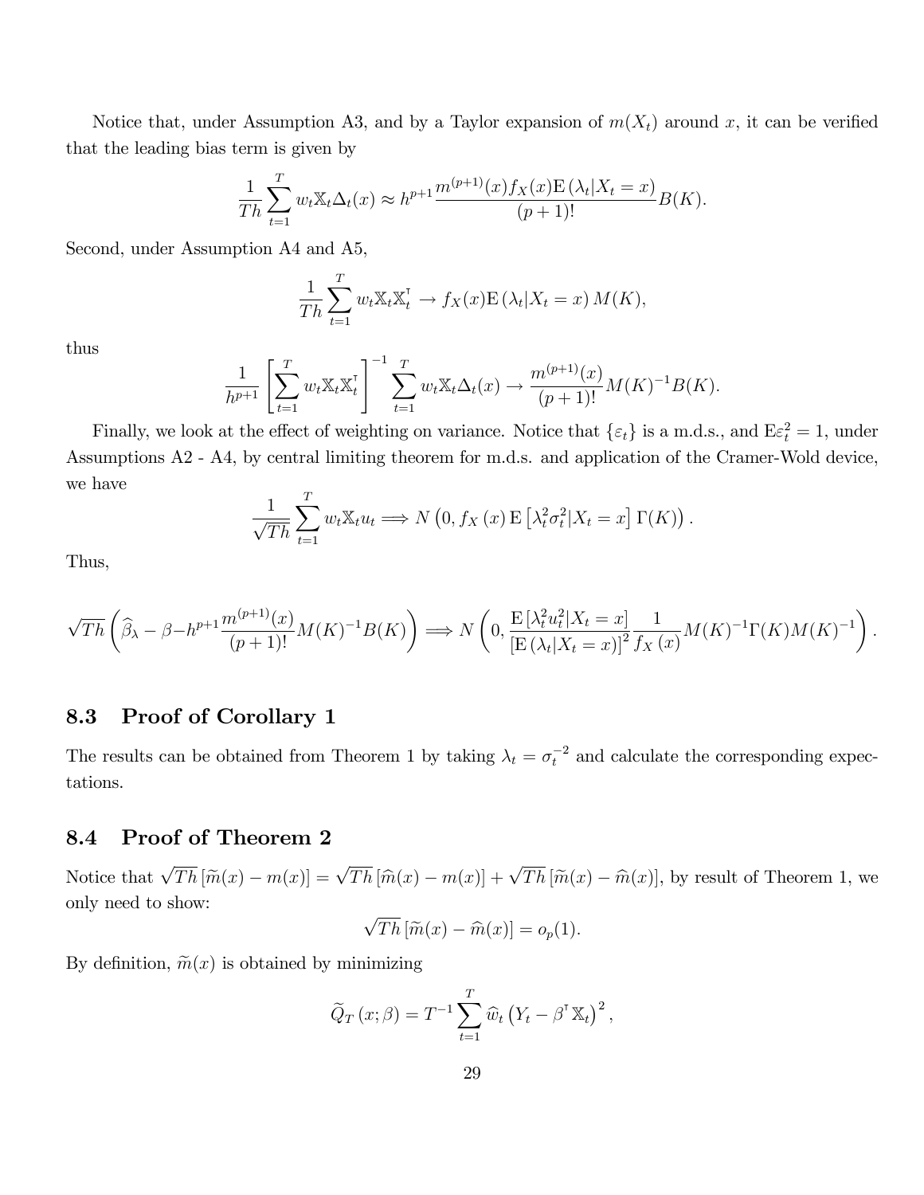Notice that, under Assumption A3, and by a Taylor expansion of $m(X_t)$ around $x$, it can be verified that the leading bias term is given by

$$\frac{1}{Th}\sum_{t=1}^{T} w_t \mathbb{X}_t \Delta_t(x) \approx h^{p+1}\frac{m^{(p+1)}(x) f_X(x) \mathrm{E}\left(\lambda_t | X_t = x\right)}{(p+1)!} B(K).$$

Second, under Assumption A4 and A5,

$$\frac{1}{Th}\sum_{t=1}^{T} w_t \mathbb{X}_t \mathbb{X}_t^{\intercal} \to f_X(x) \mathrm{E}\left(\lambda_t | X_t = x\right) M(K),$$

thus

$$\frac{1}{h^{p+1}}\left[\sum_{t=1}^{T} w_t \mathbb{X}_t \mathbb{X}_t^{\intercal}\right]^{-1} \sum_{t=1}^{T} w_t \mathbb{X}_t \Delta_t(x) \to \frac{m^{(p+1)}(x)}{(p+1)!} M(K)^{-1} B(K).$$

Finally, we look at the effect of weighting on variance. Notice that $\{\varepsilon_t\}$ is a m.d.s., and $\mathrm{E}\varepsilon_t^2 = 1$, under Assumptions A2 - A4, by central limiting theorem for m.d.s. and application of the Cramer-Wold device, we have

$$\frac{1}{\sqrt{Th}}\sum_{t=1}^{T} w_t \mathbb{X}_t u_t \Longrightarrow N\left(0, f_X(x)\, \mathrm{E}\left[\lambda_t^2 \sigma_t^2 | X_t = x\right] \Gamma(K)\right).$$

Thus,

$$\sqrt{Th}\left(\widehat{\beta}_\lambda - \beta - h^{p+1}\frac{m^{(p+1)}(x)}{(p+1)!} M(K)^{-1} B(K)\right) \Longrightarrow N\left(0, \frac{\mathrm{E}\left[\lambda_t^2 u_t^2 | X_t = x\right]}{\left[\mathrm{E}\left(\lambda_t | X_t = x\right)\right]^2} \frac{1}{f_X(x)} M(K)^{-1}\Gamma(K) M(K)^{-1}\right).$$

## 8.3 Proof of Corollary 1

The results can be obtained from Theorem 1 by taking $\lambda_t = \sigma_t^{-2}$ and calculate the corresponding expectations.

## 8.4 Proof of Theorem 2

Notice that $\sqrt{Th}\left[\widetilde{m}(x) - m(x)\right] = \sqrt{Th}\left[\widehat{m}(x) - m(x)\right] + \sqrt{Th}\left[\widetilde{m}(x) - \widehat{m}(x)\right]$, by result of Theorem 1, we only need to show:

$$\sqrt{Th}\left[\widetilde{m}(x) - \widehat{m}(x)\right] = o_p(1).$$

By definition, $\widetilde{m}(x)$ is obtained by minimizing

$$\widetilde{Q}_T(x;\beta) = T^{-1}\sum_{t=1}^{T} \widehat{w}_t \left(Y_t - \beta^{\intercal}\mathbb{X}_t\right)^2,$$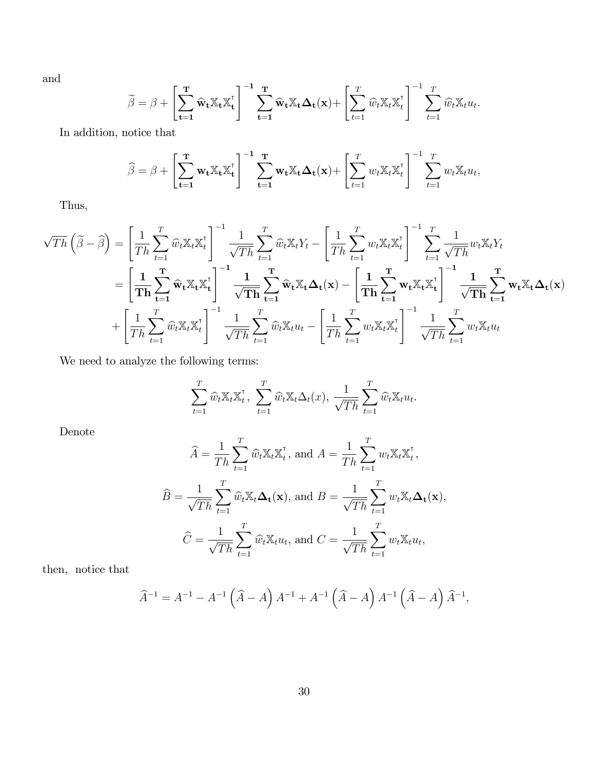and

$$\widetilde{\beta} = \beta + \left[\sum_{\mathbf{t=1}}^{\mathbf{T}} \widehat{\mathbf{w}}_{\mathbf{t}} \mathbb{X}_{\mathbf{t}} \mathbb{X}_{\mathbf{t}}^{\intercal}\right]^{-\mathbf{1}} \sum_{\mathbf{t=1}}^{\mathbf{T}} \widehat{\mathbf{w}}_{\mathbf{t}} \mathbb{X}_{\mathbf{t}} \boldsymbol{\Delta}_{\mathbf{t}}(\mathbf{x}) + \left[\sum_{t=1}^{T} \widehat{w}_t \mathbb{X}_t \mathbb{X}_t^{\intercal}\right]^{-1} \sum_{t=1}^{T} \widehat{w}_t \mathbb{X}_t u_t.$$

In addition, notice that

$$\widehat{\beta} = \beta + \left[\sum_{\mathbf{t=1}}^{\mathbf{T}} \mathbf{w}_{\mathbf{t}} \mathbb{X}_{\mathbf{t}} \mathbb{X}_{\mathbf{t}}^{\intercal}\right]^{-\mathbf{1}} \sum_{\mathbf{t=1}}^{\mathbf{T}} \mathbf{w}_{\mathbf{t}} \mathbb{X}_{\mathbf{t}} \boldsymbol{\Delta}_{\mathbf{t}}(\mathbf{x}) + \left[\sum_{t=1}^{T} w_t \mathbb{X}_t \mathbb{X}_t^{\intercal}\right]^{-1} \sum_{t=1}^{T} w_t \mathbb{X}_t u_t,$$

Thus,

$$\begin{aligned}
\sqrt{Th}\left(\widetilde{\beta} - \widehat{\beta}\right) &= \left[\frac{1}{Th}\sum_{t=1}^{T} \widehat{w}_t \mathbb{X}_t \mathbb{X}_t^{\intercal}\right]^{-1} \frac{1}{\sqrt{Th}} \sum_{t=1}^{T} \widehat{w}_t \mathbb{X} Y_t - \left[\frac{1}{Th}\sum_{t=1}^{T} w_t \mathbb{X}_t \mathbb{X}_t^{\intercal}\right]^{-1} \sum_{t=1}^{T} \frac{1}{\sqrt{Th}} w_t \mathbb{X} Y_t \\
&= \left[\frac{\mathbf{1}}{\mathbf{Th}}\sum_{\mathbf{t=1}}^{\mathbf{T}} \widehat{\mathbf{w}}_{\mathbf{t}} \mathbb{X}_{\mathbf{t}} \mathbb{X}_{\mathbf{t}}^{\intercal}\right]^{-\mathbf{1}} \frac{\mathbf{1}}{\sqrt{\mathbf{Th}}} \sum_{\mathbf{t=1}}^{\mathbf{T}} \widehat{\mathbf{w}}_{\mathbf{t}} \mathbb{X}_{\mathbf{t}} \boldsymbol{\Delta}_{\mathbf{t}}(\mathbf{x}) - \left[\frac{\mathbf{1}}{\mathbf{Th}}\sum_{\mathbf{t=1}}^{\mathbf{T}} \mathbf{w}_{\mathbf{t}} \mathbb{X}_{\mathbf{t}} \mathbb{X}_{\mathbf{t}}^{\intercal}\right]^{-\mathbf{1}} \frac{\mathbf{1}}{\sqrt{\mathbf{Th}}} \sum_{\mathbf{t=1}}^{\mathbf{T}} \mathbf{w}_{\mathbf{t}} \mathbb{X}_{\mathbf{t}} \boldsymbol{\Delta}_{\mathbf{t}}(\mathbf{x}) \\
&+ \left[\frac{1}{Th}\sum_{t=1}^{T} \widehat{w}_t \mathbb{X}_t \mathbb{X}_t^{\intercal}\right]^{-1} \frac{1}{\sqrt{Th}} \sum_{t=1}^{T} \widehat{w}_t \mathbb{X}_t u_t - \left[\frac{1}{Th}\sum_{t=1}^{T} w_t \mathbb{X}_t \mathbb{X}_t^{\intercal}\right]^{-1} \frac{1}{\sqrt{Th}} \sum_{t=1}^{T} w_t \mathbb{X}_t u_t
\end{aligned}$$

We need to analyze the following terms:

$$\sum_{t=1}^{T} \widehat{w}_t \mathbb{X}_t \mathbb{X}_t^{\intercal}, \ \sum_{t=1}^{T} \widehat{w}_t \mathbb{X}_t \Delta_t(x), \ \frac{1}{\sqrt{Th}} \sum_{t=1}^{T} \widehat{w}_t \mathbb{X}_t u_t.$$

Denote

$$\widehat{A} = \frac{1}{Th}\sum_{t=1}^{T} \widehat{w}_t \mathbb{X}_t \mathbb{X}_t^{\intercal}, \text{ and } A = \frac{1}{Th}\sum_{t=1}^{T} w_t \mathbb{X}_t \mathbb{X}_t^{\intercal},$$

$$\widehat{B} = \frac{1}{\sqrt{Th}}\sum_{t=1}^{T} \widehat{w}_t \mathbb{X}_t \boldsymbol{\Delta}_{\mathbf{t}}(\mathbf{x}), \text{ and } B = \frac{1}{\sqrt{Th}}\sum_{t=1}^{T} w_t \mathbb{X}_t \boldsymbol{\Delta}_{\mathbf{t}}(\mathbf{x}),$$

$$\widehat{C} = \frac{1}{\sqrt{Th}}\sum_{t=1}^{T} \widehat{w}_t \mathbb{X}_t u_t, \text{ and } C = \frac{1}{\sqrt{Th}}\sum_{t=1}^{T} w_t \mathbb{X}_t u_t,$$

then, notice that

$$\widehat{A}^{-1} = A^{-1} - A^{-1}\left(\widehat{A} - A\right)A^{-1} + A^{-1}\left(\widehat{A} - A\right)A^{-1}\left(\widehat{A} - A\right)\widehat{A}^{-1},$$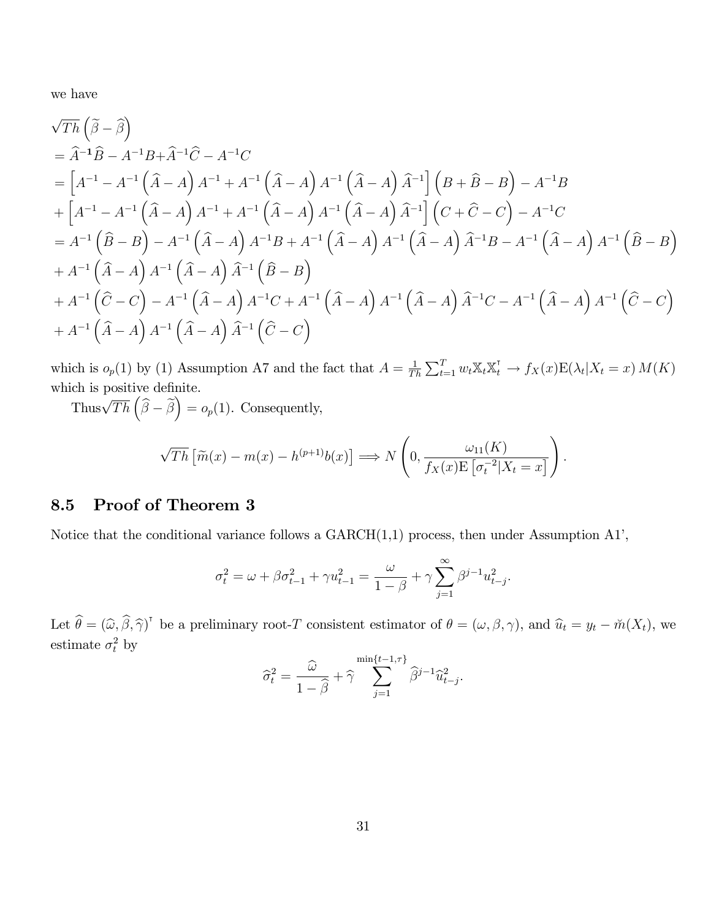we have

$$
\begin{aligned}
&\sqrt{Th}\left(\widetilde{\beta}-\widehat{\beta}\right) \\
&= \widehat{A}^{-\mathbf{1}}\widehat{B} - A^{-1}B + \widehat{A}^{-1}\widehat{C} - A^{-1}C \\
&= \left[A^{-1} - A^{-1}\left(\widehat{A}-A\right)A^{-1} + A^{-1}\left(\widehat{A}-A\right)A^{-1}\left(\widehat{A}-A\right)\widehat{A}^{-1}\right]\left(B+\widehat{B}-B\right) - A^{-1}B \\
&+ \left[A^{-1} - A^{-1}\left(\widehat{A}-A\right)A^{-1} + A^{-1}\left(\widehat{A}-A\right)A^{-1}\left(\widehat{A}-A\right)\widehat{A}^{-1}\right]\left(C+\widehat{C}-C\right) - A^{-1}C \\
&= A^{-1}\left(\widehat{B}-B\right) - A^{-1}\left(\widehat{A}-A\right)A^{-1}B + A^{-1}\left(\widehat{A}-A\right)A^{-1}\left(\widehat{A}-A\right)\widehat{A}^{-1}B - A^{-1}\left(\widehat{A}-A\right)A^{-1}\left(\widehat{B}-B\right) \\
&+ A^{-1}\left(\widehat{A}-A\right)A^{-1}\left(\widehat{A}-A\right)\widehat{A}^{-1}\left(\widehat{B}-B\right) \\
&+ A^{-1}\left(\widehat{C}-C\right) - A^{-1}\left(\widehat{A}-A\right)A^{-1}C + A^{-1}\left(\widehat{A}-A\right)A^{-1}\left(\widehat{A}-A\right)\widehat{A}^{-1}C - A^{-1}\left(\widehat{A}-A\right)A^{-1}\left(\widehat{C}-C\right) \\
&+ A^{-1}\left(\widehat{A}-A\right)A^{-1}\left(\widehat{A}-A\right)\widehat{A}^{-1}\left(\widehat{C}-C\right)
\end{aligned}
$$

which is $o_p(1)$ by (1) Assumption A7 and the fact that $A = \frac{1}{Th}\sum_{t=1}^{T} w_t \mathbb{X}_t \mathbb{X}_t^{\intercal} \to f_X(x)\mathrm{E}(\lambda_t|X_t = x)\, M(K)$ which is positive definite.

Thus$\sqrt{Th}\left(\widehat{\beta}-\widetilde{\beta}\right) = o_p(1)$. Consequently,

$$
\sqrt{Th}\left[\widetilde{m}(x) - m(x) - h^{(p+1)}b(x)\right] \Longrightarrow N\left(0, \frac{\omega_{11}(K)}{f_X(x)\mathrm{E}\left[\sigma_t^{-2}|X_t = x\right]}\right).
$$

## 8.5 Proof of Theorem 3

Notice that the conditional variance follows a GARCH(1,1) process, then under Assumption A1',

$$
\sigma_t^2 = \omega + \beta\sigma_{t-1}^2 + \gamma u_{t-1}^2 = \frac{\omega}{1-\beta} + \gamma\sum_{j=1}^{\infty}\beta^{j-1}u_{t-j}^2.
$$

Let $\widehat{\theta} = (\widehat{\omega}, \widehat{\beta}, \widehat{\gamma})^{\intercal}$ be a preliminary root-$T$ consistent estimator of $\theta = (\omega, \beta, \gamma)$, and $\widehat{u}_t = y_t - \breve{m}(X_t)$, we estimate $\sigma_t^2$ by

$$
\widehat{\sigma}_t^2 = \frac{\widehat{\omega}}{1-\widehat{\beta}} + \widehat{\gamma}\sum_{j=1}^{\min\{t-1,\tau\}}\widehat{\beta}^{j-1}\widehat{u}_{t-j}^2.
$$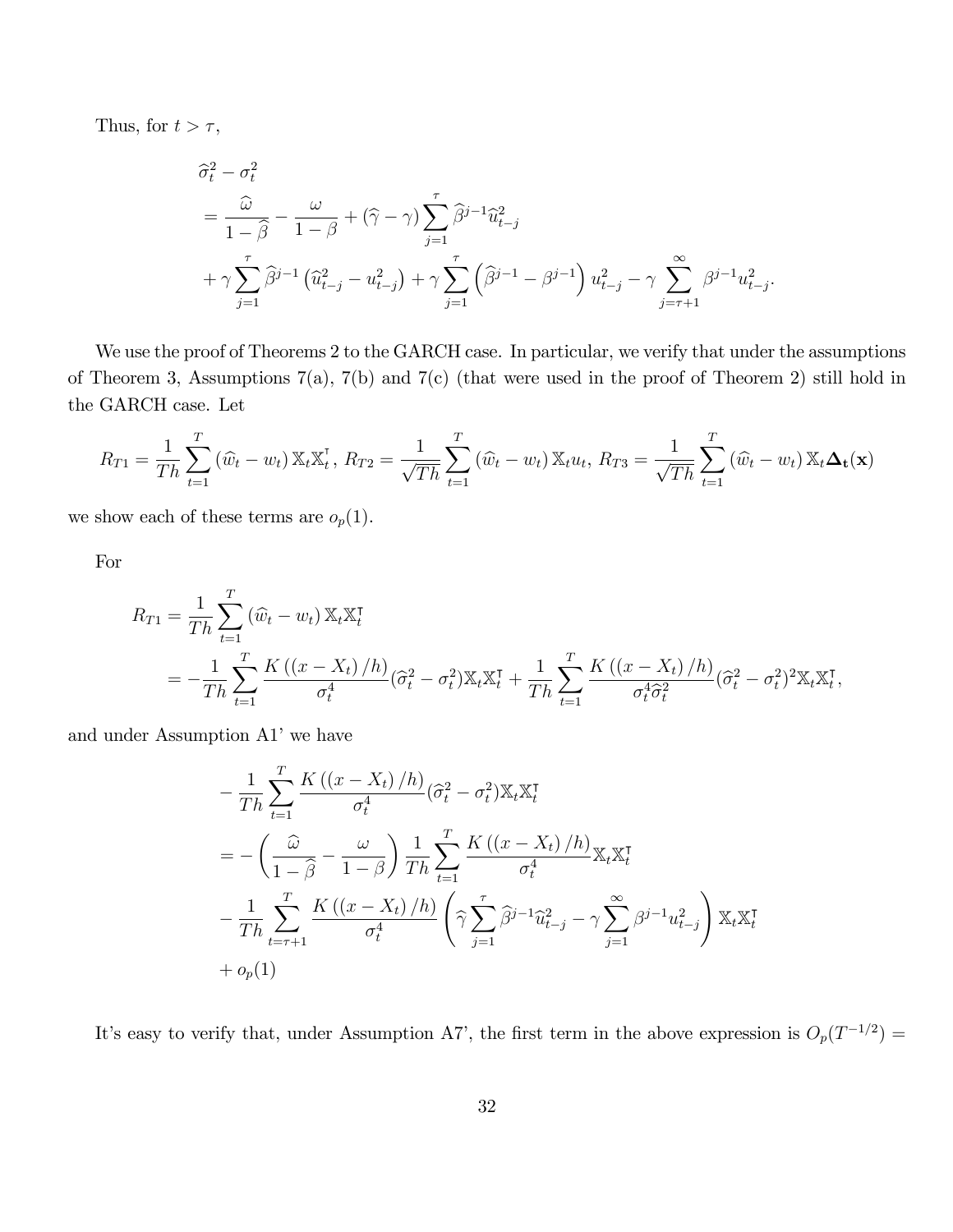Thus, for $t > \tau$,

$$
\begin{aligned}
&\widehat{\sigma}_t^2 - \sigma_t^2 \\
&= \frac{\widehat{\omega}}{1-\widehat{\beta}} - \frac{\omega}{1-\beta} + (\widehat{\gamma} - \gamma) \sum_{j=1}^{\tau} \widehat{\beta}^{j-1} \widehat{u}_{t-j}^2 \\
&+ \gamma \sum_{j=1}^{\tau} \widehat{\beta}^{j-1} \left( \widehat{u}_{t-j}^2 - u_{t-j}^2 \right) + \gamma \sum_{j=1}^{\tau} \left( \widehat{\beta}^{j-1} - \beta^{j-1} \right) u_{t-j}^2 - \gamma \sum_{j=\tau+1}^{\infty} \beta^{j-1} u_{t-j}^2 .
\end{aligned}
$$

We use the proof of Theorems 2 to the GARCH case. In particular, we verify that under the assumptions of Theorem 3, Assumptions 7(a), 7(b) and 7(c) (that were used in the proof of Theorem 2) still hold in the GARCH case. Let

$$
R_{T1} = \frac{1}{Th} \sum_{t=1}^{T} \left( \widehat{w}_t - w_t \right) \mathbb{X}_t \mathbb{X}_t^{\intercal},\ R_{T2} = \frac{1}{\sqrt{Th}} \sum_{t=1}^{T} \left( \widehat{w}_t - w_t \right) \mathbb{X}_t u_t,\ R_{T3} = \frac{1}{\sqrt{Th}} \sum_{t=1}^{T} \left( \widehat{w}_t - w_t \right) \mathbb{X}_t \mathbf{\Delta_t}(\mathbf{x})
$$

we show each of these terms are $o_p(1)$.

For

$$
\begin{aligned}
R_{T1} &= \frac{1}{Th} \sum_{t=1}^{T} \left( \widehat{w}_t - w_t \right) \mathbb{X}_t \mathbb{X}_t^{\intercal} \\
&= -\frac{1}{Th} \sum_{t=1}^{T} \frac{K\left( (x - X_t)/h \right)}{\sigma_t^4} (\widehat{\sigma}_t^2 - \sigma_t^2) \mathbb{X}_t \mathbb{X}_t^{\intercal} + \frac{1}{Th} \sum_{t=1}^{T} \frac{K\left( (x - X_t)/h \right)}{\sigma_t^4 \widehat{\sigma}_t^2} (\widehat{\sigma}_t^2 - \sigma_t^2)^2 \mathbb{X}_t \mathbb{X}_t^{\intercal},
\end{aligned}
$$

and under Assumption A1' we have

$$
\begin{aligned}
&-\frac{1}{Th} \sum_{t=1}^{T} \frac{K\left( (x - X_t)/h \right)}{\sigma_t^4} (\widehat{\sigma}_t^2 - \sigma_t^2) \mathbb{X}_t \mathbb{X}_t^{\intercal} \\
&= -\left( \frac{\widehat{\omega}}{1-\widehat{\beta}} - \frac{\omega}{1-\beta} \right) \frac{1}{Th} \sum_{t=1}^{T} \frac{K\left( (x - X_t)/h \right)}{\sigma_t^4} \mathbb{X}_t \mathbb{X}_t^{\intercal} \\
&- \frac{1}{Th} \sum_{t=\tau+1}^{T} \frac{K\left( (x - X_t)/h \right)}{\sigma_t^4} \left( \widehat{\gamma} \sum_{j=1}^{\tau} \widehat{\beta}^{j-1} \widehat{u}_{t-j}^2 - \gamma \sum_{j=1}^{\infty} \beta^{j-1} u_{t-j}^2 \right) \mathbb{X}_t \mathbb{X}_t^{\intercal} \\
&+ o_p(1)
\end{aligned}
$$

It's easy to verify that, under Assumption A7', the first term in the above expression is $O_p(T^{-1/2}) =$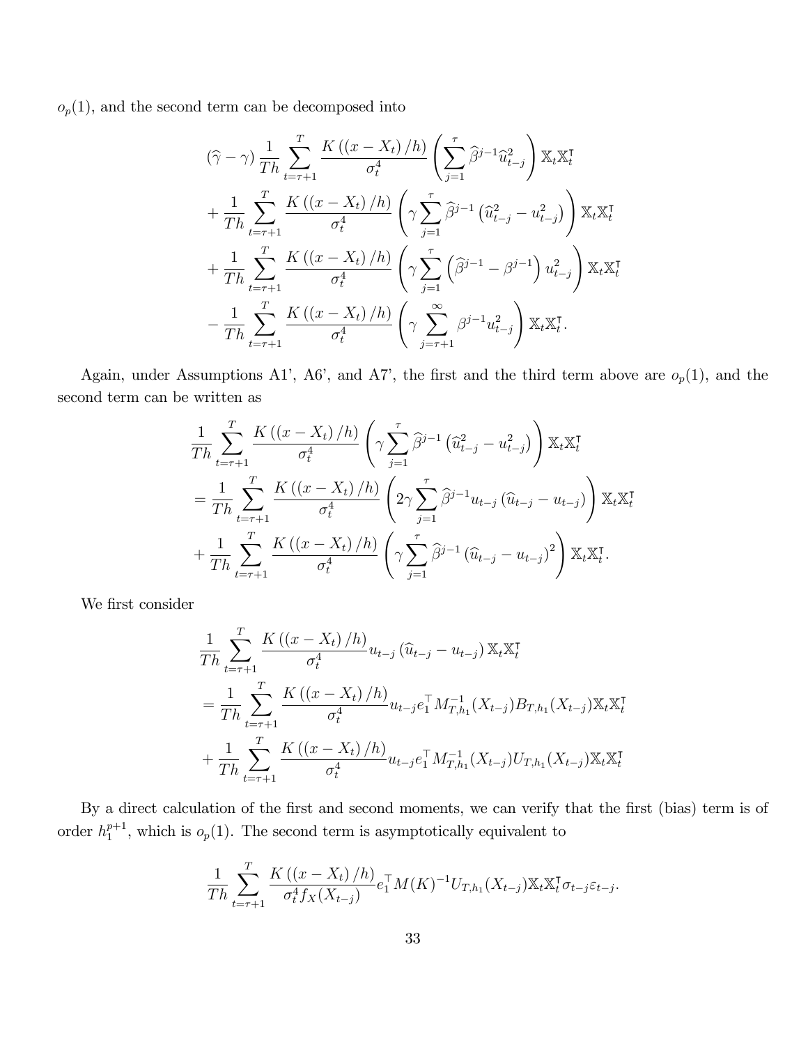$o_p(1)$, and the second term can be decomposed into

$$
\begin{aligned}
&(\widehat{\gamma}-\gamma)\frac{1}{Th}\sum_{t=\tau+1}^{T}\frac{K\left((x-X_t)/h\right)}{\sigma_t^4}\left(\sum_{j=1}^{\tau}\widehat{\beta}^{j-1}\widehat{u}_{t-j}^2\right)\mathbb{X}_t\mathbb{X}_t^{\intercal}\\
&+\frac{1}{Th}\sum_{t=\tau+1}^{T}\frac{K\left((x-X_t)/h\right)}{\sigma_t^4}\left(\gamma\sum_{j=1}^{\tau}\widehat{\beta}^{j-1}\left(\widehat{u}_{t-j}^2-u_{t-j}^2\right)\right)\mathbb{X}_t\mathbb{X}_t^{\intercal}\\
&+\frac{1}{Th}\sum_{t=\tau+1}^{T}\frac{K\left((x-X_t)/h\right)}{\sigma_t^4}\left(\gamma\sum_{j=1}^{\tau}\left(\widehat{\beta}^{j-1}-\beta^{j-1}\right)u_{t-j}^2\right)\mathbb{X}_t\mathbb{X}_t^{\intercal}\\
&-\frac{1}{Th}\sum_{t=\tau+1}^{T}\frac{K\left((x-X_t)/h\right)}{\sigma_t^4}\left(\gamma\sum_{j=\tau+1}^{\infty}\beta^{j-1}u_{t-j}^2\right)\mathbb{X}_t\mathbb{X}_t^{\intercal}.
\end{aligned}
$$

Again, under Assumptions A1', A6', and A7', the first and the third term above are $o_p(1)$, and the second term can be written as

$$
\begin{aligned}
&\frac{1}{Th}\sum_{t=\tau+1}^{T}\frac{K\left((x-X_t)/h\right)}{\sigma_t^4}\left(\gamma\sum_{j=1}^{\tau}\widehat{\beta}^{j-1}\left(\widehat{u}_{t-j}^2-u_{t-j}^2\right)\right)\mathbb{X}_t\mathbb{X}_t^{\intercal}\\
&=\frac{1}{Th}\sum_{t=\tau+1}^{T}\frac{K\left((x-X_t)/h\right)}{\sigma_t^4}\left(2\gamma\sum_{j=1}^{\tau}\widehat{\beta}^{j-1}u_{t-j}\left(\widehat{u}_{t-j}-u_{t-j}\right)\right)\mathbb{X}_t\mathbb{X}_t^{\intercal}\\
&+\frac{1}{Th}\sum_{t=\tau+1}^{T}\frac{K\left((x-X_t)/h\right)}{\sigma_t^4}\left(\gamma\sum_{j=1}^{\tau}\widehat{\beta}^{j-1}\left(\widehat{u}_{t-j}-u_{t-j}\right)^2\right)\mathbb{X}_t\mathbb{X}_t^{\intercal}.
\end{aligned}
$$

We first consider

$$
\begin{aligned}
&\frac{1}{Th}\sum_{t=\tau+1}^{T}\frac{K\left((x-X_t)/h\right)}{\sigma_t^4}u_{t-j}\left(\widehat{u}_{t-j}-u_{t-j}\right)\mathbb{X}_t\mathbb{X}_t^{\intercal}\\
&=\frac{1}{Th}\sum_{t=\tau+1}^{T}\frac{K\left((x-X_t)/h\right)}{\sigma_t^4}u_{t-j}e_1^{\top}M_{T,h_1}^{-1}(X_{t-j})B_{T,h_1}(X_{t-j})\mathbb{X}_t\mathbb{X}_t^{\intercal}\\
&+\frac{1}{Th}\sum_{t=\tau+1}^{T}\frac{K\left((x-X_t)/h\right)}{\sigma_t^4}u_{t-j}e_1^{\top}M_{T,h_1}^{-1}(X_{t-j})U_{T,h_1}(X_{t-j})\mathbb{X}_t\mathbb{X}_t^{\intercal}
\end{aligned}
$$

By a direct calculation of the first and second moments, we can verify that the first (bias) term is of order $h_1^{p+1}$, which is $o_p(1)$. The second term is asymptotically equivalent to

$$
\frac{1}{Th}\sum_{t=\tau+1}^{T}\frac{K\left((x-X_t)/h\right)}{\sigma_t^4 f_X(X_{t-j})}e_1^{\top}M(K)^{-1}U_{T,h_1}(X_{t-j})\mathbb{X}_t\mathbb{X}_t^{\intercal}\sigma_{t-j}\varepsilon_{t-j}.
$$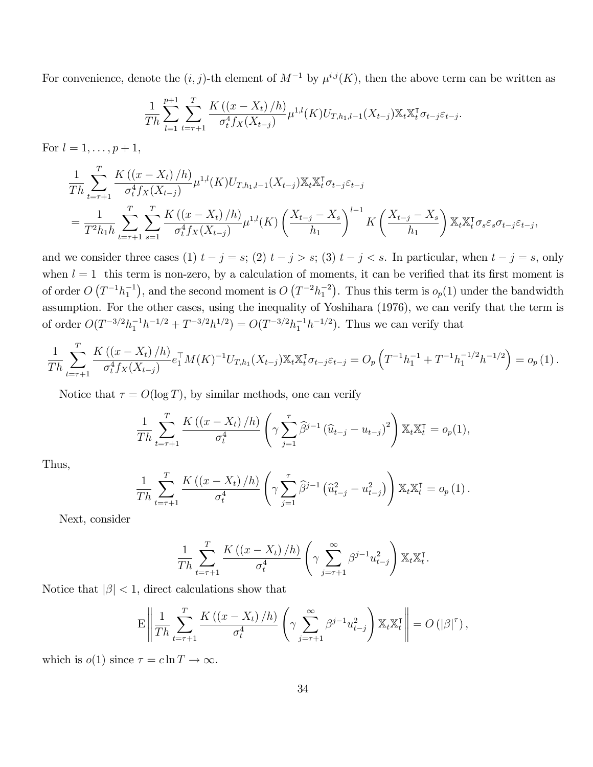For convenience, denote the $(i,j)$-th element of $M^{-1}$ by $\mu^{i,j}(K)$, then the above term can be written as

$$\frac{1}{Th}\sum_{l=1}^{p+1}\sum_{t=\tau+1}^{T}\frac{K\left((x-X_t)/h\right)}{\sigma_t^4 f_X(X_{t-j})}\mu^{1,l}(K)U_{T,h_1,l-1}(X_{t-j})\mathbb{X}_t\mathbb{X}_t^{\intercal}\sigma_{t-j}\varepsilon_{t-j}.$$

For $l=1,\ldots,p+1$,

$$\begin{aligned}
&\frac{1}{Th}\sum_{t=\tau+1}^{T}\frac{K\left((x-X_t)/h\right)}{\sigma_t^4 f_X(X_{t-j})}\mu^{1,l}(K)U_{T,h_1,l-1}(X_{t-j})\mathbb{X}_t\mathbb{X}_t^{\intercal}\sigma_{t-j}\varepsilon_{t-j}\\
&=\frac{1}{T^2h_1h}\sum_{t=\tau+1}^{T}\sum_{s=1}^{T}\frac{K\left((x-X_t)/h\right)}{\sigma_t^4 f_X(X_{t-j})}\mu^{1,l}(K)\left(\frac{X_{t-j}-X_s}{h_1}\right)^{l-1}K\left(\frac{X_{t-j}-X_s}{h_1}\right)\mathbb{X}_t\mathbb{X}_t^{\intercal}\sigma_s\varepsilon_s\sigma_{t-j}\varepsilon_{t-j},
\end{aligned}$$

and we consider three cases (1) $t-j=s$; (2) $t-j>s$; (3) $t-j<s$. In particular, when $t-j=s$, only when $l=1$ this term is non-zero, by a calculation of moments, it can be verified that its first moment is of order $O\left(T^{-1}h_1^{-1}\right)$, and the second moment is $O\left(T^{-2}h_1^{-2}\right)$. Thus this term is $o_p(1)$ under the bandwidth assumption. For the other cases, using the inequality of Yoshihara (1976), we can verify that the term is of order $O(T^{-3/2}h_1^{-1}h^{-1/2}+T^{-3/2}h^{1/2})=O(T^{-3/2}h_1^{-1}h^{-1/2})$. Thus we can verify that

$$\frac{1}{Th}\sum_{t=\tau+1}^{T}\frac{K\left((x-X_t)/h\right)}{\sigma_t^4 f_X(X_{t-j})}e_1^{\top}M(K)^{-1}U_{T,h_1}(X_{t-j})\mathbb{X}_t\mathbb{X}_t^{\intercal}\sigma_{t-j}\varepsilon_{t-j}=O_p\left(T^{-1}h_1^{-1}+T^{-1}h_1^{-1/2}h^{-1/2}\right)=o_p\left(1\right).$$

Notice that $\tau=O(\log T)$, by similar methods, one can verify

$$\frac{1}{Th}\sum_{t=\tau+1}^{T}\frac{K\left((x-X_t)/h\right)}{\sigma_t^4}\left(\gamma\sum_{j=1}^{\tau}\widehat{\beta}^{j-1}\left(\widehat{u}_{t-j}-u_{t-j}\right)^2\right)\mathbb{X}_t\mathbb{X}_t^{\intercal}=o_p(1),$$

Thus,

$$\frac{1}{Th}\sum_{t=\tau+1}^{T}\frac{K\left((x-X_t)/h\right)}{\sigma_t^4}\left(\gamma\sum_{j=1}^{\tau}\widehat{\beta}^{j-1}\left(\widehat{u}_{t-j}^2-u_{t-j}^2\right)\right)\mathbb{X}_t\mathbb{X}_t^{\intercal}=o_p\left(1\right).$$

Next, consider

$$\frac{1}{Th}\sum_{t=\tau+1}^{T}\frac{K\left((x-X_t)/h\right)}{\sigma_t^4}\left(\gamma\sum_{j=\tau+1}^{\infty}\beta^{j-1}u_{t-j}^2\right)\mathbb{X}_t\mathbb{X}_t^{\intercal}.$$

Notice that $|\beta|<1$, direct calculations show that

$$\mathrm{E}\left\|\frac{1}{Th}\sum_{t=\tau+1}^{T}\frac{K\left((x-X_t)/h\right)}{\sigma_t^4}\left(\gamma\sum_{j=\tau+1}^{\infty}\beta^{j-1}u_{t-j}^2\right)\mathbb{X}_t\mathbb{X}_t^{\intercal}\right\|=O\left(|\beta|^{\tau}\right),$$

which is $o(1)$ since $\tau=c\ln T\to\infty$.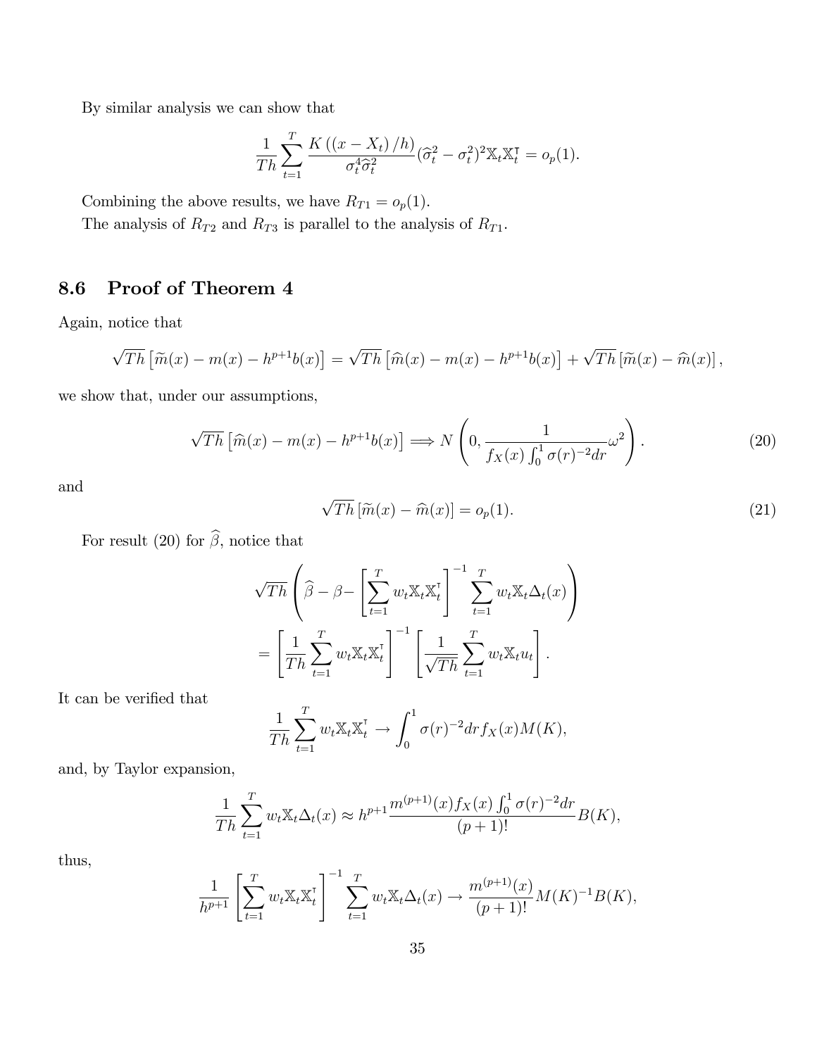By similar analysis we can show that

$$\frac{1}{Th}\sum_{t=1}^{T}\frac{K\left((x-X_t)/h\right)}{\sigma_t^4\widehat{\sigma}_t^2}(\widehat{\sigma}_t^2-\sigma_t^2)^2\mathbb{X}_t\mathbb{X}_t^{\intercal}=o_p(1).$$

Combining the above results, we have $R_{T1}=o_p(1)$.

The analysis of $R_{T2}$ and $R_{T3}$ is parallel to the analysis of $R_{T1}$.

## 8.6 Proof of Theorem 4

Again, notice that

$$\sqrt{Th}\left[\widetilde{m}(x)-m(x)-h^{p+1}b(x)\right]=\sqrt{Th}\left[\widehat{m}(x)-m(x)-h^{p+1}b(x)\right]+\sqrt{Th}\left[\widetilde{m}(x)-\widehat{m}(x)\right],$$

we show that, under our assumptions,

$$\sqrt{Th}\left[\widehat{m}(x)-m(x)-h^{p+1}b(x)\right]\Longrightarrow N\left(0,\frac{1}{f_X(x)\int_0^1\sigma(r)^{-2}dr}\omega^2\right). \tag{20}$$

and

$$\sqrt{Th}\left[\widetilde{m}(x)-\widehat{m}(x)\right]=o_p(1). \tag{21}$$

For result (20) for $\widehat{\beta}$, notice that

$$\begin{aligned}\sqrt{Th}&\left(\widehat{\beta}-\beta-\left[\sum_{t=1}^{T}w_t\mathbb{X}_t\mathbb{X}_t^{\intercal}\right]^{-1}\sum_{t=1}^{T}w_t\mathbb{X}_t\Delta_t(x)\right)\\&=\left[\frac{1}{Th}\sum_{t=1}^{T}w_t\mathbb{X}_t\mathbb{X}_t^{\intercal}\right]^{-1}\left[\frac{1}{\sqrt{Th}}\sum_{t=1}^{T}w_t\mathbb{X}_tu_t\right].\end{aligned}$$

It can be verified that

$$\frac{1}{Th}\sum_{t=1}^{T}w_t\mathbb{X}_t\mathbb{X}_t^{\intercal}\rightarrow\int_0^1\sigma(r)^{-2}drf_X(x)M(K),$$

and, by Taylor expansion,

$$\frac{1}{Th}\sum_{t=1}^{T}w_t\mathbb{X}_t\Delta_t(x)\approx h^{p+1}\frac{m^{(p+1)}(x)f_X(x)\int_0^1\sigma(r)^{-2}dr}{(p+1)!}B(K),$$

thus,

$$\frac{1}{h^{p+1}}\left[\sum_{t=1}^{T}w_t\mathbb{X}_t\mathbb{X}_t^{\intercal}\right]^{-1}\sum_{t=1}^{T}w_t\mathbb{X}_t\Delta_t(x)\rightarrow\frac{m^{(p+1)}(x)}{(p+1)!}M(K)^{-1}B(K),$$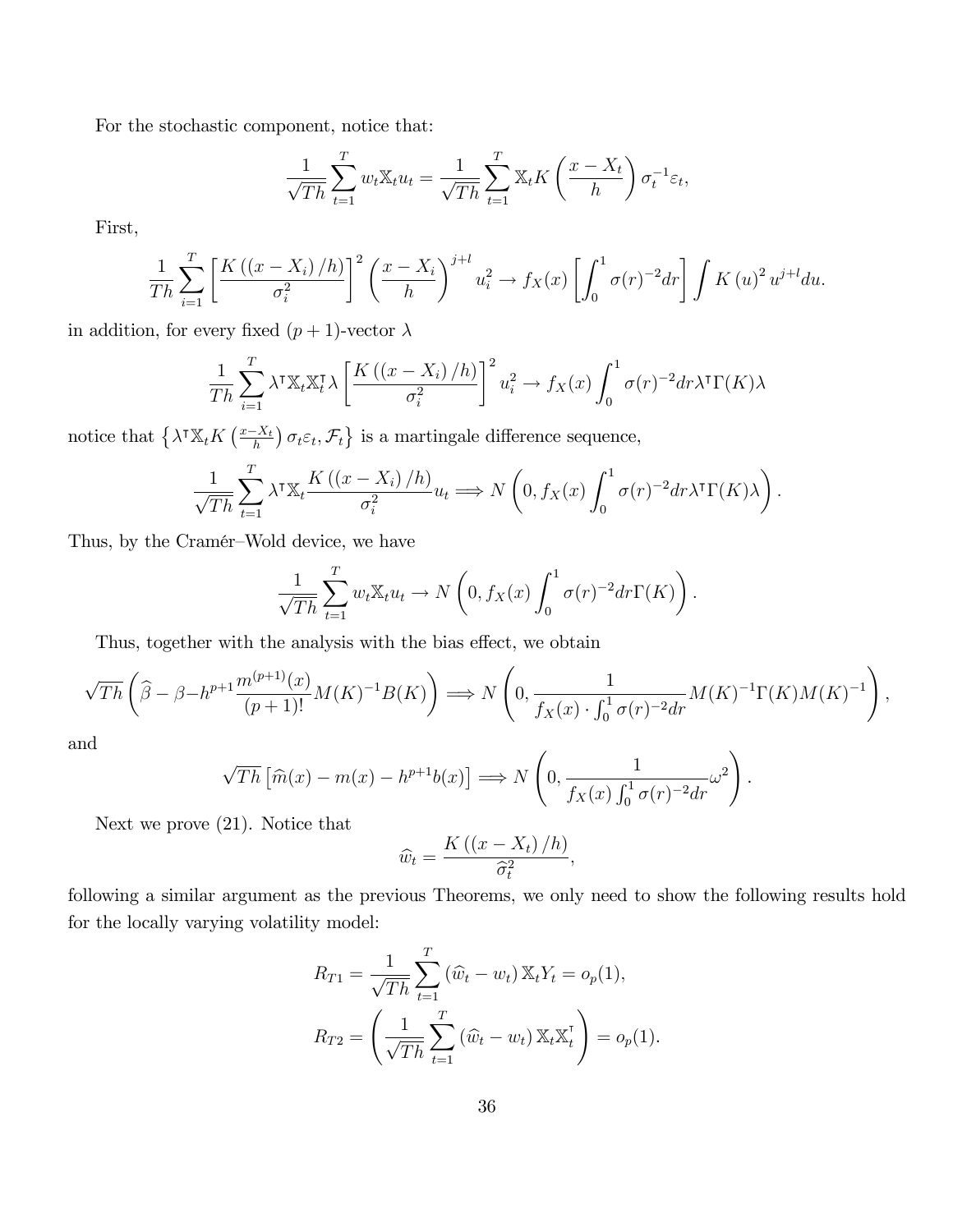For the stochastic component, notice that:

$$\frac{1}{\sqrt{Th}}\sum_{t=1}^{T} w_t \mathbb{X}_t u_t = \frac{1}{\sqrt{Th}}\sum_{t=1}^{T} \mathbb{X}_t K\left(\frac{x-X_t}{h}\right)\sigma_t^{-1}\varepsilon_t,$$

First,

$$\frac{1}{Th}\sum_{i=1}^{T}\left[\frac{K\left((x-X_i)/h\right)}{\sigma_i^2}\right]^2\left(\frac{x-X_i}{h}\right)^{j+l} u_i^2 \to f_X(x)\left[\int_0^1 \sigma(r)^{-2}dr\right]\int K\left(u\right)^2 u^{j+l}du.$$

in addition, for every fixed $(p+1)$-vector $\lambda$

$$\frac{1}{Th}\sum_{i=1}^{T}\lambda^{\intercal}\mathbb{X}_t\mathbb{X}_t^{\intercal}\lambda\left[\frac{K\left((x-X_i)/h\right)}{\sigma_i^2}\right]^2 u_i^2 \to f_X(x)\int_0^1 \sigma(r)^{-2}dr\lambda^{\intercal}\Gamma(K)\lambda$$

notice that $\left\{\lambda^{\intercal}\mathbb{X}_t K\left(\frac{x-X_t}{h}\right)\sigma_t\varepsilon_t, \mathcal{F}_t\right\}$ is a martingale difference sequence,

$$\frac{1}{\sqrt{Th}}\sum_{t=1}^{T}\lambda^{\intercal}\mathbb{X}_t\frac{K\left((x-X_i)/h\right)}{\sigma_i^2}u_t \Longrightarrow N\left(0, f_X(x)\int_0^1 \sigma(r)^{-2}dr\lambda^{\intercal}\Gamma(K)\lambda\right).$$

Thus, by the Cramér–Wold device, we have

$$\frac{1}{\sqrt{Th}}\sum_{t=1}^{T} w_t\mathbb{X}_t u_t \to N\left(0, f_X(x)\int_0^1 \sigma(r)^{-2}dr\Gamma(K)\right).$$

Thus, together with the analysis with the bias effect, we obtain

$$\sqrt{Th}\left(\widehat{\beta}-\beta-h^{p+1}\frac{m^{(p+1)}(x)}{(p+1)!}M(K)^{-1}B(K)\right) \Longrightarrow N\left(0, \frac{1}{f_X(x)\cdot\int_0^1\sigma(r)^{-2}dr}M(K)^{-1}\Gamma(K)M(K)^{-1}\right),$$

and

$$\sqrt{Th}\left[\widehat{m}(x)-m(x)-h^{p+1}b(x)\right] \Longrightarrow N\left(0, \frac{1}{f_X(x)\int_0^1\sigma(r)^{-2}dr}\omega^2\right).$$

Next we prove (21). Notice that

$$\widehat{w}_t = \frac{K\left((x-X_t)/h\right)}{\widehat{\sigma}_t^2},$$

following a similar argument as the previous Theorems, we only need to show the following results hold for the locally varying volatility model:

$$R_{T1} = \frac{1}{\sqrt{Th}}\sum_{t=1}^{T}\left(\widehat{w}_t - w_t\right)\mathbb{X}_t Y_t = o_p(1),$$

$$R_{T2} = \left(\frac{1}{\sqrt{Th}}\sum_{t=1}^{T}\left(\widehat{w}_t - w_t\right)\mathbb{X}_t\mathbb{X}_t^{\intercal}\right) = o_p(1).$$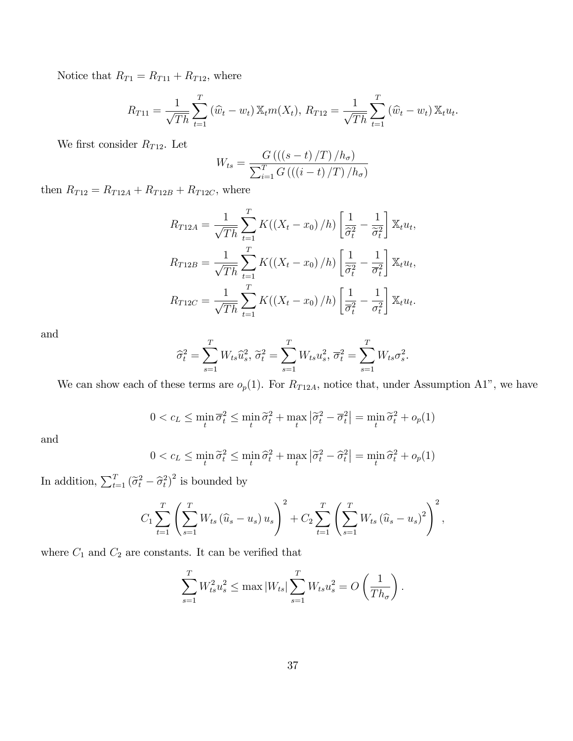Notice that $R_{T1} = R_{T11} + R_{T12}$, where

$$R_{T11} = \frac{1}{\sqrt{Th}} \sum_{t=1}^{T} \left(\widehat{w}_t - w_t\right) \mathbb{X}_t m(X_t),\; R_{T12} = \frac{1}{\sqrt{Th}} \sum_{t=1}^{T} \left(\widehat{w}_t - w_t\right) \mathbb{X}_t u_t.$$

We first consider $R_{T12}$. Let

$$W_{ts} = \frac{G\left(\left((s-t)/T\right)/h_\sigma\right)}{\sum_{i=1}^{T} G\left(\left((i-t)/T\right)/h_\sigma\right)}$$

then $R_{T12} = R_{T12A} + R_{T12B} + R_{T12C}$, where

$$R_{T12A} = \frac{1}{\sqrt{Th}} \sum_{t=1}^{T} K((X_t - x_0)/h) \left[\frac{1}{\widehat{\sigma}_t^2} - \frac{1}{\widetilde{\sigma}_t^2}\right] \mathbb{X}_t u_t,$$

$$R_{T12B} = \frac{1}{\sqrt{Th}} \sum_{t=1}^{T} K((X_t - x_0)/h) \left[\frac{1}{\widetilde{\sigma}_t^2} - \frac{1}{\overline{\sigma}_t^2}\right] \mathbb{X}_t u_t,$$

$$R_{T12C} = \frac{1}{\sqrt{Th}} \sum_{t=1}^{T} K((X_t - x_0)/h) \left[\frac{1}{\overline{\sigma}_t^2} - \frac{1}{\sigma_t^2}\right] \mathbb{X}_t u_t.$$

and

$$\widehat{\sigma}_t^2 = \sum_{s=1}^{T} W_{ts} \widehat{u}_s^2,\; \widetilde{\sigma}_t^2 = \sum_{s=1}^{T} W_{ts} u_s^2,\; \overline{\sigma}_t^2 = \sum_{s=1}^{T} W_{ts} \sigma_s^2.$$

We can show each of these terms are $o_p(1)$. For $R_{T12A}$, notice that, under Assumption A1", we have

$$0 < c_L \leq \min_t \overline{\sigma}_t^2 \leq \min_t \widetilde{\sigma}_t^2 + \max_t \left|\widetilde{\sigma}_t^2 - \overline{\sigma}_t^2\right| = \min_t \widetilde{\sigma}_t^2 + o_p(1)$$

and

$$0 < c_L \leq \min_t \widetilde{\sigma}_t^2 \leq \min_t \widehat{\sigma}_t^2 + \max_t \left|\widetilde{\sigma}_t^2 - \widehat{\sigma}_t^2\right| = \min_t \widehat{\sigma}_t^2 + o_p(1)$$

In addition, $\sum_{t=1}^{T} \left(\widetilde{\sigma}_t^2 - \widehat{\sigma}_t^2\right)^2$ is bounded by

$$C_1 \sum_{t=1}^{T} \left(\sum_{s=1}^{T} W_{ts} \left(\widehat{u}_s - u_s\right) u_s\right)^2 + C_2 \sum_{t=1}^{T} \left(\sum_{s=1}^{T} W_{ts} \left(\widehat{u}_s - u_s\right)^2\right)^2,$$

where $C_1$ and $C_2$ are constants. It can be verified that

$$\sum_{s=1}^{T} W_{ts}^2 u_s^2 \leq \max |W_{ts}| \sum_{s=1}^{T} W_{ts} u_s^2 = O\left(\frac{1}{Th_\sigma}\right).$$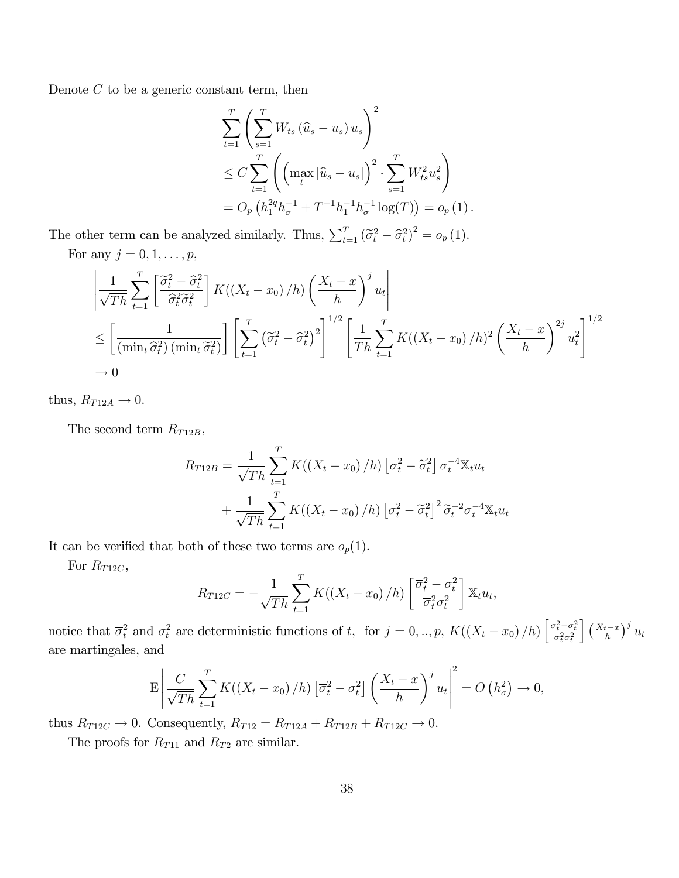Denote $C$ to be a generic constant term, then

$$
\begin{aligned}
&\sum_{t=1}^{T}\left(\sum_{s=1}^{T} W_{ts}\left(\widehat{u}_s - u_s\right) u_s\right)^2 \\
&\leq C \sum_{t=1}^{T}\left(\left(\max_t \left|\widehat{u}_s - u_s\right|\right)^2 \cdot \sum_{s=1}^{T} W_{ts}^2 u_s^2\right) \\
&= O_p\left(h_1^{2q} h_\sigma^{-1} + T^{-1} h_1^{-1} h_\sigma^{-1} \log(T)\right) = o_p(1).
\end{aligned}
$$

The other term can be analyzed similarly. Thus, $\sum_{t=1}^{T}\left(\widetilde{\sigma}_t^2 - \widehat{\sigma}_t^2\right)^2 = o_p(1)$.

For any $j = 0, 1, \ldots, p$,

$$
\begin{aligned}
&\left|\frac{1}{\sqrt{Th}} \sum_{t=1}^{T}\left[\frac{\widetilde{\sigma}_t^2 - \widehat{\sigma}_t^2}{\widehat{\sigma}_t^2 \widetilde{\sigma}_t^2}\right] K\left(\left(X_t - x_0\right)/h\right)\left(\frac{X_t - x}{h}\right)^j u_t\right| \\
&\leq \left[\frac{1}{\left(\min_t \widehat{\sigma}_t^2\right)\left(\min_t \widetilde{\sigma}_t^2\right)}\right]\left[\sum_{t=1}^{T}\left(\widetilde{\sigma}_t^2 - \widehat{\sigma}_t^2\right)^2\right]^{1/2}\left[\frac{1}{Th} \sum_{t=1}^{T} K\left(\left(X_t - x_0\right)/h\right)^2\left(\frac{X_t - x}{h}\right)^{2j} u_t^2\right]^{1/2} \\
&\rightarrow 0
\end{aligned}
$$

thus, $R_{T12A} \rightarrow 0$.

The second term $R_{T12B}$,

$$
\begin{aligned}
R_{T12B} &= \frac{1}{\sqrt{Th}} \sum_{t=1}^{T} K\left(\left(X_t - x_0\right)/h\right)\left[\overline{\sigma}_t^2 - \widetilde{\sigma}_t^2\right] \overline{\sigma}_t^{-4} \mathbb{X}_t u_t \\
&\quad + \frac{1}{\sqrt{Th}} \sum_{t=1}^{T} K\left(\left(X_t - x_0\right)/h\right)\left[\overline{\sigma}_t^2 - \widetilde{\sigma}_t^2\right]^2 \widetilde{\sigma}_t^{-2} \overline{\sigma}_t^{-4} \mathbb{X}_t u_t
\end{aligned}
$$

It can be verified that both of these two terms are $o_p(1)$.

For $R_{T12C}$,

$$
R_{T12C} = -\frac{1}{\sqrt{Th}} \sum_{t=1}^{T} K\left(\left(X_t - x_0\right)/h\right)\left[\frac{\overline{\sigma}_t^2 - \sigma_t^2}{\overline{\sigma}_t^2 \sigma_t^2}\right] \mathbb{X}_t u_t,
$$

notice that $\overline{\sigma}_t^2$ and $\sigma_t^2$ are deterministic functions of $t$, for $j = 0, .., p$, $K\left(\left(X_t - x_0\right)/h\right)\left[\frac{\overline{\sigma}_t^2 - \sigma_t^2}{\overline{\sigma}_t^2 \sigma_t^2}\right]\left(\frac{X_t - x}{h}\right)^j u_t$ are martingales, and

$$
\mathrm{E}\left|\frac{C}{\sqrt{Th}} \sum_{t=1}^{T} K\left(\left(X_t - x_0\right)/h\right)\left[\overline{\sigma}_t^2 - \sigma_t^2\right]\left(\frac{X_t - x}{h}\right)^j u_t\right|^2 = O\left(h_\sigma^2\right) \rightarrow 0,
$$

thus $R_{T12C} \rightarrow 0$. Consequently, $R_{T12} = R_{T12A} + R_{T12B} + R_{T12C} \rightarrow 0$.

The proofs for $R_{T11}$ and $R_{T2}$ are similar.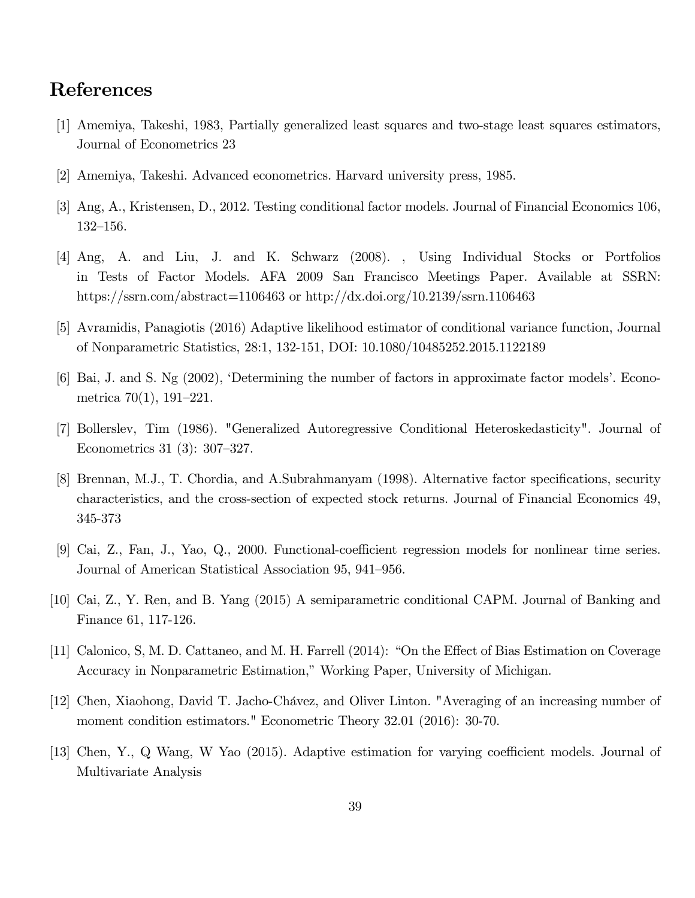# References

[1] Amemiya, Takeshi, 1983, Partially generalized least squares and two-stage least squares estimators, Journal of Econometrics 23

[2] Amemiya, Takeshi. Advanced econometrics. Harvard university press, 1985.

[3] Ang, A., Kristensen, D., 2012. Testing conditional factor models. Journal of Financial Economics 106, 132–156.

[4] Ang, A. and Liu, J. and K. Schwarz (2008). , Using Individual Stocks or Portfolios in Tests of Factor Models. AFA 2009 San Francisco Meetings Paper. Available at SSRN: https://ssrn.com/abstract=1106463 or http://dx.doi.org/10.2139/ssrn.1106463

[5] Avramidis, Panagiotis (2016) Adaptive likelihood estimator of conditional variance function, Journal of Nonparametric Statistics, 28:1, 132-151, DOI: 10.1080/10485252.2015.1122189

[6] Bai, J. and S. Ng (2002), 'Determining the number of factors in approximate factor models'. Econometrica 70(1), 191–221.

[7] Bollerslev, Tim (1986). "Generalized Autoregressive Conditional Heteroskedasticity". Journal of Econometrics 31 (3): 307–327.

[8] Brennan, M.J., T. Chordia, and A.Subrahmanyam (1998). Alternative factor specifications, security characteristics, and the cross-section of expected stock returns. Journal of Financial Economics 49, 345-373

[9] Cai, Z., Fan, J., Yao, Q., 2000. Functional-coefficient regression models for nonlinear time series. Journal of American Statistical Association 95, 941–956.

[10] Cai, Z., Y. Ren, and B. Yang (2015) A semiparametric conditional CAPM. Journal of Banking and Finance 61, 117-126.

[11] Calonico, S, M. D. Cattaneo, and M. H. Farrell (2014): "On the Effect of Bias Estimation on Coverage Accuracy in Nonparametric Estimation," Working Paper, University of Michigan.

[12] Chen, Xiaohong, David T. Jacho-Chávez, and Oliver Linton. "Averaging of an increasing number of moment condition estimators." Econometric Theory 32.01 (2016): 30-70.

[13] Chen, Y., Q Wang, W Yao (2015). Adaptive estimation for varying coefficient models. Journal of Multivariate Analysis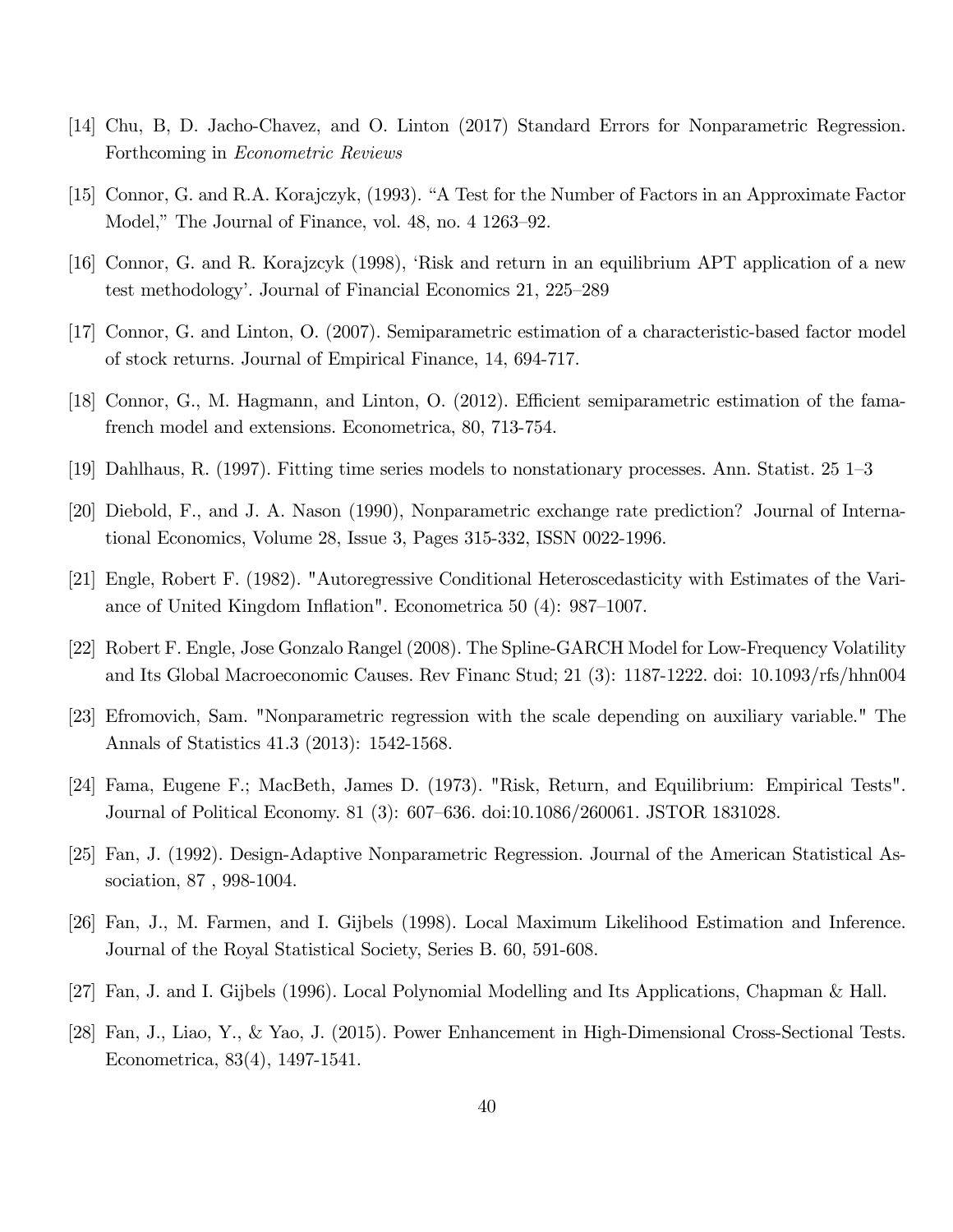[14] Chu, B, D. Jacho-Chavez, and O. Linton (2017) Standard Errors for Nonparametric Regression. Forthcoming in *Econometric Reviews*

[15] Connor, G. and R.A. Korajczyk, (1993). "A Test for the Number of Factors in an Approximate Factor Model," The Journal of Finance, vol. 48, no. 4 1263–92.

[16] Connor, G. and R. Korajzcyk (1998), 'Risk and return in an equilibrium APT application of a new test methodology'. Journal of Financial Economics 21, 225–289

[17] Connor, G. and Linton, O. (2007). Semiparametric estimation of a characteristic-based factor model of stock returns. Journal of Empirical Finance, 14, 694-717.

[18] Connor, G., M. Hagmann, and Linton, O. (2012). Efficient semiparametric estimation of the fama-french model and extensions. Econometrica, 80, 713-754.

[19] Dahlhaus, R. (1997). Fitting time series models to nonstationary processes. Ann. Statist. 25 1–3

[20] Diebold, F., and J. A. Nason (1990), Nonparametric exchange rate prediction? Journal of International Economics, Volume 28, Issue 3, Pages 315-332, ISSN 0022-1996.

[21] Engle, Robert F. (1982). "Autoregressive Conditional Heteroscedasticity with Estimates of the Variance of United Kingdom Inflation". Econometrica 50 (4): 987–1007.

[22] Robert F. Engle, Jose Gonzalo Rangel (2008). The Spline-GARCH Model for Low-Frequency Volatility and Its Global Macroeconomic Causes. Rev Financ Stud; 21 (3): 1187-1222. doi: 10.1093/rfs/hhn004

[23] Efromovich, Sam. "Nonparametric regression with the scale depending on auxiliary variable." The Annals of Statistics 41.3 (2013): 1542-1568.

[24] Fama, Eugene F.; MacBeth, James D. (1973). "Risk, Return, and Equilibrium: Empirical Tests". Journal of Political Economy. 81 (3): 607–636. doi:10.1086/260061. JSTOR 1831028.

[25] Fan, J. (1992). Design-Adaptive Nonparametric Regression. Journal of the American Statistical Association, 87 , 998-1004.

[26] Fan, J., M. Farmen, and I. Gijbels (1998). Local Maximum Likelihood Estimation and Inference. Journal of the Royal Statistical Society, Series B. 60, 591-608.

[27] Fan, J. and I. Gijbels (1996). Local Polynomial Modelling and Its Applications, Chapman & Hall.

[28] Fan, J., Liao, Y., & Yao, J. (2015). Power Enhancement in High-Dimensional Cross-Sectional Tests. Econometrica, 83(4), 1497-1541.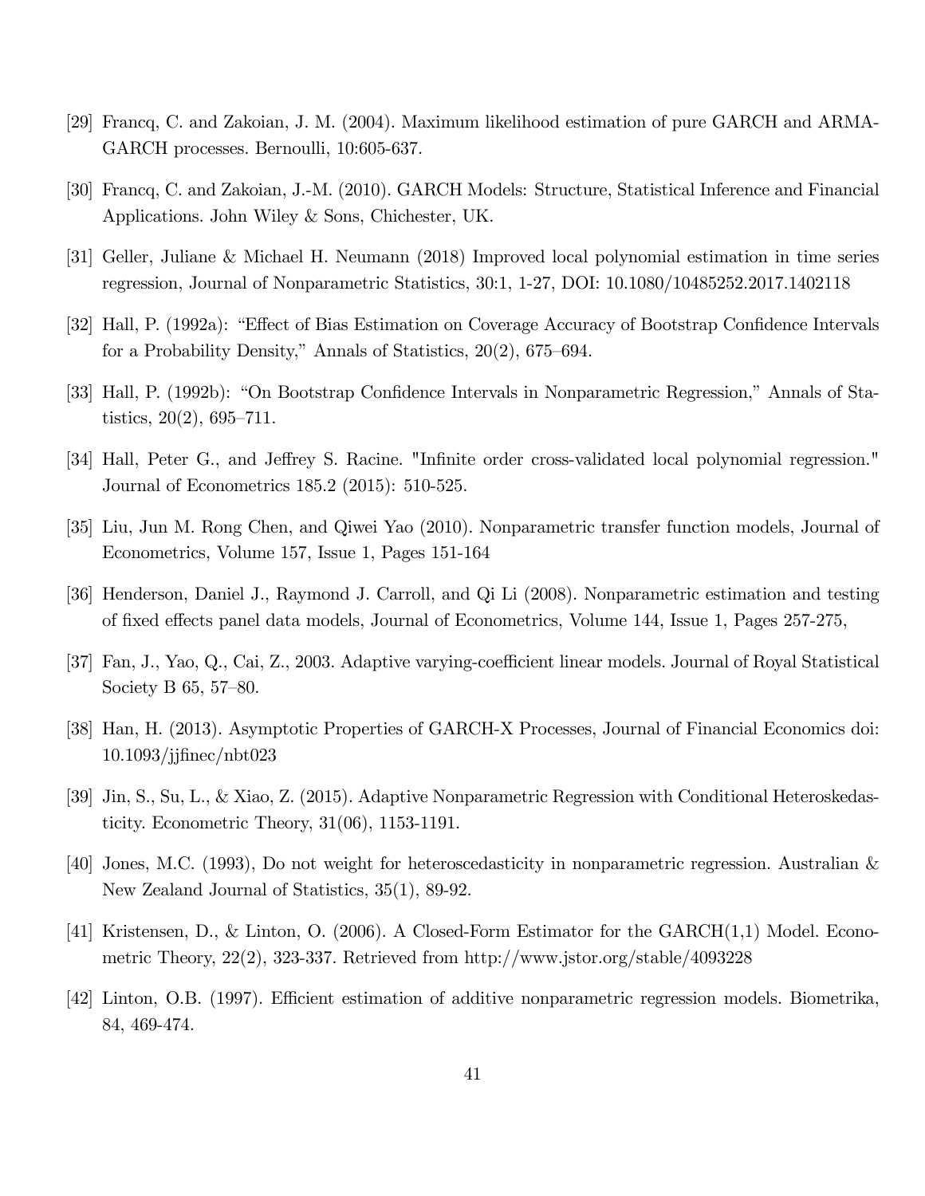[29] Francq, C. and Zakoian, J. M. (2004). Maximum likelihood estimation of pure GARCH and ARMA-GARCH processes. Bernoulli, 10:605-637.

[30] Francq, C. and Zakoian, J.-M. (2010). GARCH Models: Structure, Statistical Inference and Financial Applications. John Wiley & Sons, Chichester, UK.

[31] Geller, Juliane & Michael H. Neumann (2018) Improved local polynomial estimation in time series regression, Journal of Nonparametric Statistics, 30:1, 1-27, DOI: 10.1080/10485252.2017.1402118

[32] Hall, P. (1992a): "Effect of Bias Estimation on Coverage Accuracy of Bootstrap Confidence Intervals for a Probability Density," Annals of Statistics, 20(2), 675–694.

[33] Hall, P. (1992b): "On Bootstrap Confidence Intervals in Nonparametric Regression," Annals of Statistics, 20(2), 695–711.

[34] Hall, Peter G., and Jeffrey S. Racine. "Infinite order cross-validated local polynomial regression." Journal of Econometrics 185.2 (2015): 510-525.

[35] Liu, Jun M. Rong Chen, and Qiwei Yao (2010). Nonparametric transfer function models, Journal of Econometrics, Volume 157, Issue 1, Pages 151-164

[36] Henderson, Daniel J., Raymond J. Carroll, and Qi Li (2008). Nonparametric estimation and testing of fixed effects panel data models, Journal of Econometrics, Volume 144, Issue 1, Pages 257-275,

[37] Fan, J., Yao, Q., Cai, Z., 2003. Adaptive varying-coefficient linear models. Journal of Royal Statistical Society B 65, 57–80.

[38] Han, H. (2013). Asymptotic Properties of GARCH-X Processes, Journal of Financial Economics doi: 10.1093/jjfinec/nbt023

[39] Jin, S., Su, L., & Xiao, Z. (2015). Adaptive Nonparametric Regression with Conditional Heteroskedasticity. Econometric Theory, 31(06), 1153-1191.

[40] Jones, M.C. (1993), Do not weight for heteroscedasticity in nonparametric regression. Australian & New Zealand Journal of Statistics, 35(1), 89-92.

[41] Kristensen, D., & Linton, O. (2006). A Closed-Form Estimator for the GARCH(1,1) Model. Econometric Theory, 22(2), 323-337. Retrieved from http://www.jstor.org/stable/4093228

[42] Linton, O.B. (1997). Efficient estimation of additive nonparametric regression models. Biometrika, 84, 469-474.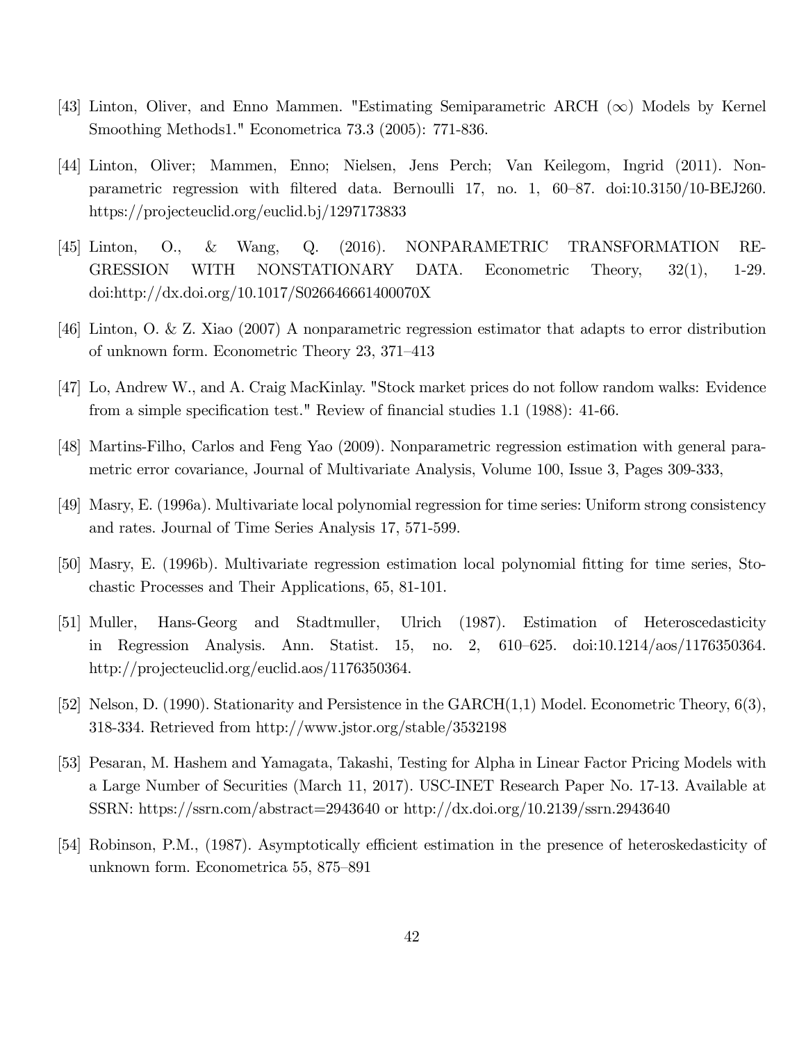[43] Linton, Oliver, and Enno Mammen. "Estimating Semiparametric ARCH ($\infty$) Models by Kernel Smoothing Methods1." Econometrica 73.3 (2005): 771-836.

[44] Linton, Oliver; Mammen, Enno; Nielsen, Jens Perch; Van Keilegom, Ingrid (2011). Nonparametric regression with filtered data. Bernoulli 17, no. 1, 60–87. doi:10.3150/10-BEJ260. https://projecteuclid.org/euclid.bj/1297173833

[45] Linton, O., & Wang, Q. (2016). NONPARAMETRIC TRANSFORMATION REGRESSION WITH NONSTATIONARY DATA. Econometric Theory, 32(1), 1-29. doi:http://dx.doi.org/10.1017/S026646661400070X

[46] Linton, O. & Z. Xiao (2007) A nonparametric regression estimator that adapts to error distribution of unknown form. Econometric Theory 23, 371–413

[47] Lo, Andrew W., and A. Craig MacKinlay. "Stock market prices do not follow random walks: Evidence from a simple specification test." Review of financial studies 1.1 (1988): 41-66.

[48] Martins-Filho, Carlos and Feng Yao (2009). Nonparametric regression estimation with general parametric error covariance, Journal of Multivariate Analysis, Volume 100, Issue 3, Pages 309-333,

[49] Masry, E. (1996a). Multivariate local polynomial regression for time series: Uniform strong consistency and rates. Journal of Time Series Analysis 17, 571-599.

[50] Masry, E. (1996b). Multivariate regression estimation local polynomial fitting for time series, Stochastic Processes and Their Applications, 65, 81-101.

[51] Muller, Hans-Georg and Stadtmuller, Ulrich (1987). Estimation of Heteroscedasticity in Regression Analysis. Ann. Statist. 15, no. 2, 610–625. doi:10.1214/aos/1176350364. http://projecteuclid.org/euclid.aos/1176350364.

[52] Nelson, D. (1990). Stationarity and Persistence in the GARCH(1,1) Model. Econometric Theory, 6(3), 318-334. Retrieved from http://www.jstor.org/stable/3532198

[53] Pesaran, M. Hashem and Yamagata, Takashi, Testing for Alpha in Linear Factor Pricing Models with a Large Number of Securities (March 11, 2017). USC-INET Research Paper No. 17-13. Available at SSRN: https://ssrn.com/abstract=2943640 or http://dx.doi.org/10.2139/ssrn.2943640

[54] Robinson, P.M., (1987). Asymptotically efficient estimation in the presence of heteroskedasticity of unknown form. Econometrica 55, 875–891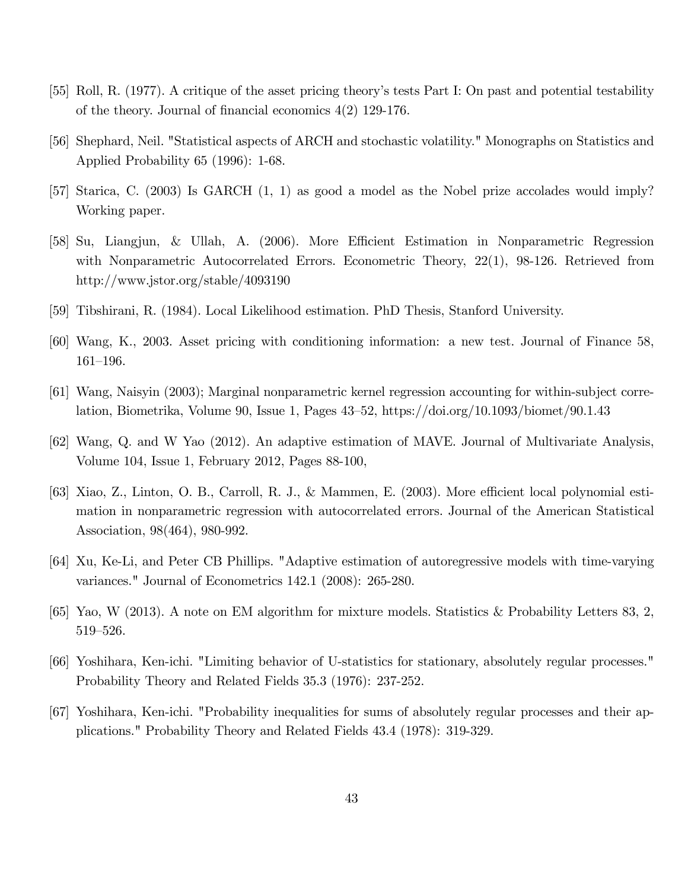[55] Roll, R. (1977). A critique of the asset pricing theory's tests Part I: On past and potential testability of the theory. Journal of financial economics 4(2) 129-176.

[56] Shephard, Neil. "Statistical aspects of ARCH and stochastic volatility." Monographs on Statistics and Applied Probability 65 (1996): 1-68.

[57] Starica, C. (2003) Is GARCH (1, 1) as good a model as the Nobel prize accolades would imply? Working paper.

[58] Su, Liangjun, & Ullah, A. (2006). More Efficient Estimation in Nonparametric Regression with Nonparametric Autocorrelated Errors. Econometric Theory, 22(1), 98-126. Retrieved from http://www.jstor.org/stable/4093190

[59] Tibshirani, R. (1984). Local Likelihood estimation. PhD Thesis, Stanford University.

[60] Wang, K., 2003. Asset pricing with conditioning information: a new test. Journal of Finance 58, 161–196.

[61] Wang, Naisyin (2003); Marginal nonparametric kernel regression accounting for within-subject correlation, Biometrika, Volume 90, Issue 1, Pages 43–52, https://doi.org/10.1093/biomet/90.1.43

[62] Wang, Q. and W Yao (2012). An adaptive estimation of MAVE. Journal of Multivariate Analysis, Volume 104, Issue 1, February 2012, Pages 88-100,

[63] Xiao, Z., Linton, O. B., Carroll, R. J., & Mammen, E. (2003). More efficient local polynomial estimation in nonparametric regression with autocorrelated errors. Journal of the American Statistical Association, 98(464), 980-992.

[64] Xu, Ke-Li, and Peter CB Phillips. "Adaptive estimation of autoregressive models with time-varying variances." Journal of Econometrics 142.1 (2008): 265-280.

[65] Yao, W (2013). A note on EM algorithm for mixture models. Statistics & Probability Letters 83, 2, 519–526.

[66] Yoshihara, Ken-ichi. "Limiting behavior of U-statistics for stationary, absolutely regular processes." Probability Theory and Related Fields 35.3 (1976): 237-252.

[67] Yoshihara, Ken-ichi. "Probability inequalities for sums of absolutely regular processes and their applications." Probability Theory and Related Fields 43.4 (1978): 319-329.